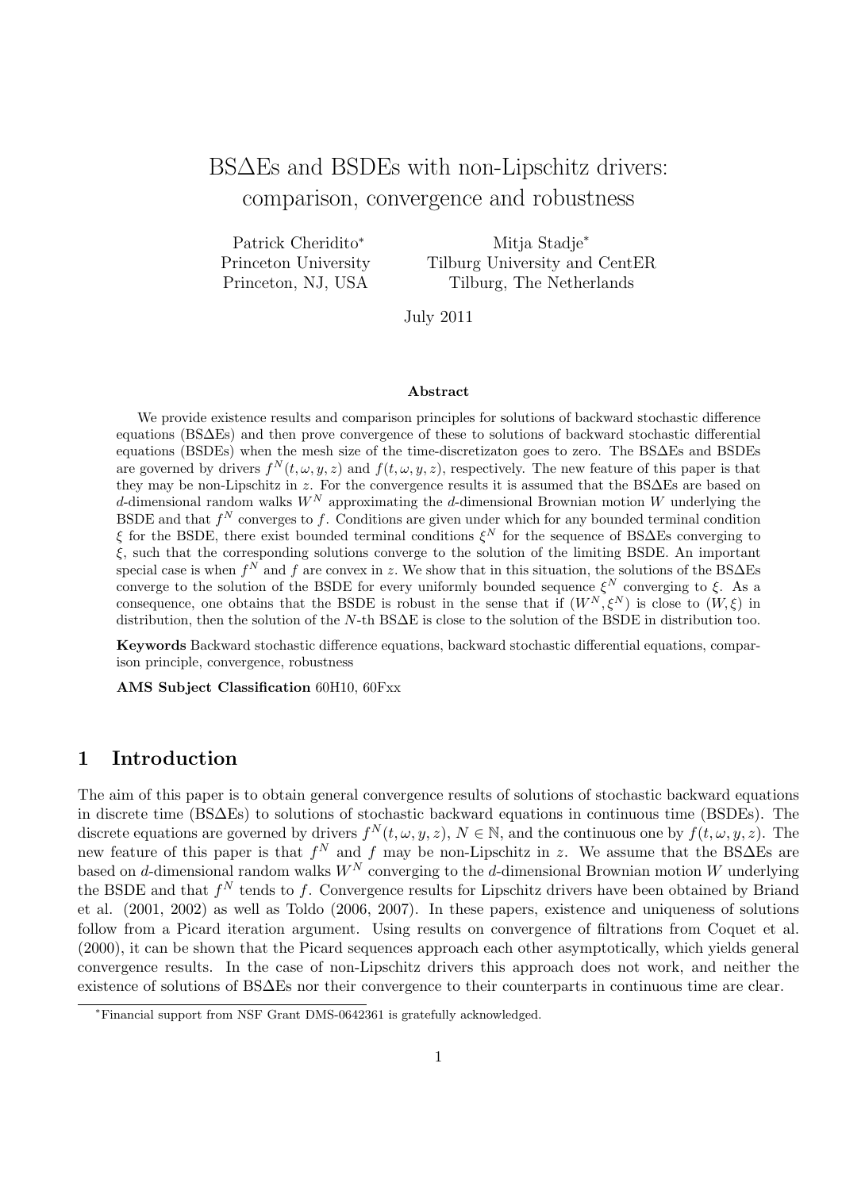# BS∆Es and BSDEs with non-Lipschitz drivers: comparison, convergence and robustness

Patrick Cheridito[*]
Princeton University
Princeton, NJ, USA

Mitja Stadje[*]
Tilburg University and CentER
Tilburg, The Netherlands

July 2011

**Abstract**

We provide existence results and comparison principles for solutions of backward stochastic difference equations (BS∆Es) and then prove convergence of these to solutions of backward stochastic differential equations (BSDEs) when the mesh size of the time-discretizaton goes to zero. The BS∆Es and BSDEs are governed by drivers $f^N(t, \omega, y, z)$ and $f(t, \omega, y, z)$, respectively. The new feature of this paper is that they may be non-Lipschitz in $z$. For the convergence results it is assumed that the BS∆Es are based on $d$-dimensional random walks $W^N$ approximating the $d$-dimensional Brownian motion $W$ underlying the BSDE and that $f^N$ converges to $f$. Conditions are given under which for any bounded terminal condition $\xi$ for the BSDE, there exist bounded terminal conditions $\xi^N$ for the sequence of BS∆Es converging to $\xi$, such that the corresponding solutions converge to the solution of the limiting BSDE. An important special case is when $f^N$ and $f$ are convex in $z$. We show that in this situation, the solutions of the BS∆Es converge to the solution of the BSDE for every uniformly bounded sequence $\xi^N$ converging to $\xi$. As a consequence, one obtains that the BSDE is robust in the sense that if $(W^N, \xi^N)$ is close to $(W, \xi)$ in distribution, then the solution of the $N$-th BS∆E is close to the solution of the BSDE in distribution too.

**Keywords** Backward stochastic difference equations, backward stochastic differential equations, comparison principle, convergence, robustness

**AMS Subject Classification** 60H10, 60Fxx

## 1 Introduction

The aim of this paper is to obtain general convergence results of solutions of stochastic backward equations in discrete time (BS∆Es) to solutions of stochastic backward equations in continuous time (BSDEs). The discrete equations are governed by drivers $f^N(t, \omega, y, z)$, $N \in \mathbb{N}$, and the continuous one by $f(t, \omega, y, z)$. The new feature of this paper is that $f^N$ and $f$ may be non-Lipschitz in $z$. We assume that the BS∆Es are based on $d$-dimensional random walks $W^N$ converging to the $d$-dimensional Brownian motion $W$ underlying the BSDE and that $f^N$ tends to $f$. Convergence results for Lipschitz drivers have been obtained by Briand et al. (2001, 2002) as well as Toldo (2006, 2007). In these papers, existence and uniqueness of solutions follow from a Picard iteration argument. Using results on convergence of filtrations from Coquet et al. (2000), it can be shown that the Picard sequences approach each other asymptotically, which yields general convergence results. In the case of non-Lipschitz drivers this approach does not work, and neither the existence of solutions of BS∆Es nor their convergence to their counterparts in continuous time are clear.

[*]Financial support from NSF Grant DMS-0642361 is gratefully acknowledged.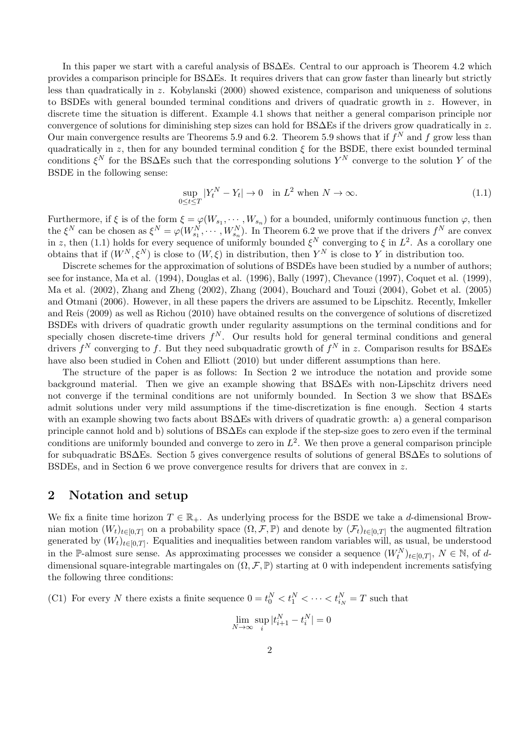In this paper we start with a careful analysis of BS$\Delta$Es. Central to our approach is Theorem 4.2 which provides a comparison principle for BS$\Delta$Es. It requires drivers that can grow faster than linearly but strictly less than quadratically in $z$. Kobylanski (2000) showed existence, comparison and uniqueness of solutions to BSDEs with general bounded terminal conditions and drivers of quadratic growth in $z$. However, in discrete time the situation is different. Example 4.1 shows that neither a general comparison principle nor convergence of solutions for diminishing step sizes can hold for BS$\Delta$Es if the drivers grow quadratically in $z$. Our main convergence results are Theorems 5.9 and 6.2. Theorem 5.9 shows that if $f^N$ and $f$ grow less than quadratically in $z$, then for any bounded terminal condition $\xi$ for the BSDE, there exist bounded terminal conditions $\xi^N$ for the BS$\Delta$Es such that the corresponding solutions $Y^N$ converge to the solution $Y$ of the BSDE in the following sense:

$$\sup_{0 \le t \le T} |Y_t^N - Y_t| \to 0 \quad \text{in } L^2 \text{ when } N \to \infty. \tag{1.1}$$

Furthermore, if $\xi$ is of the form $\xi = \varphi(W_{s_1}, \cdots, W_{s_n})$ for a bounded, uniformly continuous function $\varphi$, then the $\xi^N$ can be chosen as $\xi^N = \varphi(W_{s_1}^N, \cdots, W_{s_n}^N)$. In Theorem 6.2 we prove that if the drivers $f^N$ are convex in $z$, then (1.1) holds for every sequence of uniformly bounded $\xi^N$ converging to $\xi$ in $L^2$. As a corollary one obtains that if $(W^N, \xi^N)$ is close to $(W, \xi)$ in distribution, then $Y^N$ is close to $Y$ in distribution too.

Discrete schemes for the approximation of solutions of BSDEs have been studied by a number of authors; see for instance, Ma et al. (1994), Douglas et al. (1996), Bally (1997), Chevance (1997), Coquet et al. (1999), Ma et al. (2002), Zhang and Zheng (2002), Zhang (2004), Bouchard and Touzi (2004), Gobet et al. (2005) and Otmani (2006). However, in all these papers the drivers are assumed to be Lipschitz. Recently, Imkeller and Reis (2009) as well as Richou (2010) have obtained results on the convergence of solutions of discretized BSDEs with drivers of quadratic growth under regularity assumptions on the terminal conditions and for specially chosen discrete-time drivers $f^N$. Our results hold for general terminal conditions and general drivers $f^N$ converging to $f$. But they need subquadratic growth of $f^N$ in $z$. Comparison results for BS$\Delta$Es have also been studied in Cohen and Elliott (2010) but under different assumptions than here.

The structure of the paper is as follows: In Section 2 we introduce the notation and provide some background material. Then we give an example showing that BS$\Delta$Es with non-Lipschitz drivers need not converge if the terminal conditions are not uniformly bounded. In Section 3 we show that BS$\Delta$Es admit solutions under very mild assumptions if the time-discretization is fine enough. Section 4 starts with an example showing two facts about BS$\Delta$Es with drivers of quadratic growth: a) a general comparison principle cannot hold and b) solutions of BS$\Delta$Es can explode if the step-size goes to zero even if the terminal conditions are uniformly bounded and converge to zero in $L^2$. We then prove a general comparison principle for subquadratic BS$\Delta$Es. Section 5 gives convergence results of solutions of general BS$\Delta$Es to solutions of BSDEs, and in Section 6 we prove convergence results for drivers that are convex in $z$.

## 2 Notation and setup

We fix a finite time horizon $T \in \mathbb{R}_+$. As underlying process for the BSDE we take a $d$-dimensional Brownian motion $(W_t)_{t \in [0,T]}$ on a probability space $(\Omega, \mathcal{F}, \mathbb{P})$ and denote by $(\mathcal{F}_t)_{t \in [0,T]}$ the augmented filtration generated by $(W_t)_{t \in [0,T]}$. Equalities and inequalities between random variables will, as usual, be understood in the $\mathbb{P}$-almost sure sense. As approximating processes we consider a sequence $(W_t^N)_{t \in [0,T]}$, $N \in \mathbb{N}$, of $d$-dimensional square-integrable martingales on $(\Omega, \mathcal{F}, \mathbb{P})$ starting at 0 with independent increments satisfying the following three conditions:

(C1) For every $N$ there exists a finite sequence $0 = t_0^N < t_1^N < \cdots < t_{i_N}^N = T$ such that

$$\lim_{N \to \infty} \sup_i |t_{i+1}^N - t_i^N| = 0$$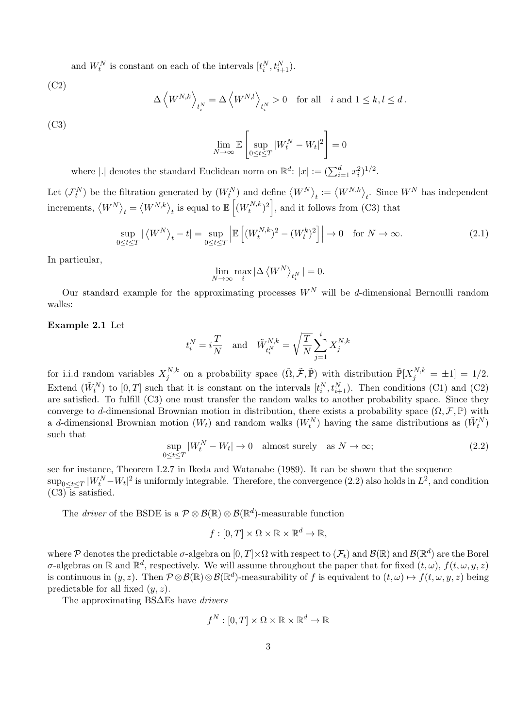and $W_t^N$ is constant on each of the intervals $[t_i^N, t_{i+1}^N)$.

(C2)

$$\Delta \left\langle W^{N,k} \right\rangle_{t_i^N} = \Delta \left\langle W^{N,l} \right\rangle_{t_i^N} > 0 \quad \text{for all} \quad i \text{ and } 1 \leq k, l \leq d\,.$$

(C3)

$$\lim_{N\to\infty} \mathbb{E}\left[\sup_{0\leq t\leq T} |W_t^N - W_t|^2\right] = 0$$

where $|.|$ denotes the standard Euclidean norm on $\mathbb{R}^d$: $|x| := (\sum_{i=1}^d x_i^2)^{1/2}$.

Let $(\mathcal{F}_t^N)$ be the filtration generated by $(W_t^N)$ and define $\left\langle W^N \right\rangle_t := \left\langle W^{N,k} \right\rangle_t$. Since $W^N$ has independent increments, $\left\langle W^N \right\rangle_t = \left\langle W^{N,k} \right\rangle_t$ is equal to $\mathbb{E}\left[(W_t^{N,k})^2\right]$, and it follows from (C3) that

$$\sup_{0\leq t\leq T} |\left\langle W^N \right\rangle_t - t| = \sup_{0\leq t\leq T} \left|\mathbb{E}\left[(W_t^{N,k})^2 - (W_t^k)^2\right]\right| \to 0 \quad \text{for } N\to\infty. \tag{2.1}$$

In particular,

$$\lim_{N\to\infty} \max_i |\Delta \left\langle W^N \right\rangle_{t_i^N}| = 0.$$

Our standard example for the approximating processes $W^N$ will be $d$-dimensional Bernoulli random walks:

**Example 2.1** Let

$$t_i^N = i\frac{T}{N} \quad \text{and} \quad \tilde{W}_{t_i^N}^{N,k} = \sqrt{\frac{T}{N}} \sum_{j=1}^i X_j^{N,k}$$

for i.i.d random variables $X_j^{N,k}$ on a probability space $(\tilde{\Omega}, \tilde{\mathcal{F}}, \tilde{\mathbb{P}})$ with distribution $\tilde{\mathbb{P}}[X_j^{N,k} = \pm 1] = 1/2$. Extend $(\tilde{W}_t^N)$ to $[0,T]$ such that it is constant on the intervals $[t_i^N, t_{i+1}^N)$. Then conditions (C1) and (C2) are satisfied. To fulfill (C3) one must transfer the random walks to another probability space. Since they converge to $d$-dimensional Brownian motion in distribution, there exists a probability space $(\Omega, \mathcal{F}, \mathbb{P})$ with a $d$-dimensional Brownian motion $(W_t)$ and random walks $(W_t^N)$ having the same distributions as $(\tilde{W}_t^N)$ such that

$$\sup_{0\leq t\leq T} |W_t^N - W_t| \to 0 \quad \text{almost surely} \quad \text{as } N\to\infty; \tag{2.2}$$

see for instance, Theorem I.2.7 in Ikeda and Watanabe (1989). It can be shown that the sequence $\sup_{0\leq t\leq T} |W_t^N - W_t|^2$ is uniformly integrable. Therefore, the convergence (2.2) also holds in $L^2$, and condition (C3) is satisfied.

The *driver* of the BSDE is a $\mathcal{P}\otimes\mathcal{B}(\mathbb{R})\otimes\mathcal{B}(\mathbb{R}^d)$-measurable function

$$f : [0,T]\times\Omega\times\mathbb{R}\times\mathbb{R}^d \to \mathbb{R},$$

where $\mathcal{P}$ denotes the predictable $\sigma$-algebra on $[0,T]\times\Omega$ with respect to $(\mathcal{F}_t)$ and $\mathcal{B}(\mathbb{R})$ and $\mathcal{B}(\mathbb{R}^d)$ are the Borel $\sigma$-algebras on $\mathbb{R}$ and $\mathbb{R}^d$, respectively. We will assume throughout the paper that for fixed $(t,\omega)$, $f(t,\omega,y,z)$ is continuous in $(y,z)$. Then $\mathcal{P}\otimes\mathcal{B}(\mathbb{R})\otimes\mathcal{B}(\mathbb{R}^d)$-measurability of $f$ is equivalent to $(t,\omega)\mapsto f(t,\omega,y,z)$ being predictable for all fixed $(y,z)$.

The approximating BS$\Delta$Es have *drivers*

$$f^N : [0,T]\times\Omega\times\mathbb{R}\times\mathbb{R}^d \to \mathbb{R}$$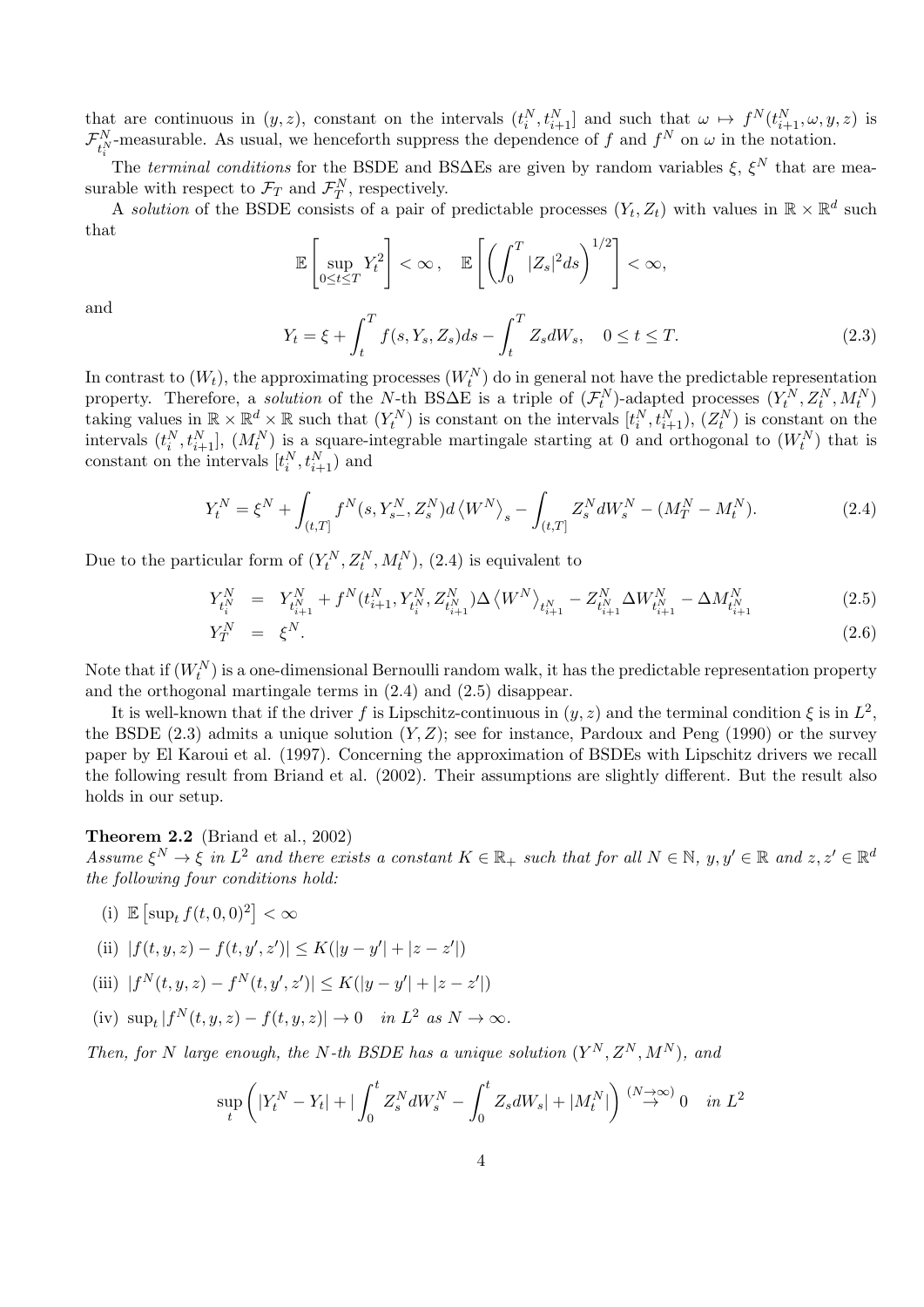that are continuous in $(y, z)$, constant on the intervals $(t_i^N, t_{i+1}^N]$ and such that $\omega \mapsto f^N(t_{i+1}^N, \omega, y, z)$ is $\mathcal{F}_{t_i^N}^N$-measurable. As usual, we henceforth suppress the dependence of $f$ and $f^N$ on $\omega$ in the notation.

The *terminal conditions* for the BSDE and BS$\Delta$Es are given by random variables $\xi$, $\xi^N$ that are measurable with respect to $\mathcal{F}_T$ and $\mathcal{F}_T^N$, respectively.

A *solution* of the BSDE consists of a pair of predictable processes $(Y_t, Z_t)$ with values in $\mathbb{R} \times \mathbb{R}^d$ such that

$$\mathbb{E}\left[\sup_{0 \le t \le T} Y_t^2\right] < \infty, \quad \mathbb{E}\left[\left(\int_0^T |Z_s|^2 ds\right)^{1/2}\right] < \infty,$$

and

$$Y_t = \xi + \int_t^T f(s, Y_s, Z_s) ds - \int_t^T Z_s dW_s, \quad 0 \le t \le T. \tag{2.3}$$

In contrast to $(W_t)$, the approximating processes $(W_t^N)$ do in general not have the predictable representation property. Therefore, a *solution* of the $N$-th BS$\Delta$E is a triple of $(\mathcal{F}_t^N)$-adapted processes $(Y_t^N, Z_t^N, M_t^N)$ taking values in $\mathbb{R} \times \mathbb{R}^d \times \mathbb{R}$ such that $(Y_t^N)$ is constant on the intervals $[t_i^N, t_{i+1}^N)$, $(Z_t^N)$ is constant on the intervals $(t_i^N, t_{i+1}^N]$, $(M_t^N)$ is a square-integrable martingale starting at 0 and orthogonal to $(W_t^N)$ that is constant on the intervals $[t_i^N, t_{i+1}^N)$ and

$$Y_t^N = \xi^N + \int_{(t,T]} f^N(s, Y_{s-}^N, Z_s^N) d\left\langle W^N \right\rangle_s - \int_{(t,T]} Z_s^N dW_s^N - (M_T^N - M_t^N). \tag{2.4}$$

Due to the particular form of $(Y_t^N, Z_t^N, M_t^N)$, (2.4) is equivalent to

$$Y_{t_i^N}^N = Y_{t_{i+1}^N}^N + f^N(t_{i+1}^N, Y_{t_i^N}^N, Z_{t_{i+1}^N}^N) \Delta \left\langle W^N \right\rangle_{t_{i+1}^N} - Z_{t_{i+1}^N}^N \Delta W_{t_{i+1}^N}^N - \Delta M_{t_{i+1}^N}^N \tag{2.5}$$

$$Y_T^N = \xi^N. \tag{2.6}$$

Note that if $(W_t^N)$ is a one-dimensional Bernoulli random walk, it has the predictable representation property and the orthogonal martingale terms in (2.4) and (2.5) disappear.

It is well-known that if the driver $f$ is Lipschitz-continuous in $(y, z)$ and the terminal condition $\xi$ is in $L^2$, the BSDE (2.3) admits a unique solution $(Y, Z)$; see for instance, Pardoux and Peng (1990) or the survey paper by El Karoui et al. (1997). Concerning the approximation of BSDEs with Lipschitz drivers we recall the following result from Briand et al. (2002). Their assumptions are slightly different. But the result also holds in our setup.

**Theorem 2.2** (Briand et al., 2002)
*Assume $\xi^N \to \xi$ in $L^2$ and there exists a constant $K \in \mathbb{R}_+$ such that for all $N \in \mathbb{N}$, $y, y' \in \mathbb{R}$ and $z, z' \in \mathbb{R}^d$ the following four conditions hold:*

(i) $\mathbb{E}\left[\sup_t f(t, 0, 0)^2\right] < \infty$

(ii) $|f(t, y, z) - f(t, y', z')| \le K(|y - y'| + |z - z'|)$

(iii) $|f^N(t, y, z) - f^N(t, y', z')| \le K(|y - y'| + |z - z'|)$

(iv) $\sup_t |f^N(t, y, z) - f(t, y, z)| \to 0$ *in $L^2$ as $N \to \infty$.*

*Then, for $N$ large enough, the $N$-th BSDE has a unique solution $(Y^N, Z^N, M^N)$, and*

$$\sup_t \left( |Y_t^N - Y_t| + \left| \int_0^t Z_s^N dW_s^N - \int_0^t Z_s dW_s \right| + |M_t^N| \right) \overset{(N \to \infty)}{\to} 0 \quad \text{in } L^2$$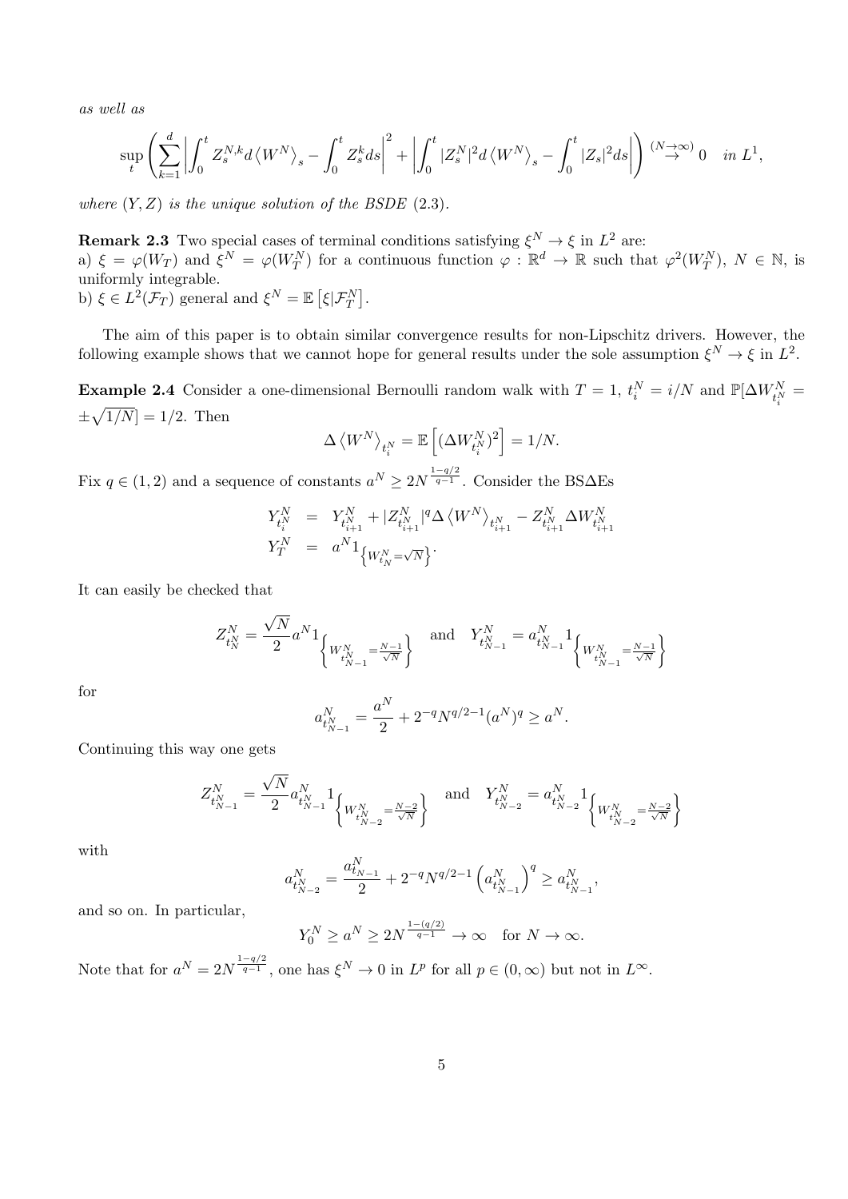*as well as*

$$\sup_t \left( \sum_{k=1}^d \left| \int_0^t Z_s^{N,k} d\left\langle W^N \right\rangle_s - \int_0^t Z_s^k ds \right|^2 + \left| \int_0^t |Z_s^N|^2 d\left\langle W^N \right\rangle_s - \int_0^t |Z_s|^2 ds \right| \right) \overset{(N\to\infty)}{\to} 0 \quad \text{in } L^1,$$

*where $(Y, Z)$ is the unique solution of the BSDE (2.3).*

**Remark 2.3** Two special cases of terminal conditions satisfying $\xi^N \to \xi$ in $L^2$ are:
a) $\xi = \varphi(W_T)$ and $\xi^N = \varphi(W_T^N)$ for a continuous function $\varphi : \mathbb{R}^d \to \mathbb{R}$ such that $\varphi^2(W_T^N)$, $N \in \mathbb{N}$, is uniformly integrable.
b) $\xi \in L^2(\mathcal{F}_T)$ general and $\xi^N = \mathbb{E}\left[\xi|\mathcal{F}_T^N\right]$.

The aim of this paper is to obtain similar convergence results for non-Lipschitz drivers. However, the following example shows that we cannot hope for general results under the sole assumption $\xi^N \to \xi$ in $L^2$.

**Example 2.4** Consider a one-dimensional Bernoulli random walk with $T = 1$, $t_i^N = i/N$ and $\mathbb{P}[\Delta W_{t_i^N}^N = \pm\sqrt{1/N}] = 1/2$. Then

$$\Delta \left\langle W^N \right\rangle_{t_i^N} = \mathbb{E}\left[(\Delta W_{t_i^N}^N)^2\right] = 1/N.$$

Fix $q \in (1, 2)$ and a sequence of constants $a^N \geq 2N^{\frac{1-q/2}{q-1}}$. Consider the BS$\Delta$Es

$$\begin{aligned} Y_{t_i^N}^N &= Y_{t_{i+1}^N}^N + |Z_{t_{i+1}^N}^N|^q \Delta \left\langle W^N \right\rangle_{t_{i+1}^N} - Z_{t_{i+1}^N}^N \Delta W_{t_{i+1}^N}^N \\ Y_T^N &= a^N 1_{\left\{W_{t_N}^N = \sqrt{N}\right\}}. \end{aligned}$$

It can easily be checked that

$$Z_{t_N^N}^N = \frac{\sqrt{N}}{2} a^N 1_{\left\{W_{t_{N-1}^N}^N = \frac{N-1}{\sqrt{N}}\right\}} \quad \text{and} \quad Y_{t_{N-1}^N}^N = a_{t_{N-1}^N}^N 1_{\left\{W_{t_{N-1}^N}^N = \frac{N-1}{\sqrt{N}}\right\}}$$

for

$$a_{t_{N-1}^N}^N = \frac{a^N}{2} + 2^{-q} N^{q/2-1} (a^N)^q \geq a^N.$$

Continuing this way one gets

$$Z_{t_{N-1}^N}^N = \frac{\sqrt{N}}{2} a_{t_{N-1}^N}^N 1_{\left\{W_{t_{N-2}^N}^N = \frac{N-2}{\sqrt{N}}\right\}} \quad \text{and} \quad Y_{t_{N-2}^N}^N = a_{t_{N-2}^N}^N 1_{\left\{W_{t_{N-2}^N}^N = \frac{N-2}{\sqrt{N}}\right\}}$$

with

$$a_{t_{N-2}^N}^N = \frac{a_{t_{N-1}}^N}{2} + 2^{-q} N^{q/2-1} \left(a_{t_{N-1}^N}^N\right)^q \geq a_{t_{N-1}^N}^N,$$

and so on. In particular,

$$Y_0^N \geq a^N \geq 2N^{\frac{1-(q/2)}{q-1}} \to \infty \quad \text{for } N \to \infty.$$

Note that for $a^N = 2N^{\frac{1-q/2}{q-1}}$, one has $\xi^N \to 0$ in $L^p$ for all $p \in (0, \infty)$ but not in $L^\infty$.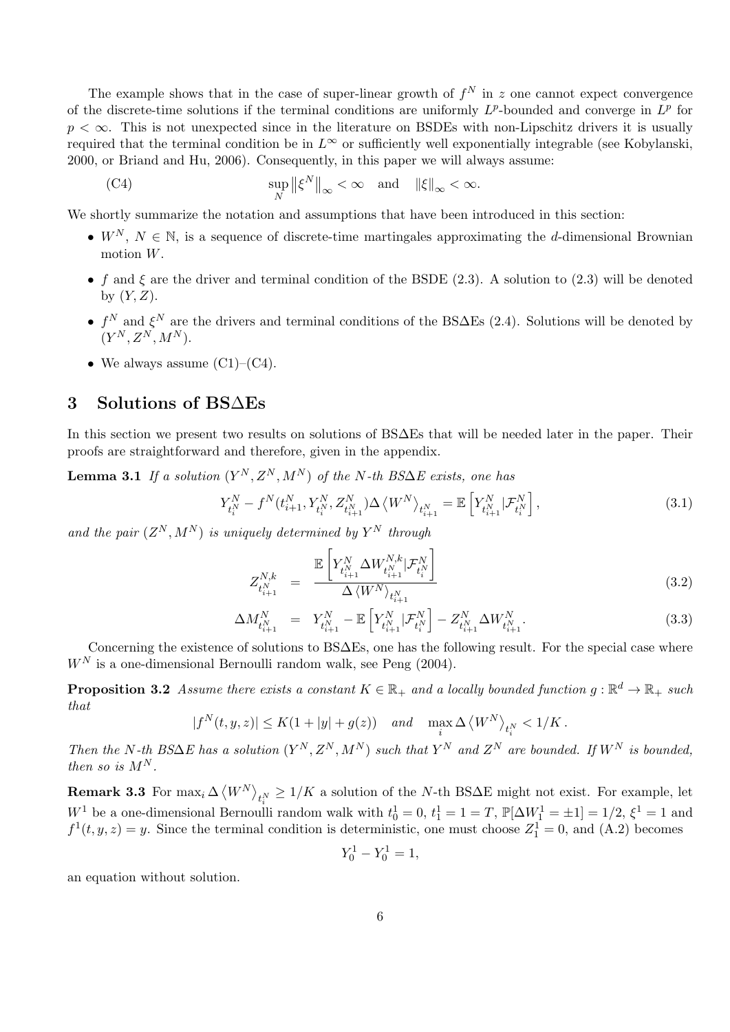The example shows that in the case of super-linear growth of $f^N$ in $z$ one cannot expect convergence of the discrete-time solutions if the terminal conditions are uniformly $L^p$-bounded and converge in $L^p$ for $p < \infty$. This is not unexpected since in the literature on BSDEs with non-Lipschitz drivers it is usually required that the terminal condition be in $L^\infty$ or sufficiently well exponentially integrable (see Kobylanski, 2000, or Briand and Hu, 2006). Consequently, in this paper we will always assume:

$$\text{(C4)} \qquad \sup_N \left\| \xi^N \right\|_\infty < \infty \quad \text{and} \quad \left\| \xi \right\|_\infty < \infty.$$

We shortly summarize the notation and assumptions that have been introduced in this section:

- $W^N$, $N \in \mathbb{N}$, is a sequence of discrete-time martingales approximating the $d$-dimensional Brownian motion $W$.
- $f$ and $\xi$ are the driver and terminal condition of the BSDE (2.3). A solution to (2.3) will be denoted by $(Y, Z)$.
- $f^N$ and $\xi^N$ are the drivers and terminal conditions of the BS$\Delta$Es (2.4). Solutions will be denoted by $(Y^N, Z^N, M^N)$.
- We always assume (C1)–(C4).

## 3 Solutions of BS$\Delta$Es

In this section we present two results on solutions of BS$\Delta$Es that will be needed later in the paper. Their proofs are straightforward and therefore, given in the appendix.

**Lemma 3.1** *If a solution $(Y^N, Z^N, M^N)$ of the $N$-th BS$\Delta$E exists, one has*

$$Y^N_{t^N_i} - f^N(t^N_{i+1}, Y^N_{t^N_i}, Z^N_{t^N_{i+1}}) \Delta \left\langle W^N \right\rangle_{t^N_{i+1}} = \mathbb{E}\left[ Y^N_{t^N_{i+1}} | \mathcal{F}^N_{t^N_i} \right], \tag{3.1}$$

*and the pair $(Z^N, M^N)$ is uniquely determined by $Y^N$ through*

$$Z^{N,k}_{t^N_{i+1}} = \frac{\mathbb{E}\left[ Y^N_{t^N_{i+1}} \Delta W^{N,k}_{t^N_{i+1}} | \mathcal{F}^N_{t^N_i} \right]}{\Delta \left\langle W^N \right\rangle_{t^N_{i+1}}} \tag{3.2}$$

$$\Delta M^N_{t^N_{i+1}} = Y^N_{t^N_{i+1}} - \mathbb{E}\left[ Y^N_{t^N_{i+1}} | \mathcal{F}^N_{t^N_i} \right] - Z^N_{t^N_{i+1}} \Delta W^N_{t^N_{i+1}}. \tag{3.3}$$

Concerning the existence of solutions to BS$\Delta$Es, one has the following result. For the special case where $W^N$ is a one-dimensional Bernoulli random walk, see Peng (2004).

**Proposition 3.2** *Assume there exists a constant $K \in \mathbb{R}_+$ and a locally bounded function $g : \mathbb{R}^d \to \mathbb{R}_+$ such that*

$$|f^N(t, y, z)| \le K(1 + |y| + g(z)) \quad \text{and} \quad \max_i \Delta \left\langle W^N \right\rangle_{t^N_i} < 1/K.$$

*Then the $N$-th BS$\Delta$E has a solution $(Y^N, Z^N, M^N)$ such that $Y^N$ and $Z^N$ are bounded. If $W^N$ is bounded, then so is $M^N$.*

**Remark 3.3** For $\max_i \Delta \left\langle W^N \right\rangle_{t^N_i} \ge 1/K$ a solution of the $N$-th BS$\Delta$E might not exist. For example, let $W^1$ be a one-dimensional Bernoulli random walk with $t^1_0 = 0$, $t^1_1 = 1 = T$, $\mathbb{P}[\Delta W^1_1 = \pm 1] = 1/2$, $\xi^1 = 1$ and $f^1(t, y, z) = y$. Since the terminal condition is deterministic, one must choose $Z^1_1 = 0$, and (A.2) becomes

$$Y^1_0 - Y^1_0 = 1,$$

an equation without solution.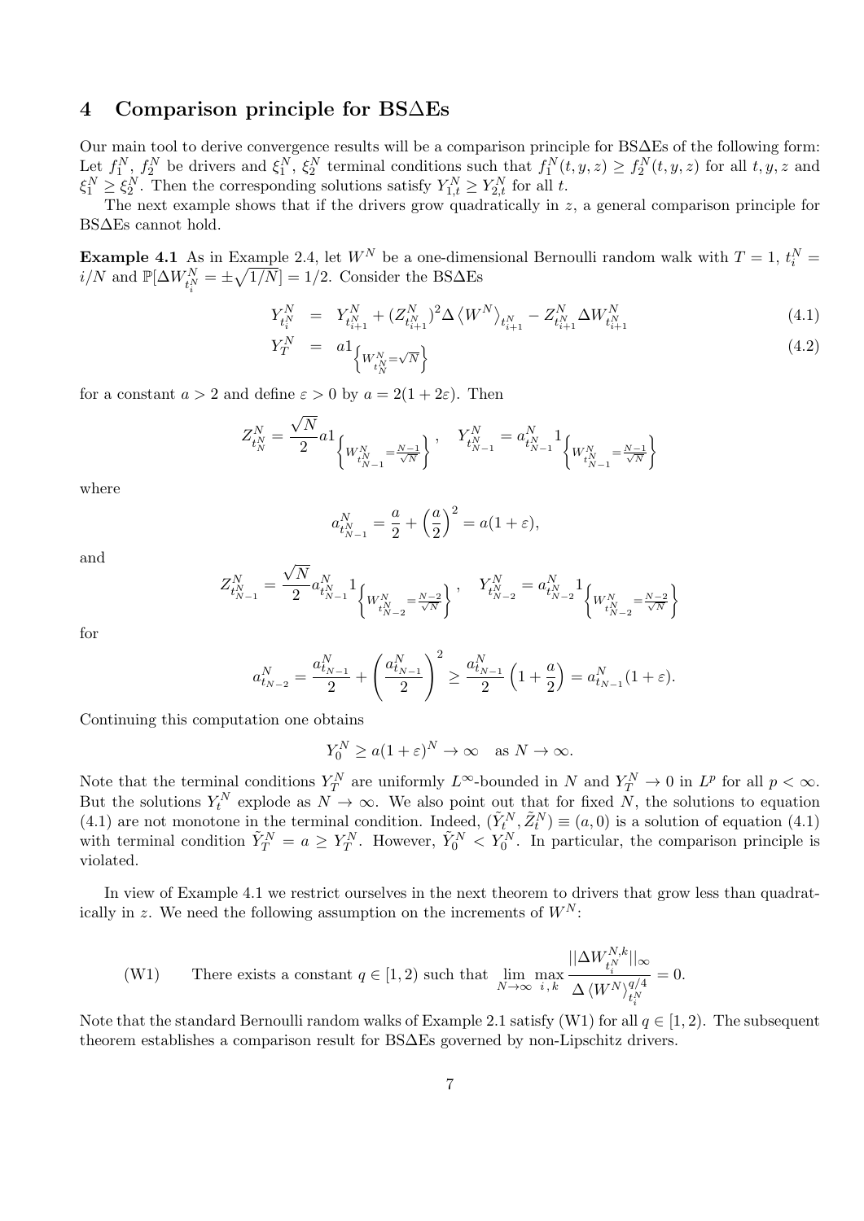# 4 Comparison principle for BS∆Es

Our main tool to derive convergence results will be a comparison principle for BS∆Es of the following form: Let $f_1^N$, $f_2^N$ be drivers and $\xi_1^N$, $\xi_2^N$ terminal conditions such that $f_1^N(t,y,z) \geq f_2^N(t,y,z)$ for all $t, y, z$ and $\xi_1^N \geq \xi_2^N$. Then the corresponding solutions satisfy $Y_{1,t}^N \geq Y_{2,t}^N$ for all $t$.

The next example shows that if the drivers grow quadratically in $z$, a general comparison principle for BS∆Es cannot hold.

**Example 4.1** As in Example 2.4, let $W^N$ be a one-dimensional Bernoulli random walk with $T = 1$, $t_i^N = i/N$ and $\mathbb{P}[\Delta W_{t_i^N}^N = \pm\sqrt{1/N}] = 1/2$. Consider the BS∆Es

$$Y_{t_i^N}^N = Y_{t_{i+1}^N}^N + (Z_{t_{i+1}^N}^N)^2 \Delta \langle W^N \rangle_{t_{i+1}^N} - Z_{t_{i+1}^N}^N \Delta W_{t_{i+1}^N}^N \tag{4.1}$$

$$Y_T^N = a 1_{\left\{W_{t_N^N}^N = \sqrt{N}\right\}} \tag{4.2}$$

for a constant $a > 2$ and define $\varepsilon > 0$ by $a = 2(1 + 2\varepsilon)$. Then

$$Z_{t_N^N}^N = \frac{\sqrt{N}}{2} a 1_{\left\{W_{t_{N-1}^N}^N = \frac{N-1}{\sqrt{N}}\right\}}, \quad Y_{t_{N-1}^N}^N = a_{t_{N-1}^N}^N 1_{\left\{W_{t_{N-1}^N}^N = \frac{N-1}{\sqrt{N}}\right\}}$$

where

$$a_{t_{N-1}^N}^N = \frac{a}{2} + \left(\frac{a}{2}\right)^2 = a(1+\varepsilon),$$

and

$$Z_{t_{N-1}^N}^N = \frac{\sqrt{N}}{2} a_{t_{N-1}^N}^N 1_{\left\{W_{t_{N-2}^N}^N = \frac{N-2}{\sqrt{N}}\right\}}, \quad Y_{t_{N-2}^N}^N = a_{t_{N-2}^N}^N 1_{\left\{W_{t_{N-2}^N}^N = \frac{N-2}{\sqrt{N}}\right\}}$$

for

$$a_{t_{N-2}}^N = \frac{a_{t_{N-1}}^N}{2} + \left(\frac{a_{t_{N-1}}^N}{2}\right)^2 \geq \frac{a_{t_{N-1}}^N}{2}\left(1 + \frac{a}{2}\right) = a_{t_{N-1}}^N(1+\varepsilon).$$

Continuing this computation one obtains

$$Y_0^N \geq a(1+\varepsilon)^N \to \infty \quad \text{as } N \to \infty.$$

Note that the terminal conditions $Y_T^N$ are uniformly $L^\infty$-bounded in $N$ and $Y_T^N \to 0$ in $L^p$ for all $p < \infty$. But the solutions $Y_t^N$ explode as $N \to \infty$. We also point out that for fixed $N$, the solutions to equation (4.1) are not monotone in the terminal condition. Indeed, $(\tilde{Y}_t^N, \tilde{Z}_t^N) \equiv (a, 0)$ is a solution of equation (4.1) with terminal condition $\tilde{Y}_T^N = a \geq Y_T^N$. However, $\tilde{Y}_0^N < Y_0^N$. In particular, the comparison principle is violated.

In view of Example 4.1 we restrict ourselves in the next theorem to drivers that grow less than quadratically in $z$. We need the following assumption on the increments of $W^N$:

(W1) There exists a constant $q \in [1,2)$ such that $\displaystyle\lim_{N\to\infty} \max_{i,k} \frac{||\Delta W_{t_i^N}^{N,k}||_\infty}{\Delta \langle W^N \rangle_{t_i^N}^{q/4}} = 0.$

Note that the standard Bernoulli random walks of Example 2.1 satisfy (W1) for all $q \in [1,2)$. The subsequent theorem establishes a comparison result for BS∆Es governed by non-Lipschitz drivers.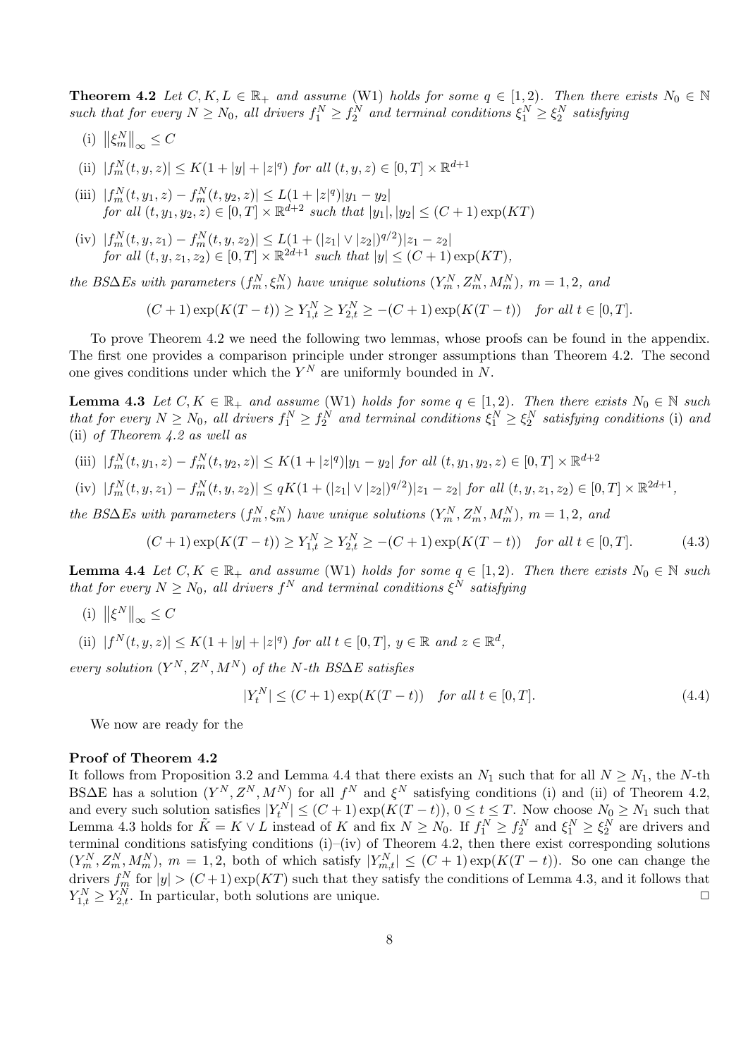**Theorem 4.2** *Let $C, K, L \in \mathbb{R}_+$ and assume* (W1) *holds for some $q \in [1,2)$. Then there exists $N_0 \in \mathbb{N}$ such that for every $N \geq N_0$, all drivers $f_1^N \geq f_2^N$ and terminal conditions $\xi_1^N \geq \xi_2^N$ satisfying*

(i) $\left\|\xi_m^N\right\|_\infty \leq C$

(ii) $|f_m^N(t,y,z)| \leq K(1+|y|+|z|^q)$ *for all* $(t,y,z) \in [0,T] \times \mathbb{R}^{d+1}$

(iii) $|f_m^N(t,y_1,z) - f_m^N(t,y_2,z)| \leq L(1+|z|^q)|y_1 - y_2|$
*for all* $(t,y_1,y_2,z) \in [0,T] \times \mathbb{R}^{d+2}$ *such that* $|y_1|, |y_2| \leq (C+1)\exp(KT)$

(iv) $|f_m^N(t,y,z_1) - f_m^N(t,y,z_2)| \leq L(1+(|z_1| \vee |z_2|)^{q/2})|z_1 - z_2|$
*for all* $(t,y,z_1,z_2) \in [0,T] \times \mathbb{R}^{2d+1}$ *such that* $|y| \leq (C+1)\exp(KT)$,

*the BS$\Delta$Es with parameters $(f_m^N, \xi_m^N)$ have unique solutions $(Y_m^N, Z_m^N, M_m^N)$, $m = 1,2$, and*

$$(C+1)\exp(K(T-t)) \geq Y_{1,t}^N \geq Y_{2,t}^N \geq -(C+1)\exp(K(T-t)) \quad \text{for all } t \in [0,T].$$

To prove Theorem 4.2 we need the following two lemmas, whose proofs can be found in the appendix. The first one provides a comparison principle under stronger assumptions than Theorem 4.2. The second one gives conditions under which the $Y^N$ are uniformly bounded in $N$.

**Lemma 4.3** *Let $C, K \in \mathbb{R}_+$ and assume* (W1) *holds for some $q \in [1,2)$. Then there exists $N_0 \in \mathbb{N}$ such that for every $N \geq N_0$, all drivers $f_1^N \geq f_2^N$ and terminal conditions $\xi_1^N \geq \xi_2^N$ satisfying conditions* (i) *and* (ii) *of Theorem 4.2 as well as*

(iii) $|f_m^N(t,y_1,z) - f_m^N(t,y_2,z)| \leq K(1+|z|^q)|y_1 - y_2|$ *for all* $(t,y_1,y_2,z) \in [0,T] \times \mathbb{R}^{d+2}$

(iv) $|f_m^N(t,y,z_1) - f_m^N(t,y,z_2)| \leq qK(1+(|z_1| \vee |z_2|)^{q/2})|z_1 - z_2|$ *for all* $(t,y,z_1,z_2) \in [0,T] \times \mathbb{R}^{2d+1}$,

*the BS$\Delta$Es with parameters $(f_m^N, \xi_m^N)$ have unique solutions $(Y_m^N, Z_m^N, M_m^N)$, $m = 1,2$, and*

$$(C+1)\exp(K(T-t)) \geq Y_{1,t}^N \geq Y_{2,t}^N \geq -(C+1)\exp(K(T-t)) \quad \text{for all } t \in [0,T]. \tag{4.3}$$

**Lemma 4.4** *Let $C, K \in \mathbb{R}_+$ and assume* (W1) *holds for some $q \in [1,2)$. Then there exists $N_0 \in \mathbb{N}$ such that for every $N \geq N_0$, all drivers $f^N$ and terminal conditions $\xi^N$ satisfying*

(i) $\left\|\xi^N\right\|_\infty \leq C$

(ii) $|f^N(t,y,z)| \leq K(1+|y|+|z|^q)$ *for all* $t \in [0,T]$, $y \in \mathbb{R}$ *and* $z \in \mathbb{R}^d$,

*every solution $(Y^N, Z^N, M^N)$ of the $N$-th BS$\Delta$E satisfies*

$$|Y_t^N| \leq (C+1)\exp(K(T-t)) \quad \text{for all } t \in [0,T]. \tag{4.4}$$

We now are ready for the

**Proof of Theorem 4.2**
It follows from Proposition 3.2 and Lemma 4.4 that there exists an $N_1$ such that for all $N \geq N_1$, the $N$-th BS$\Delta$E has a solution $(Y^N, Z^N, M^N)$ for all $f^N$ and $\xi^N$ satisfying conditions (i) and (ii) of Theorem 4.2, and every such solution satisfies $|Y_t^N| \leq (C+1)\exp(K(T-t))$, $0 \leq t \leq T$. Now choose $N_0 \geq N_1$ such that Lemma 4.3 holds for $\tilde{K} = K \vee L$ instead of $K$ and fix $N \geq N_0$. If $f_1^N \geq f_2^N$ and $\xi_1^N \geq \xi_2^N$ are drivers and terminal conditions satisfying conditions (i)–(iv) of Theorem 4.2, then there exist corresponding solutions $(Y_m^N, Z_m^N, M_m^N)$, $m = 1,2$, both of which satisfy $|Y_{m,t}^N| \leq (C+1)\exp(K(T-t))$. So one can change the drivers $f_m^N$ for $|y| > (C+1)\exp(KT)$ such that they satisfy the conditions of Lemma 4.3, and it follows that $Y_{1,t}^N \geq Y_{2,t}^N$. In particular, both solutions are unique. $\square$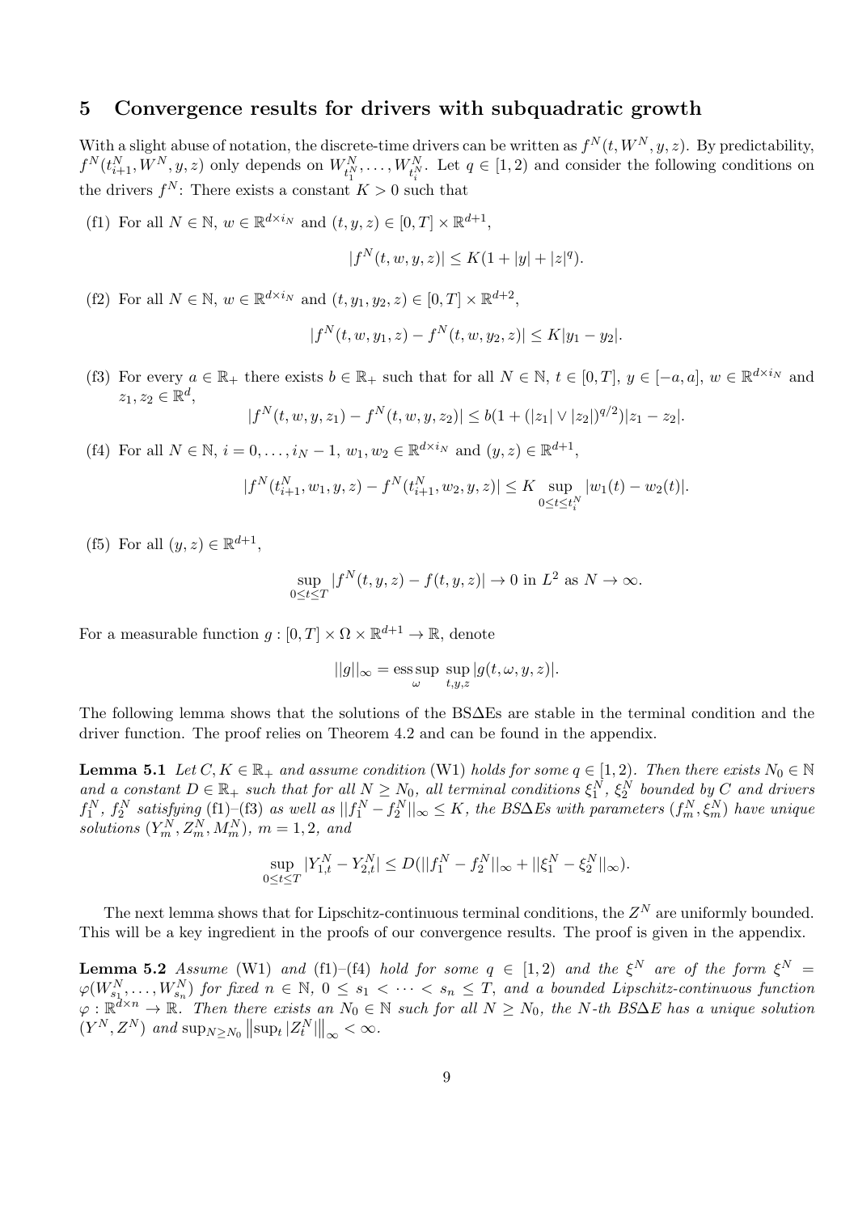## 5 Convergence results for drivers with subquadratic growth

With a slight abuse of notation, the discrete-time drivers can be written as $f^N(t, W^N, y, z)$. By predictability, $f^N(t^N_{i+1}, W^N, y, z)$ only depends on $W^N_{t^N_1}, \dots, W^N_{t^N_i}$. Let $q \in [1, 2)$ and consider the following conditions on the drivers $f^N$: There exists a constant $K > 0$ such that

(f1) For all $N \in \mathbb{N}$, $w \in \mathbb{R}^{d \times i_N}$ and $(t, y, z) \in [0, T] \times \mathbb{R}^{d+1}$,

$$|f^N(t, w, y, z)| \leq K(1 + |y| + |z|^q).$$

(f2) For all $N \in \mathbb{N}$, $w \in \mathbb{R}^{d \times i_N}$ and $(t, y_1, y_2, z) \in [0, T] \times \mathbb{R}^{d+2}$,

$$|f^N(t, w, y_1, z) - f^N(t, w, y_2, z)| \leq K|y_1 - y_2|.$$

(f3) For every $a \in \mathbb{R}_+$ there exists $b \in \mathbb{R}_+$ such that for all $N \in \mathbb{N}$, $t \in [0, T]$, $y \in [-a, a]$, $w \in \mathbb{R}^{d \times i_N}$ and $z_1, z_2 \in \mathbb{R}^d$,

$$|f^N(t, w, y, z_1) - f^N(t, w, y, z_2)| \leq b(1 + (|z_1| \vee |z_2|)^{q/2})|z_1 - z_2|.$$

(f4) For all $N \in \mathbb{N}$, $i = 0, \dots, i_N - 1$, $w_1, w_2 \in \mathbb{R}^{d \times i_N}$ and $(y, z) \in \mathbb{R}^{d+1}$,

$$|f^N(t^N_{i+1}, w_1, y, z) - f^N(t^N_{i+1}, w_2, y, z)| \leq K \sup_{0 \leq t \leq t^N_i} |w_1(t) - w_2(t)|.$$

(f5) For all $(y, z) \in \mathbb{R}^{d+1}$,

$$\sup_{0 \leq t \leq T} |f^N(t, y, z) - f(t, y, z)| \to 0 \text{ in } L^2 \text{ as } N \to \infty.$$

For a measurable function $g : [0, T] \times \Omega \times \mathbb{R}^{d+1} \to \mathbb{R}$, denote

$$||g||_\infty = \operatorname*{ess\,sup}_{\omega} \sup_{t,y,z} |g(t, \omega, y, z)|.$$

The following lemma shows that the solutions of the BS∆Es are stable in the terminal condition and the driver function. The proof relies on Theorem 4.2 and can be found in the appendix.

**Lemma 5.1** *Let $C, K \in \mathbb{R}_+$ and assume condition* (W1) *holds for some $q \in [1, 2)$. Then there exists $N_0 \in \mathbb{N}$ and a constant $D \in \mathbb{R}_+$ such that for all $N \geq N_0$, all terminal conditions $\xi^N_1$, $\xi^N_2$ bounded by $C$ and drivers $f^N_1$, $f^N_2$ satisfying* (f1)–(f3) *as well as $||f^N_1 - f^N_2||_\infty \leq K$, the BS∆Es with parameters $(f^N_m, \xi^N_m)$ have unique solutions $(Y^N_m, Z^N_m, M^N_m)$, $m = 1, 2$, and*

$$\sup_{0 \leq t \leq T} |Y^N_{1,t} - Y^N_{2,t}| \leq D(||f^N_1 - f^N_2||_\infty + ||\xi^N_1 - \xi^N_2||_\infty).$$

The next lemma shows that for Lipschitz-continuous terminal conditions, the $Z^N$ are uniformly bounded. This will be a key ingredient in the proofs of our convergence results. The proof is given in the appendix.

**Lemma 5.2** *Assume* (W1) *and* (f1)–(f4) *hold for some $q \in [1, 2)$ and the $\xi^N$ are of the form $\xi^N = \varphi(W^N_{s_1}, \dots, W^N_{s_n})$ for fixed $n \in \mathbb{N}$, $0 \leq s_1 < \cdots < s_n \leq T$, and a bounded Lipschitz-continuous function $\varphi : \mathbb{R}^{d \times n} \to \mathbb{R}$. Then there exists an $N_0 \in \mathbb{N}$ such for all $N \geq N_0$, the $N$-th BS∆E has a unique solution $(Y^N, Z^N)$ and $\sup_{N \geq N_0} \left\| \sup_t |Z^N_t| \right\|_\infty < \infty$.*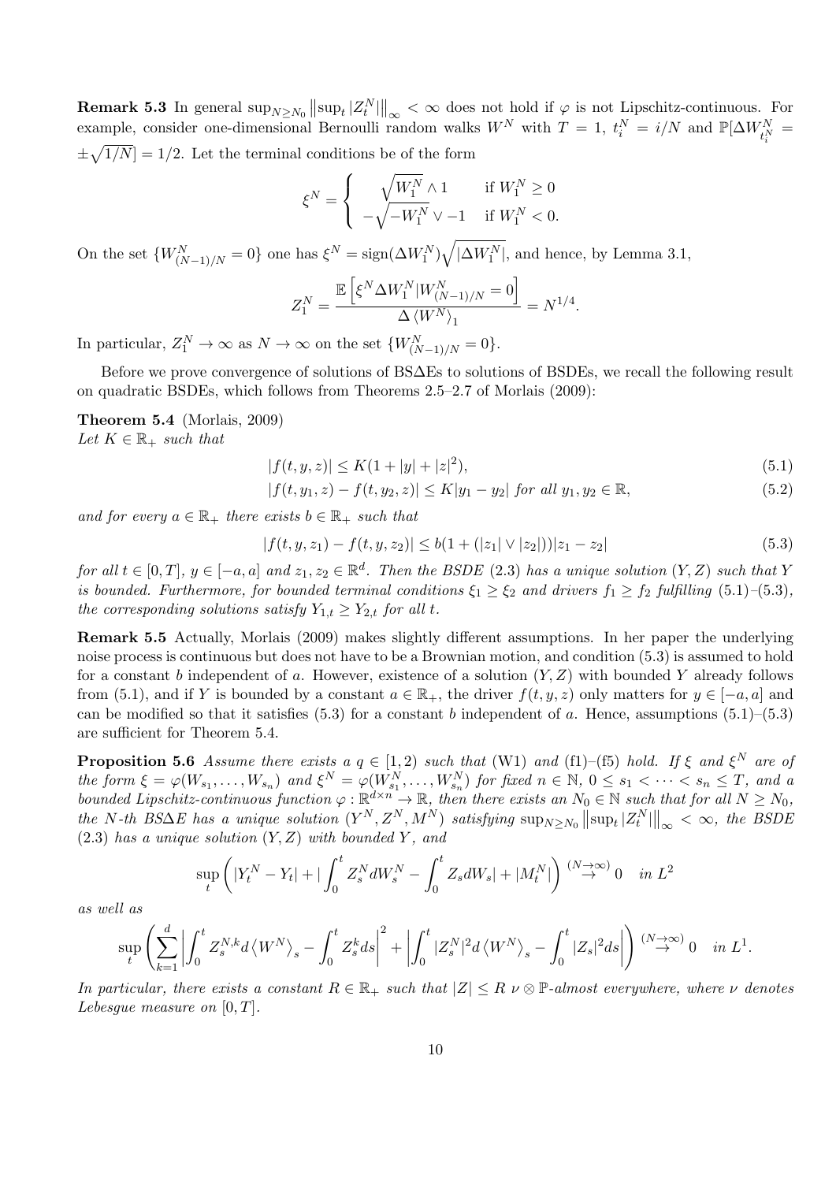**Remark 5.3** In general $\sup_{N \geq N_0} \left\| \sup_t |Z_t^N| \right\|_\infty < \infty$ does not hold if $\varphi$ is not Lipschitz-continuous. For example, consider one-dimensional Bernoulli random walks $W^N$ with $T = 1$, $t_i^N = i/N$ and $\mathbb{P}[\Delta W_{t_i^N}^N = \pm\sqrt{1/N}] = 1/2$. Let the terminal conditions be of the form

$$\xi^N = \begin{cases} \sqrt{W_1^N} \wedge 1 & \text{if } W_1^N \geq 0 \\ -\sqrt{-W_1^N} \vee -1 & \text{if } W_1^N < 0. \end{cases}$$

On the set $\{W_{(N-1)/N}^N = 0\}$ one has $\xi^N = \operatorname{sign}(\Delta W_1^N)\sqrt{|\Delta W_1^N|}$, and hence, by Lemma 3.1,

$$Z_1^N = \frac{\mathbb{E}\left[\xi^N \Delta W_1^N | W_{(N-1)/N}^N = 0\right]}{\Delta \left\langle W^N \right\rangle_1} = N^{1/4}.$$

In particular, $Z_1^N \to \infty$ as $N \to \infty$ on the set $\{W_{(N-1)/N}^N = 0\}$.

Before we prove convergence of solutions of BS$\Delta$Es to solutions of BSDEs, we recall the following result on quadratic BSDEs, which follows from Theorems 2.5–2.7 of Morlais (2009):

**Theorem 5.4** (Morlais, 2009)
*Let $K \in \mathbb{R}_+$ such that*

$$|f(t, y, z)| \leq K(1 + |y| + |z|^2), \tag{5.1}$$

$$|f(t, y_1, z) - f(t, y_2, z)| \leq K|y_1 - y_2| \text{ for all } y_1, y_2 \in \mathbb{R}, \tag{5.2}$$

*and for every $a \in \mathbb{R}_+$ there exists $b \in \mathbb{R}_+$ such that*

$$|f(t, y, z_1) - f(t, y, z_2)| \leq b(1 + (|z_1| \vee |z_2|))|z_1 - z_2| \tag{5.3}$$

*for all $t \in [0, T]$, $y \in [-a, a]$ and $z_1, z_2 \in \mathbb{R}^d$. Then the BSDE (2.3) has a unique solution $(Y, Z)$ such that $Y$ is bounded. Furthermore, for bounded terminal conditions $\xi_1 \geq \xi_2$ and drivers $f_1 \geq f_2$ fulfilling (5.1)–(5.3), the corresponding solutions satisfy $Y_{1,t} \geq Y_{2,t}$ for all $t$.*

**Remark 5.5** Actually, Morlais (2009) makes slightly different assumptions. In her paper the underlying noise process is continuous but does not have to be a Brownian motion, and condition (5.3) is assumed to hold for a constant $b$ independent of $a$. However, existence of a solution $(Y, Z)$ with bounded $Y$ already follows from (5.1), and if $Y$ is bounded by a constant $a \in \mathbb{R}_+$, the driver $f(t, y, z)$ only matters for $y \in [-a, a]$ and can be modified so that it satisfies (5.3) for a constant $b$ independent of $a$. Hence, assumptions (5.1)–(5.3) are sufficient for Theorem 5.4.

**Proposition 5.6** *Assume there exists a $q \in [1, 2)$ such that* (W1) *and* (f1)–(f5) *hold. If $\xi$ and $\xi^N$ are of the form $\xi = \varphi(W_{s_1}, \ldots, W_{s_n})$ and $\xi^N = \varphi(W_{s_1}^N, \ldots, W_{s_n}^N)$ for fixed $n \in \mathbb{N}$, $0 \leq s_1 < \cdots < s_n \leq T$, and a bounded Lipschitz-continuous function $\varphi : \mathbb{R}^{d \times n} \to \mathbb{R}$, then there exists an $N_0 \in \mathbb{N}$ such that for all $N \geq N_0$, the $N$-th BS$\Delta$E has a unique solution $(Y^N, Z^N, M^N)$ satisfying $\sup_{N \geq N_0} \left\| \sup_t |Z_t^N| \right\|_\infty < \infty$, the BSDE (2.3) has a unique solution $(Y, Z)$ with bounded $Y$, and*

$$\sup_t \left( |Y_t^N - Y_t| + \left| \int_0^t Z_s^N dW_s^N - \int_0^t Z_s dW_s \right| + |M_t^N| \right) \overset{(N \to \infty)}{\to} 0 \quad \text{in } L^2$$

*as well as*

$$\sup_t \left( \sum_{k=1}^d \left| \int_0^t Z_s^{N,k} d\left\langle W^N \right\rangle_s - \int_0^t Z_s^k ds \right|^2 + \left| \int_0^t |Z_s^N|^2 d\left\langle W^N \right\rangle_s - \int_0^t |Z_s|^2 ds \right| \right) \overset{(N \to \infty)}{\to} 0 \quad \text{in } L^1.$$

*In particular, there exists a constant $R \in \mathbb{R}_+$ such that $|Z| \leq R$ $\nu \otimes \mathbb{P}$-almost everywhere, where $\nu$ denotes Lebesgue measure on $[0, T]$.*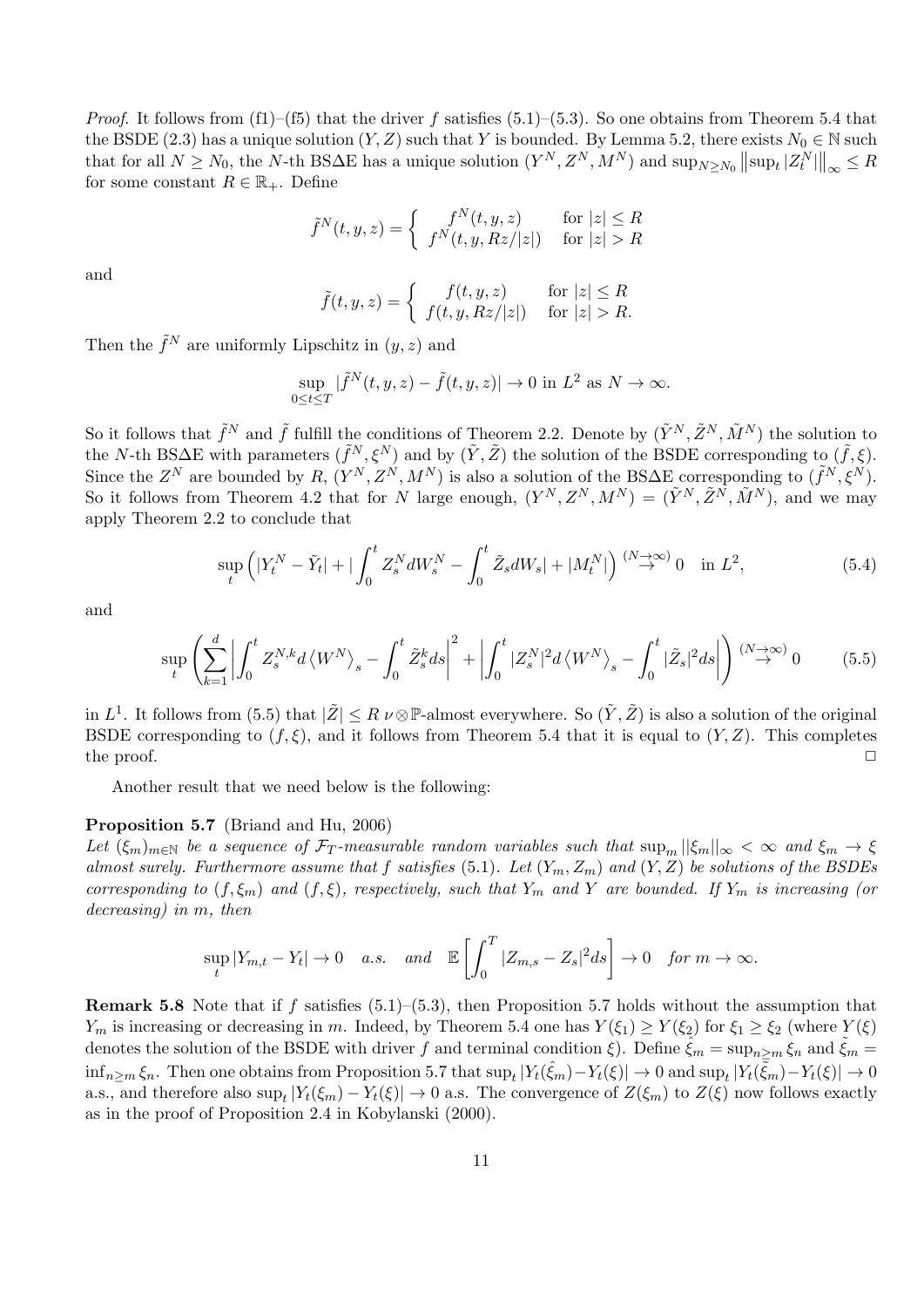*Proof.* It follows from (f1)–(f5) that the driver $f$ satisfies (5.1)–(5.3). So one obtains from Theorem 5.4 that the BSDE (2.3) has a unique solution $(Y, Z)$ such that $Y$ is bounded. By Lemma 5.2, there exists $N_0 \in \mathbb{N}$ such that for all $N \geq N_0$, the $N$-th BS$\Delta$E has a unique solution $(Y^N, Z^N, M^N)$ and $\sup_{N \geq N_0} \left\| \sup_t |Z_t^N| \right\|_\infty \leq R$ for some constant $R \in \mathbb{R}_+$. Define

$$\tilde{f}^N(t, y, z) = \begin{cases} f^N(t, y, z) & \text{for } |z| \leq R \\ f^N(t, y, Rz/|z|) & \text{for } |z| > R \end{cases}$$

and

$$\tilde{f}(t, y, z) = \begin{cases} f(t, y, z) & \text{for } |z| \leq R \\ f(t, y, Rz/|z|) & \text{for } |z| > R. \end{cases}$$

Then the $\tilde{f}^N$ are uniformly Lipschitz in $(y, z)$ and

$$\sup_{0 \leq t \leq T} |\tilde{f}^N(t, y, z) - \tilde{f}(t, y, z)| \to 0 \text{ in } L^2 \text{ as } N \to \infty.$$

So it follows that $\tilde{f}^N$ and $\tilde{f}$ fulfill the conditions of Theorem 2.2. Denote by $(\tilde{Y}^N, \tilde{Z}^N, \tilde{M}^N)$ the solution to the $N$-th BS$\Delta$E with parameters $(\tilde{f}^N, \xi^N)$ and by $(\tilde{Y}, \tilde{Z})$ the solution of the BSDE corresponding to $(\tilde{f}, \xi)$. Since the $Z^N$ are bounded by $R$, $(Y^N, Z^N, M^N)$ is also a solution of the BS$\Delta$E corresponding to $(\tilde{f}^N, \xi^N)$. So it follows from Theorem 4.2 that for $N$ large enough, $(Y^N, Z^N, M^N) = (\tilde{Y}^N, \tilde{Z}^N, \tilde{M}^N)$, and we may apply Theorem 2.2 to conclude that

$$\sup_t \left( |Y_t^N - \tilde{Y}_t| + \left| \int_0^t Z_s^N dW_s^N - \int_0^t \tilde{Z}_s dW_s \right| + |M_t^N| \right) \overset{(N \to \infty)}{\to} 0 \quad \text{in } L^2, \tag{5.4}$$

and

$$\sup_t \left( \sum_{k=1}^d \left| \int_0^t Z_s^{N,k} d\left\langle W^N \right\rangle_s - \int_0^t \tilde{Z}_s^k ds \right|^2 + \left| \int_0^t |Z_s^N|^2 d\left\langle W^N \right\rangle_s - \int_0^t |\tilde{Z}_s|^2 ds \right| \right) \overset{(N \to \infty)}{\to} 0 \tag{5.5}$$

in $L^1$. It follows from (5.5) that $|\tilde{Z}| \leq R$ $\nu \otimes \mathbb{P}$-almost everywhere. So $(\tilde{Y}, \tilde{Z})$ is also a solution of the original BSDE corresponding to $(f, \xi)$, and it follows from Theorem 5.4 that it is equal to $(Y, Z)$. This completes the proof. $\square$

Another result that we need below is the following:

**Proposition 5.7** (Briand and Hu, 2006)
*Let $(\xi_m)_{m \in \mathbb{N}}$ be a sequence of $\mathcal{F}_T$-measurable random variables such that $\sup_m ||\xi_m||_\infty < \infty$ and $\xi_m \to \xi$ almost surely. Furthermore assume that $f$ satisfies (5.1). Let $(Y_m, Z_m)$ and $(Y, Z)$ be solutions of the BSDEs corresponding to $(f, \xi_m)$ and $(f, \xi)$, respectively, such that $Y_m$ and $Y$ are bounded. If $Y_m$ is increasing (or decreasing) in $m$, then*

$$\sup_t |Y_{m,t} - Y_t| \to 0 \quad a.s. \quad and \quad \mathbb{E}\left[ \int_0^T |Z_{m,s} - Z_s|^2 ds \right] \to 0 \quad for \ m \to \infty.$$

**Remark 5.8** Note that if $f$ satisfies (5.1)–(5.3), then Proposition 5.7 holds without the assumption that $Y_m$ is increasing or decreasing in $m$. Indeed, by Theorem 5.4 one has $Y(\xi_1) \geq Y(\xi_2)$ for $\xi_1 \geq \xi_2$ (where $Y(\xi)$ denotes the solution of the BSDE with driver $f$ and terminal condition $\xi$). Define $\hat{\xi}_m = \sup_{n \geq m} \xi_n$ and $\tilde{\xi}_m = \inf_{n \geq m} \xi_n$. Then one obtains from Proposition 5.7 that $\sup_t |Y_t(\hat{\xi}_m) - Y_t(\xi)| \to 0$ and $\sup_t |Y_t(\tilde{\xi}_m) - Y_t(\xi)| \to 0$ a.s., and therefore also $\sup_t |Y_t(\xi_m) - Y_t(\xi)| \to 0$ a.s. The convergence of $Z(\xi_m)$ to $Z(\xi)$ now follows exactly as in the proof of Proposition 2.4 in Kobylanski (2000).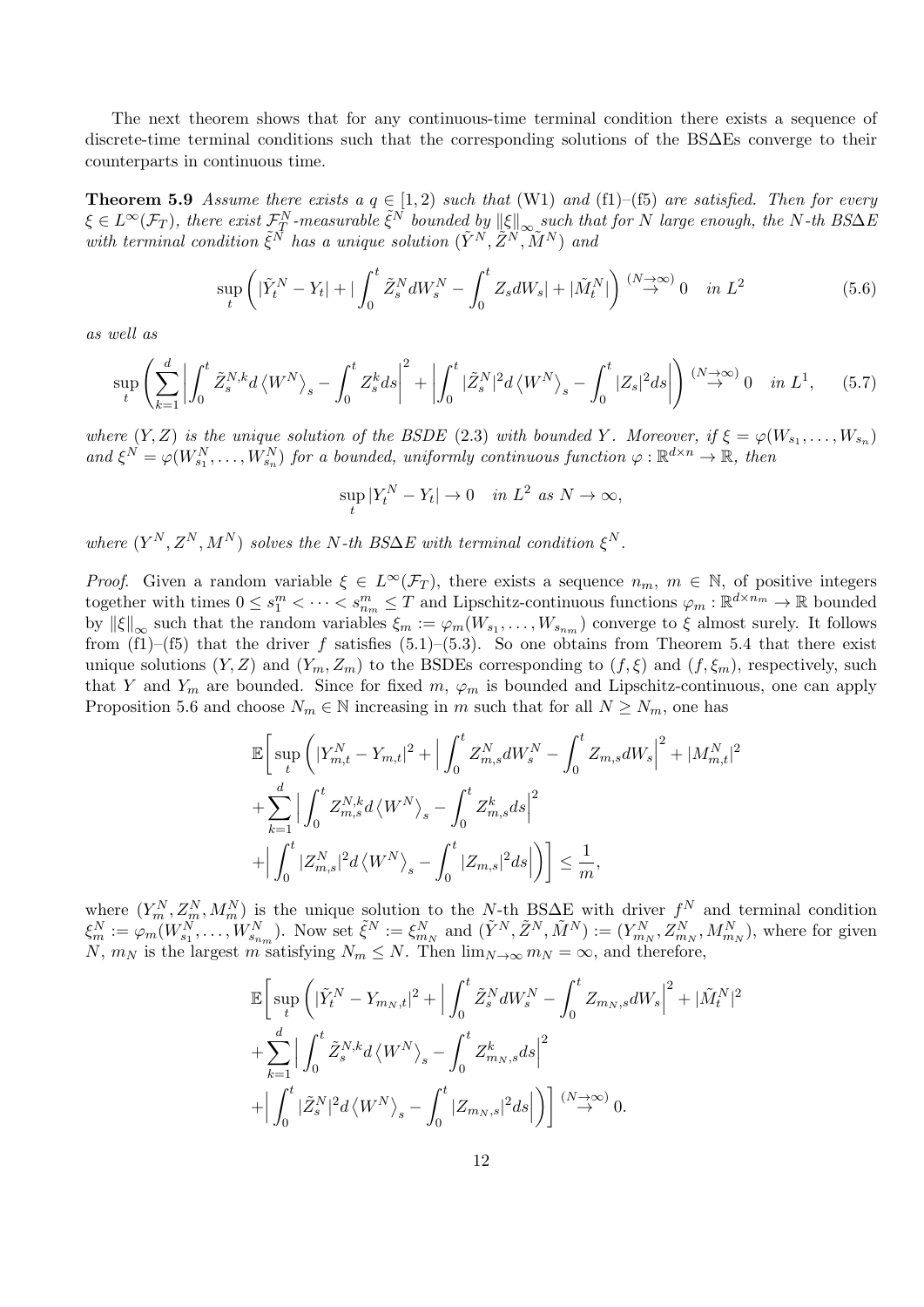The next theorem shows that for any continuous-time terminal condition there exists a sequence of discrete-time terminal conditions such that the corresponding solutions of the BS$\Delta$Es converge to their counterparts in continuous time.

**Theorem 5.9** *Assume there exists a $q \in [1,2)$ such that (W1) and (f1)–(f5) are satisfied. Then for every $\xi \in L^\infty(\mathcal{F}_T)$, there exist $\mathcal{F}_T^N$-measurable $\tilde{\xi}^N$ bounded by $\|\xi\|_\infty$ such that for $N$ large enough, the $N$-th BS$\Delta$E with terminal condition $\tilde{\xi}^N$ has a unique solution $(\tilde{Y}^N, \tilde{Z}^N, \tilde{M}^N)$ and*

$$\sup_t \left( |\tilde{Y}_t^N - Y_t| + \Big| \int_0^t \tilde{Z}_s^N dW_s^N - \int_0^t Z_s dW_s \Big| + |\tilde{M}_t^N| \right) \overset{(N\to\infty)}{\to} 0 \quad \text{in } L^2 \tag{5.6}$$

*as well as*

$$\sup_t \left( \sum_{k=1}^d \left| \int_0^t \tilde{Z}_s^{N,k} d\left\langle W^N \right\rangle_s - \int_0^t Z_s^k ds \right|^2 + \left| \int_0^t |\tilde{Z}_s^N|^2 d\left\langle W^N \right\rangle_s - \int_0^t |Z_s|^2 ds \right| \right) \overset{(N\to\infty)}{\to} 0 \quad \text{in } L^1, \tag{5.7}$$

*where $(Y, Z)$ is the unique solution of the BSDE (2.3) with bounded $Y$. Moreover, if $\xi = \varphi(W_{s_1}, \dots, W_{s_n})$ and $\xi^N = \varphi(W_{s_1}^N, \dots, W_{s_n}^N)$ for a bounded, uniformly continuous function $\varphi : \mathbb{R}^{d\times n} \to \mathbb{R}$, then*

$$\sup_t |Y_t^N - Y_t| \to 0 \quad \text{in } L^2 \text{ as } N \to \infty,$$

*where $(Y^N, Z^N, M^N)$ solves the $N$-th BS$\Delta$E with terminal condition $\xi^N$.*

*Proof.* Given a random variable $\xi \in L^\infty(\mathcal{F}_T)$, there exists a sequence $n_m$, $m \in \mathbb{N}$, of positive integers together with times $0 \le s_1^m < \dots < s_{n_m}^m \le T$ and Lipschitz-continuous functions $\varphi_m : \mathbb{R}^{d\times n_m} \to \mathbb{R}$ bounded by $\|\xi\|_\infty$ such that the random variables $\xi_m := \varphi_m(W_{s_1}, \dots, W_{s_{n_m}})$ converge to $\xi$ almost surely. It follows from (f1)–(f5) that the driver $f$ satisfies (5.1)–(5.3). So one obtains from Theorem 5.4 that there exist unique solutions $(Y, Z)$ and $(Y_m, Z_m)$ to the BSDEs corresponding to $(f, \xi)$ and $(f, \xi_m)$, respectively, such that $Y$ and $Y_m$ are bounded. Since for fixed $m$, $\varphi_m$ is bounded and Lipschitz-continuous, one can apply Proposition 5.6 and choose $N_m \in \mathbb{N}$ increasing in $m$ such that for all $N \ge N_m$, one has

$$\begin{aligned}
&\mathbb{E}\bigg[ \sup_t \bigg( |Y_{m,t}^N - Y_{m,t}|^2 + \Big| \int_0^t Z_{m,s}^N dW_s^N - \int_0^t Z_{m,s} dW_s \Big|^2 + |M_{m,t}^N|^2 \\
&+ \sum_{k=1}^d \Big| \int_0^t Z_{m,s}^{N,k} d\left\langle W^N \right\rangle_s - \int_0^t Z_{m,s}^k ds \Big|^2 \\
&+ \Big| \int_0^t |Z_{m,s}^N|^2 d\left\langle W^N \right\rangle_s - \int_0^t |Z_{m,s}|^2 ds \Big| \bigg) \bigg] \le \frac{1}{m},
\end{aligned}$$

where $(Y_m^N, Z_m^N, M_m^N)$ is the unique solution to the $N$-th BS$\Delta$E with driver $f^N$ and terminal condition $\xi_m^N := \varphi_m(W_{s_1}^N, \dots, W_{s_{n_m}}^N)$. Now set $\tilde{\xi}^N := \xi_{m_N}^N$ and $(\tilde{Y}^N, \tilde{Z}^N, \tilde{M}^N) := (Y_{m_N}^N, Z_{m_N}^N, M_{m_N}^N)$, where for given $N$, $m_N$ is the largest $m$ satisfying $N_m \le N$. Then $\lim_{N\to\infty} m_N = \infty$, and therefore,

$$\begin{aligned}
&\mathbb{E}\bigg[ \sup_t \bigg( |\tilde{Y}_t^N - Y_{m_N,t}|^2 + \Big| \int_0^t \tilde{Z}_s^N dW_s^N - \int_0^t Z_{m_N,s} dW_s \Big|^2 + |\tilde{M}_t^N|^2 \\
&+ \sum_{k=1}^d \Big| \int_0^t \tilde{Z}_s^{N,k} d\left\langle W^N \right\rangle_s - \int_0^t Z_{m_N,s}^k ds \Big|^2 \\
&+ \Big| \int_0^t |\tilde{Z}_s^N|^2 d\left\langle W^N \right\rangle_s - \int_0^t |Z_{m_N,s}|^2 ds \Big| \bigg) \bigg] \overset{(N\to\infty)}{\to} 0.
\end{aligned}$$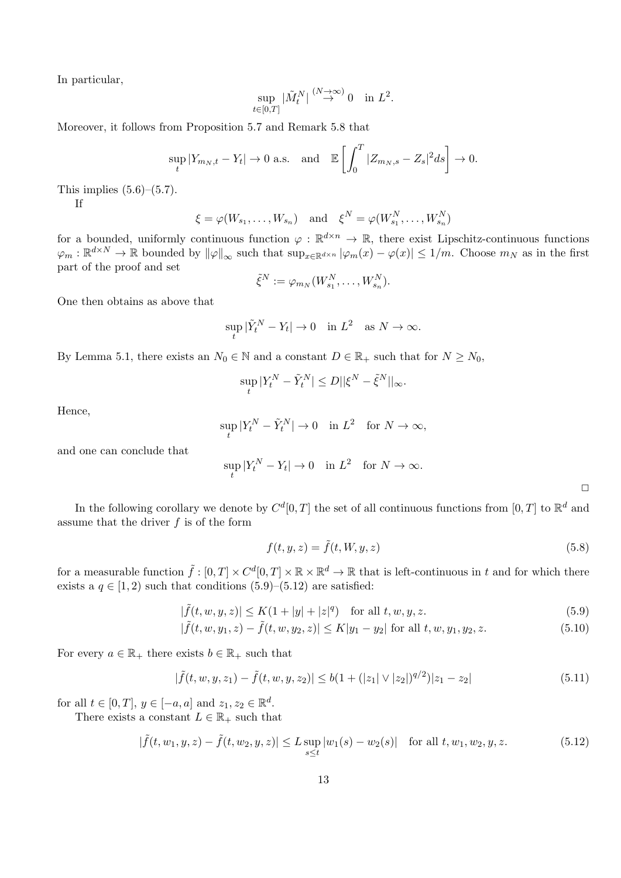In particular,

$$\sup_{t\in[0,T]} |\tilde{M}_t^N| \stackrel{(N\to\infty)}{\to} 0 \quad \text{in } L^2.$$

Moreover, it follows from Proposition 5.7 and Remark 5.8 that

$$\sup_t |Y_{m_N,t} - Y_t| \to 0 \text{ a.s.} \quad \text{and} \quad \mathbb{E}\left[\int_0^T |Z_{m_N,s} - Z_s|^2 ds\right] \to 0.$$

This implies (5.6)–(5.7).

If

$$\xi = \varphi(W_{s_1}, \dots, W_{s_n}) \quad \text{and} \quad \xi^N = \varphi(W_{s_1}^N, \dots, W_{s_n}^N)$$

for a bounded, uniformly continuous function $\varphi : \mathbb{R}^{d\times n} \to \mathbb{R}$, there exist Lipschitz-continuous functions $\varphi_m : \mathbb{R}^{d\times N} \to \mathbb{R}$ bounded by $\|\varphi\|_\infty$ such that $\sup_{x\in\mathbb{R}^{d\times n}} |\varphi_m(x) - \varphi(x)| \leq 1/m$. Choose $m_N$ as in the first part of the proof and set

$$\tilde{\xi}^N := \varphi_{m_N}(W_{s_1}^N, \dots, W_{s_n}^N).$$

One then obtains as above that

$$\sup_t |\tilde{Y}_t^N - Y_t| \to 0 \quad \text{in } L^2 \quad \text{as } N \to \infty.$$

By Lemma 5.1, there exists an $N_0 \in \mathbb{N}$ and a constant $D \in \mathbb{R}_+$ such that for $N \geq N_0$,

$$\sup_t |Y_t^N - \tilde{Y}_t^N| \leq D||\xi^N - \tilde{\xi}^N||_\infty.$$

Hence,

$$\sup_t |Y_t^N - \tilde{Y}_t^N| \to 0 \quad \text{in } L^2 \quad \text{for } N \to \infty,$$

and one can conclude that

$$\sup_t |Y_t^N - Y_t| \to 0 \quad \text{in } L^2 \quad \text{for } N \to \infty.$$

□

In the following corollary we denote by $C^d[0,T]$ the set of all continuous functions from $[0,T]$ to $\mathbb{R}^d$ and assume that the driver $f$ is of the form

$$f(t,y,z) = \tilde{f}(t,W,y,z) \tag{5.8}$$

for a measurable function $\tilde{f} : [0,T] \times C^d[0,T] \times \mathbb{R} \times \mathbb{R}^d \to \mathbb{R}$ that is left-continuous in $t$ and for which there exists a $q \in [1,2)$ such that conditions (5.9)–(5.12) are satisfied:

$$|\tilde{f}(t,w,y,z)| \leq K(1 + |y| + |z|^q) \quad \text{for all } t,w,y,z. \tag{5.9}$$

$$|\tilde{f}(t,w,y_1,z) - \tilde{f}(t,w,y_2,z)| \leq K|y_1 - y_2| \text{ for all } t,w,y_1,y_2,z. \tag{5.10}$$

For every $a \in \mathbb{R}_+$ there exists $b \in \mathbb{R}_+$ such that

$$|\tilde{f}(t,w,y,z_1) - \tilde{f}(t,w,y,z_2)| \leq b(1 + (|z_1| \vee |z_2|)^{q/2})|z_1 - z_2| \tag{5.11}$$

for all $t \in [0,T]$, $y \in [-a,a]$ and $z_1, z_2 \in \mathbb{R}^d$.

There exists a constant $L \in \mathbb{R}_+$ such that

$$|\tilde{f}(t,w_1,y,z) - \tilde{f}(t,w_2,y,z)| \leq L \sup_{s\leq t} |w_1(s) - w_2(s)| \quad \text{for all } t,w_1,w_2,y,z. \tag{5.12}$$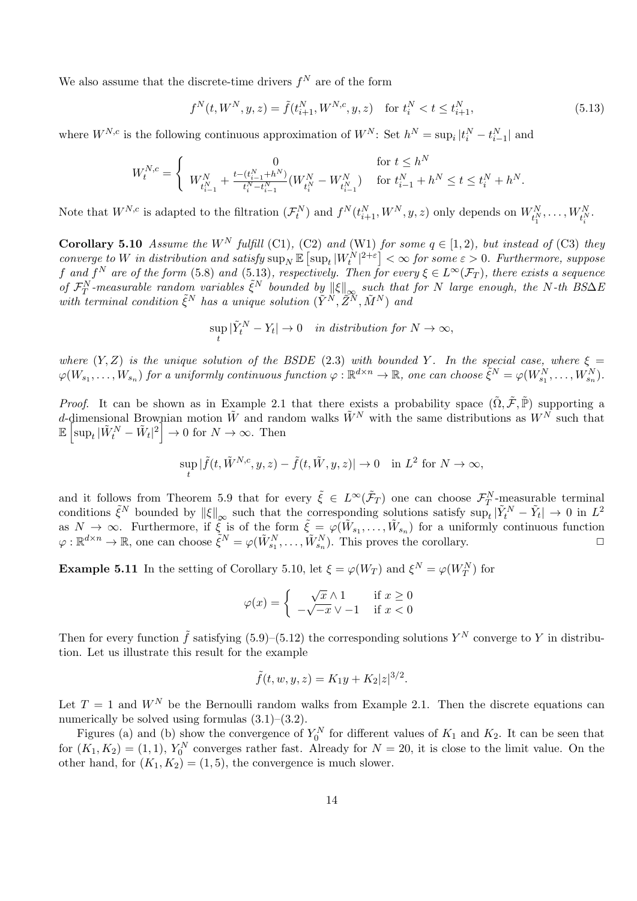We also assume that the discrete-time drivers $f^N$ are of the form

$$f^N(t, W^N, y, z) = \tilde{f}(t^N_{i+1}, W^{N,c}, y, z) \quad \text{for } t^N_i < t \leq t^N_{i+1}, \tag{5.13}$$

where $W^{N,c}$ is the following continuous approximation of $W^N$: Set $h^N = \sup_i |t^N_i - t^N_{i-1}|$ and

$$W^{N,c}_t = \begin{cases} 0 & \text{for } t \leq h^N \\ W^N_{t^N_{i-1}} + \frac{t-(t^N_{i-1}+h^N)}{t^N_i - t^N_{i-1}}(W^N_{t^N_i} - W^N_{t^N_{i-1}}) & \text{for } t^N_{i-1} + h^N \leq t \leq t^N_i + h^N. \end{cases}$$

Note that $W^{N,c}$ is adapted to the filtration $(\mathcal{F}^N_t)$ and $f^N(t^N_{i+1}, W^N, y, z)$ only depends on $W^N_{t^N_1}, \ldots, W^N_{t^N_i}$.

**Corollary 5.10** *Assume the $W^N$ fulfill* (C1), (C2) *and* (W1) *for some $q \in [1, 2)$, but instead of* (C3) *they converge to $W$ in distribution and satisfy $\sup_N \mathbb{E}\left[\sup_t |W^N_t|^{2+\varepsilon}\right] < \infty$ for some $\varepsilon > 0$. Furthermore, suppose $f$ and $f^N$ are of the form* (5.8) *and* (5.13)*, respectively. Then for every $\xi \in L^\infty(\mathcal{F}_T)$, there exists a sequence of $\mathcal{F}^N_T$-measurable random variables $\tilde{\xi}^N$ bounded by $\|\xi\|_\infty$ such that for $N$ large enough, the $N$-th BS$\Delta$E with terminal condition $\tilde{\xi}^N$ has a unique solution $(\tilde{Y}^N, \tilde{Z}^N, \tilde{M}^N)$ and*

$$\sup_t |\tilde{Y}^N_t - Y_t| \to 0 \quad \textit{in distribution for } N \to \infty,$$

*where $(Y, Z)$ is the unique solution of the BSDE* (2.3) *with bounded $Y$. In the special case, where $\xi = \varphi(W_{s_1}, \ldots, W_{s_n})$ for a uniformly continuous function $\varphi : \mathbb{R}^{d\times n} \to \mathbb{R}$, one can choose $\tilde{\xi}^N = \varphi(W^N_{s_1}, \ldots, W^N_{s_n})$.*

*Proof.* It can be shown as in Example 2.1 that there exists a probability space $(\tilde{\Omega}, \tilde{\mathcal{F}}, \tilde{\mathbb{P}})$ supporting a $d$-dimensional Brownian motion $\tilde{W}$ and random walks $\tilde{W}^N$ with the same distributions as $W^N$ such that $\mathbb{E}\left[\sup_t |\tilde{W}^N_t - \tilde{W}_t|^2\right] \to 0$ for $N \to \infty$. Then

$$\sup_t |\tilde{f}(t, \tilde{W}^{N,c}, y, z) - \tilde{f}(t, \tilde{W}, y, z)| \to 0 \quad \text{in } L^2 \text{ for } N \to \infty,$$

and it follows from Theorem 5.9 that for every $\tilde{\xi} \in L^\infty(\tilde{\mathcal{F}}_T)$ one can choose $\mathcal{F}^N_T$-measurable terminal conditions $\tilde{\xi}^N$ bounded by $\|\xi\|_\infty$ such that the corresponding solutions satisfy $\sup_t |\tilde{Y}^N_t - \tilde{Y}_t| \to 0$ in $L^2$ as $N \to \infty$. Furthermore, if $\tilde{\xi}$ is of the form $\tilde{\xi} = \varphi(\tilde{W}_{s_1}, \ldots, \tilde{W}_{s_n})$ for a uniformly continuous function $\varphi : \mathbb{R}^{d\times n} \to \mathbb{R}$, one can choose $\tilde{\xi}^N = \varphi(\tilde{W}^N_{s_1}, \ldots, \tilde{W}^N_{s_n})$. This proves the corollary. □

**Example 5.11** In the setting of Corollary 5.10, let $\xi = \varphi(W_T)$ and $\xi^N = \varphi(W^N_T)$ for

$$\varphi(x) = \begin{cases} \sqrt{x} \wedge 1 & \text{if } x \geq 0 \\ -\sqrt{-x} \vee -1 & \text{if } x < 0 \end{cases}$$

Then for every function $\tilde{f}$ satisfying (5.9)–(5.12) the corresponding solutions $Y^N$ converge to $Y$ in distribution. Let us illustrate this result for the example

$$\tilde{f}(t, w, y, z) = K_1 y + K_2 |z|^{3/2}.$$

Let $T = 1$ and $W^N$ be the Bernoulli random walks from Example 2.1. Then the discrete equations can numerically be solved using formulas (3.1)–(3.2).

Figures (a) and (b) show the convergence of $Y^N_0$ for different values of $K_1$ and $K_2$. It can be seen that for $(K_1, K_2) = (1, 1)$, $Y^N_0$ converges rather fast. Already for $N = 20$, it is close to the limit value. On the other hand, for $(K_1, K_2) = (1, 5)$, the convergence is much slower.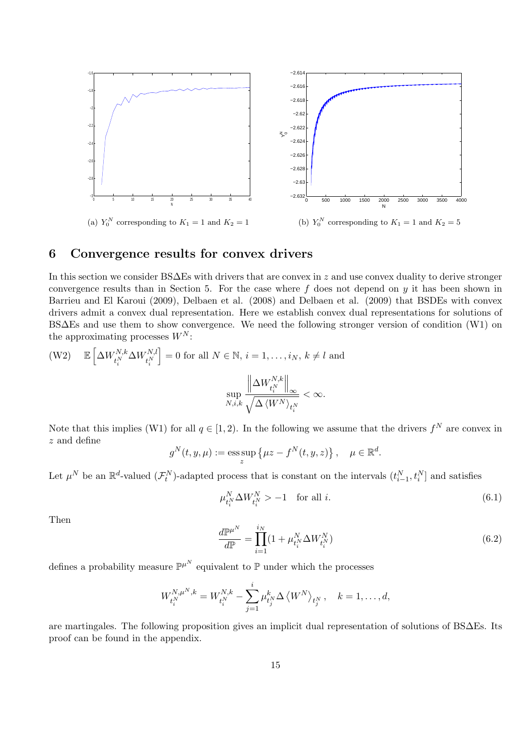(a) $Y_0^N$ corresponding to $K_1 = 1$ and $K_2 = 1$

(b) $Y_0^N$ corresponding to $K_1 = 1$ and $K_2 = 5$

# 6 Convergence results for convex drivers

In this section we consider BS$\Delta$Es with drivers that are convex in $z$ and use convex duality to derive stronger convergence results than in Section 5. For the case where $f$ does not depend on $y$ it has been shown in Barrieu and El Karoui (2009), Delbaen et al. (2008) and Delbaen et al. (2009) that BSDEs with convex drivers admit a convex dual representation. Here we establish convex dual representations for solutions of BS$\Delta$Es and use them to show convergence. We need the following stronger version of condition (W1) on the approximating processes $W^N$:

(W2) $\quad \mathbb{E}\left[\Delta W^{N,k}_{t_i^N} \Delta W^{N,l}_{t_i^N}\right] = 0$ for all $N \in \mathbb{N}$, $i = 1, \dots, i_N$, $k \neq l$ and

$$\sup_{N,i,k} \frac{\left\| \Delta W^{N,k}_{t_i^N} \right\|_\infty}{\sqrt{\Delta \left\langle W^N \right\rangle_{t_i^N}}} < \infty.$$

Note that this implies (W1) for all $q \in [1, 2)$. In the following we assume that the drivers $f^N$ are convex in $z$ and define

$$g^N(t, y, \mu) := \operatorname*{ess\,sup}_z \left\{ \mu z - f^N(t, y, z) \right\}, \quad \mu \in \mathbb{R}^d.$$

Let $\mu^N$ be an $\mathbb{R}^d$-valued $(\mathcal{F}_t^N)$-adapted process that is constant on the intervals $(t_{i-1}^N, t_i^N]$ and satisfies

$$\mu^N_{t_i^N} \Delta W^N_{t_i^N} > -1 \quad \text{for all } i. \tag{6.1}$$

Then

$$\frac{d\mathbb{P}^{\mu^N}}{d\mathbb{P}} = \prod_{i=1}^{i_N} (1 + \mu^N_{t_i^N} \Delta W^N_{t_i^N}) \tag{6.2}$$

defines a probability measure $\mathbb{P}^{\mu^N}$ equivalent to $\mathbb{P}$ under which the processes

$$W^{N,\mu^N,k}_{t_i^N} = W^{N,k}_{t_i^N} - \sum_{j=1}^{i} \mu^k_{t_j^N} \Delta \left\langle W^N \right\rangle_{t_j^N}, \quad k = 1, \dots, d,$$

are martingales. The following proposition gives an implicit dual representation of solutions of BS$\Delta$Es. Its proof can be found in the appendix.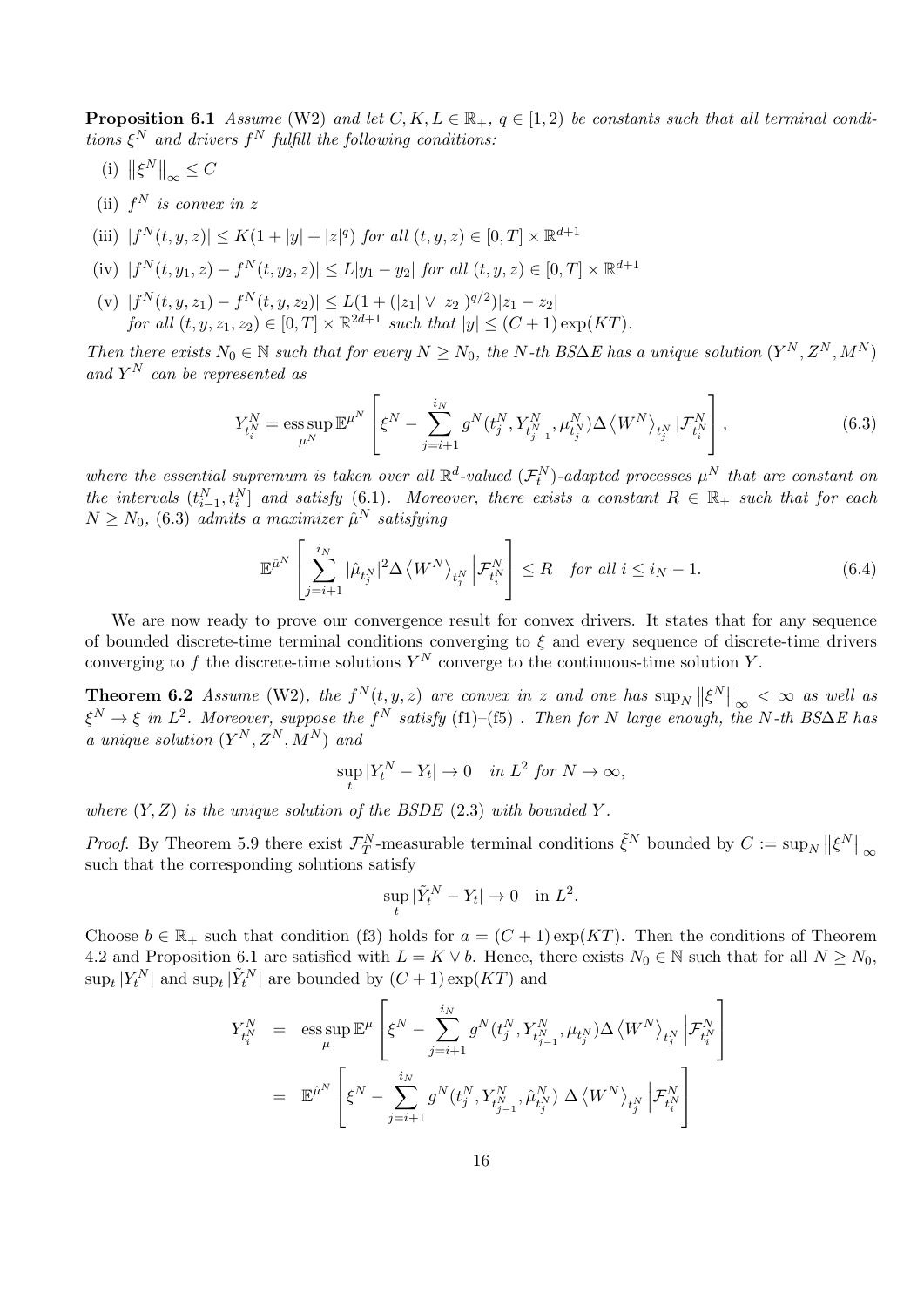**Proposition 6.1** *Assume* (W2) *and let $C, K, L \in \mathbb{R}_+$, $q \in [1, 2)$ be constants such that all terminal conditions $\xi^N$ and drivers $f^N$ fulfill the following conditions:*

(i) $\left\|\xi^N\right\|_\infty \leq C$

(ii) $f^N$ *is convex in* $z$

(iii) $|f^N(t, y, z)| \leq K(1 + |y| + |z|^q)$ *for all* $(t, y, z) \in [0, T] \times \mathbb{R}^{d+1}$

(iv) $|f^N(t, y_1, z) - f^N(t, y_2, z)| \leq L|y_1 - y_2|$ *for all* $(t, y, z) \in [0, T] \times \mathbb{R}^{d+1}$

(v) $|f^N(t, y, z_1) - f^N(t, y, z_2)| \leq L(1 + (|z_1| \vee |z_2|)^{q/2})|z_1 - z_2|$
*for all* $(t, y, z_1, z_2) \in [0, T] \times \mathbb{R}^{2d+1}$ *such that* $|y| \leq (C + 1)\exp(KT)$.

*Then there exists $N_0 \in \mathbb{N}$ such that for every $N \geq N_0$, the $N$-th BS$\Delta$E has a unique solution $(Y^N, Z^N, M^N)$ and $Y^N$ can be represented as*

$$Y^N_{t^N_i} = \operatorname*{ess\,sup}_{\mu^N} \mathbb{E}^{\mu^N}\left[\xi^N - \sum_{j=i+1}^{i_N} g^N(t^N_j, Y^N_{t^N_{j-1}}, \mu^N_{t^N_j})\Delta\left\langle W^N\right\rangle_{t^N_j} |\mathcal{F}^N_{t^N_i}\right], \tag{6.3}$$

*where the essential supremum is taken over all $\mathbb{R}^d$-valued $(\mathcal{F}^N_t)$-adapted processes $\mu^N$ that are constant on the intervals $(t^N_{i-1}, t^N_i]$ and satisfy* (6.1)*. Moreover, there exists a constant $R \in \mathbb{R}_+$ such that for each $N \geq N_0$,* (6.3) *admits a maximizer $\hat{\mu}^N$ satisfying*

$$\mathbb{E}^{\hat{\mu}^N}\left[\sum_{j=i+1}^{i_N} |\hat{\mu}_{t^N_j}|^2 \Delta\left\langle W^N\right\rangle_{t^N_j} \middle| \mathcal{F}^N_{t^N_i}\right] \leq R \quad \textit{for all } i \leq i_N - 1. \tag{6.4}$$

We are now ready to prove our convergence result for convex drivers. It states that for any sequence of bounded discrete-time terminal conditions converging to $\xi$ and every sequence of discrete-time drivers converging to $f$ the discrete-time solutions $Y^N$ converge to the continuous-time solution $Y$.

**Theorem 6.2** *Assume* (W2)*, the $f^N(t, y, z)$ are convex in $z$ and one has $\sup_N \left\|\xi^N\right\|_\infty < \infty$ as well as $\xi^N \to \xi$ in $L^2$. Moreover, suppose the $f^N$ satisfy* (f1)–(f5) *. Then for $N$ large enough, the $N$-th BS$\Delta$E has a unique solution $(Y^N, Z^N, M^N)$ and*

$$\sup_t |Y^N_t - Y_t| \to 0 \quad \textit{in } L^2 \textit{ for } N \to \infty,$$

*where $(Y, Z)$ is the unique solution of the BSDE* (2.3) *with bounded $Y$.*

*Proof.* By Theorem 5.9 there exist $\mathcal{F}^N_T$-measurable terminal conditions $\tilde{\xi}^N$ bounded by $C := \sup_N \left\|\xi^N\right\|_\infty$ such that the corresponding solutions satisfy

$$\sup_t |\tilde{Y}^N_t - Y_t| \to 0 \quad \text{in } L^2.$$

Choose $b \in \mathbb{R}_+$ such that condition (f3) holds for $a = (C + 1)\exp(KT)$. Then the conditions of Theorem 4.2 and Proposition 6.1 are satisfied with $L = K \vee b$. Hence, there exists $N_0 \in \mathbb{N}$ such that for all $N \geq N_0$, $\sup_t |Y^N_t|$ and $\sup_t |\tilde{Y}^N_t|$ are bounded by $(C + 1)\exp(KT)$ and

$$\begin{aligned}
Y^N_{t^N_i} &= \operatorname*{ess\,sup}_{\mu} \mathbb{E}^{\mu}\left[\xi^N - \sum_{j=i+1}^{i_N} g^N(t^N_j, Y^N_{t^N_{j-1}}, \mu_{t^N_j})\Delta\left\langle W^N\right\rangle_{t^N_j} \middle| \mathcal{F}^N_{t^N_i}\right] \\
&= \mathbb{E}^{\hat{\mu}^N}\left[\xi^N - \sum_{j=i+1}^{i_N} g^N(t^N_j, Y^N_{t^N_{j-1}}, \hat{\mu}^N_{t^N_j})\ \Delta\left\langle W^N\right\rangle_{t^N_j} \middle| \mathcal{F}^N_{t^N_i}\right]
\end{aligned}$$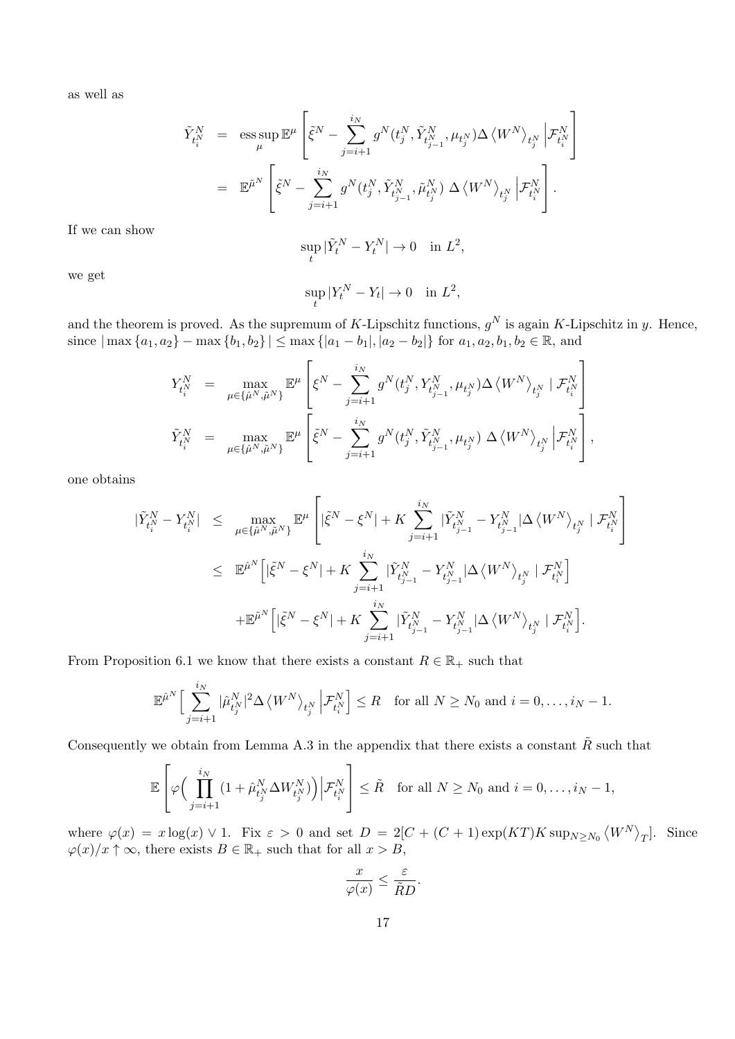as well as

$$
\begin{aligned}
\tilde{Y}^N_{t_i^N} &= \operatorname*{ess\,sup}_{\mu} \mathbb{E}^{\mu}\left[\tilde{\xi}^N - \sum_{j=i+1}^{i_N} g^N(t_j^N, \tilde{Y}^N_{t^N_{j-1}}, \mu_{t_j^N}) \Delta \left\langle W^N \right\rangle_{t_j^N} \Big| \mathcal{F}^N_{t_i^N}\right] \\
&= \mathbb{E}^{\tilde{\mu}^N}\left[\tilde{\xi}^N - \sum_{j=i+1}^{i_N} g^N(t_j^N, \tilde{Y}^N_{t^N_{j-1}}, \tilde{\mu}^N_{t_j^N})\ \Delta \left\langle W^N \right\rangle_{t_j^N} \Big| \mathcal{F}^N_{t_i^N}\right].
\end{aligned}
$$

If we can show

$$
\sup_t |\tilde{Y}^N_t - Y^N_t| \to 0 \quad \text{in } L^2,
$$

we get

$$
\sup_t |Y^N_t - Y_t| \to 0 \quad \text{in } L^2,
$$

and the theorem is proved. As the supremum of $K$-Lipschitz functions, $g^N$ is again $K$-Lipschitz in $y$. Hence, since $|\max\{a_1, a_2\} - \max\{b_1, b_2\}| \leq \max\{|a_1 - b_1|, |a_2 - b_2|\}$ for $a_1, a_2, b_1, b_2 \in \mathbb{R}$, and

$$
\begin{aligned}
Y^N_{t_i^N} &= \max_{\mu \in \{\hat{\mu}^N, \tilde{\mu}^N\}} \mathbb{E}^{\mu}\left[\xi^N - \sum_{j=i+1}^{i_N} g^N(t_j^N, Y^N_{t^N_{j-1}}, \mu_{t_j^N}) \Delta \left\langle W^N \right\rangle_{t_j^N} \mid \mathcal{F}^N_{t_i^N}\right] \\
\tilde{Y}^N_{t_i^N} &= \max_{\mu \in \{\hat{\mu}^N, \tilde{\mu}^N\}} \mathbb{E}^{\mu}\left[\tilde{\xi}^N - \sum_{j=i+1}^{i_N} g^N(t_j^N, \tilde{Y}^N_{t^N_{j-1}}, \mu_{t_j^N})\ \Delta \left\langle W^N \right\rangle_{t_j^N} \Big| \mathcal{F}^N_{t_i^N}\right],
\end{aligned}
$$

one obtains

$$
\begin{aligned}
|\tilde{Y}^N_{t_i^N} - Y^N_{t_i^N}| &\leq \max_{\mu \in \{\hat{\mu}^N, \tilde{\mu}^N\}} \mathbb{E}^{\mu}\left[|\tilde{\xi}^N - \xi^N| + K \sum_{j=i+1}^{i_N} |\tilde{Y}^N_{t^N_{j-1}} - Y^N_{t^N_{j-1}}| \Delta \left\langle W^N \right\rangle_{t_j^N} \mid \mathcal{F}^N_{t_i^N}\right] \\
&\leq \mathbb{E}^{\hat{\mu}^N}\Big[|\tilde{\xi}^N - \xi^N| + K \sum_{j=i+1}^{i_N} |\tilde{Y}^N_{t^N_{j-1}} - Y^N_{t^N_{j-1}}| \Delta \left\langle W^N \right\rangle_{t_j^N} \mid \mathcal{F}^N_{t_i^N}\Big] \\
&\quad + \mathbb{E}^{\tilde{\mu}^N}\Big[|\tilde{\xi}^N - \xi^N| + K \sum_{j=i+1}^{i_N} |\tilde{Y}^N_{t^N_{j-1}} - Y^N_{t^N_{j-1}}| \Delta \left\langle W^N \right\rangle_{t_j^N} \mid \mathcal{F}^N_{t_i^N}\Big].
\end{aligned}
$$

From Proposition 6.1 we know that there exists a constant $R \in \mathbb{R}_+$ such that

$$
\mathbb{E}^{\hat{\mu}^N}\Big[\sum_{j=i+1}^{i_N} |\hat{\mu}^N_{t_j^N}|^2 \Delta \left\langle W^N \right\rangle_{t_j^N} \Big| \mathcal{F}^N_{t_i^N}\Big] \leq R \quad \text{for all } N \geq N_0 \text{ and } i = 0, \ldots, i_N - 1.
$$

Consequently we obtain from Lemma A.3 in the appendix that there exists a constant $\tilde{R}$ such that

$$
\mathbb{E}\left[\varphi\Big(\prod_{j=i+1}^{i_N} (1 + \hat{\mu}^N_{t_j^N} \Delta W^N_{t_j^N})\Big) \Big| \mathcal{F}^N_{t_i^N}\right] \leq \tilde{R} \quad \text{for all } N \geq N_0 \text{ and } i = 0, \ldots, i_N - 1,
$$

where $\varphi(x) = x \log(x) \vee 1$. Fix $\varepsilon > 0$ and set $D = 2[C + (C+1)\exp(KT) K \sup_{N \geq N_0} \left\langle W^N \right\rangle_T]$. Since $\varphi(x)/x \uparrow \infty$, there exists $B \in \mathbb{R}_+$ such that for all $x > B$,

$$
\frac{x}{\varphi(x)} \leq \frac{\varepsilon}{\tilde{R}D}.
$$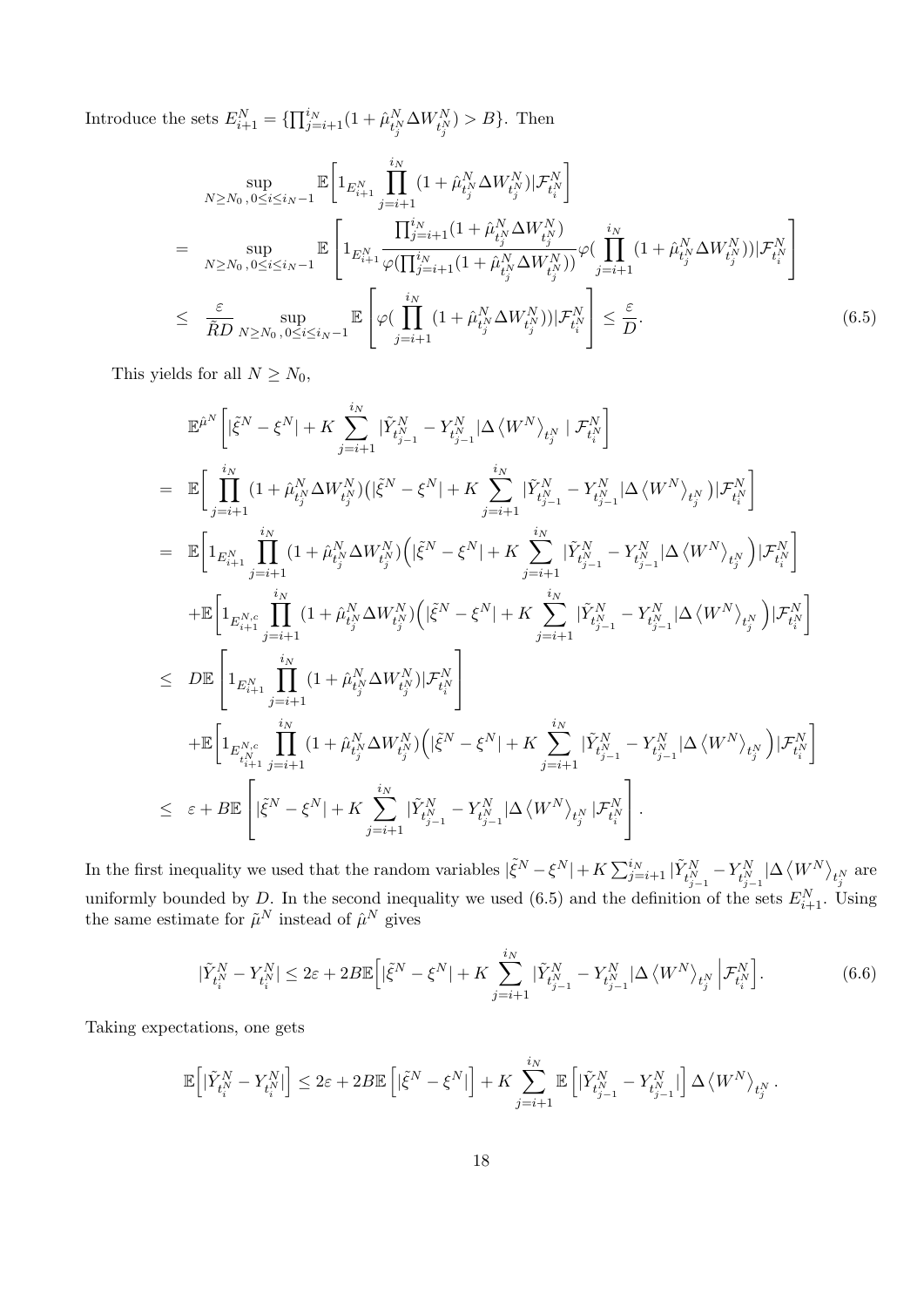Introduce the sets $E_{i+1}^N = \{\prod_{j=i+1}^{i_N}(1+\hat{\mu}_{t_j^N}^N \Delta W_{t_j^N}^N) > B\}$. Then

$$
\begin{aligned}
& \sup_{N\geq N_0\,,0\leq i\leq i_N-1} \mathbb{E}\bigg[1_{E_{i+1}^N}\prod_{j=i+1}^{i_N}(1+\hat{\mu}_{t_j^N}^N \Delta W_{t_j^N}^N)|\mathcal{F}_{t_i^N}^N\bigg] \\
= & \sup_{N\geq N_0\,,0\leq i\leq i_N-1} \mathbb{E}\left[1_{E_{i+1}^N}\frac{\prod_{j=i+1}^{i_N}(1+\hat{\mu}_{t_j^N}^N \Delta W_{t_j^N}^N)}{\varphi(\prod_{j=i+1}^{i_N}(1+\hat{\mu}_{t_j^N}^N \Delta W_{t_j^N}^N))}\varphi(\prod_{j=i+1}^{i_N}(1+\hat{\mu}_{t_j^N}^N \Delta W_{t_j^N}^N))|\mathcal{F}_{t_i^N}^N\right] \\
\leq & \frac{\varepsilon}{\tilde{R}D}\sup_{N\geq N_0\,,0\leq i\leq i_N-1} \mathbb{E}\left[\varphi(\prod_{j=i+1}^{i_N}(1+\hat{\mu}_{t_j^N}^N \Delta W_{t_j^N}^N))|\mathcal{F}_{t_i^N}^N\right] \leq \frac{\varepsilon}{D}.
\end{aligned}
\tag{6.5}
$$

This yields for all $N \geq N_0$,

$$
\begin{aligned}
& \mathbb{E}^{\hat{\mu}^N}\bigg[|\tilde{\xi}^N-\xi^N| + K\sum_{j=i+1}^{i_N}|\tilde{Y}_{t_{j-1}^N}^N - Y_{t_{j-1}^N}^N|\Delta\left\langle W^N\right\rangle_{t_j^N} \mid \mathcal{F}_{t_i^N}^N\bigg] \\
= & \mathbb{E}\bigg[\prod_{j=i+1}^{i_N}(1+\hat{\mu}_{t_j^N}^N \Delta W_{t_j^N}^N)\big(|\tilde{\xi}^N-\xi^N| + K\sum_{j=i+1}^{i_N}|\tilde{Y}_{t_{j-1}^N}^N - Y_{t_{j-1}^N}^N|\Delta\left\langle W^N\right\rangle_{t_j^N}\big)|\mathcal{F}_{t_i^N}^N\bigg] \\
= & \mathbb{E}\bigg[1_{E_{i+1}^N}\prod_{j=i+1}^{i_N}(1+\hat{\mu}_{t_j^N}^N \Delta W_{t_j^N}^N)\Big(|\tilde{\xi}^N-\xi^N| + K\sum_{j=i+1}^{i_N}|\tilde{Y}_{t_{j-1}^N}^N - Y_{t_{j-1}^N}^N|\Delta\left\langle W^N\right\rangle_{t_j^N}\Big)|\mathcal{F}_{t_i^N}^N\bigg] \\
& +\mathbb{E}\bigg[1_{E_{i+1}^{N,c}}\prod_{j=i+1}^{i_N}(1+\hat{\mu}_{t_j^N}^N \Delta W_{t_j^N}^N)\Big(|\tilde{\xi}^N-\xi^N| + K\sum_{j=i+1}^{i_N}|\tilde{Y}_{t_{j-1}^N}^N - Y_{t_{j-1}^N}^N|\Delta\left\langle W^N\right\rangle_{t_j^N}\Big)|\mathcal{F}_{t_i^N}^N\bigg] \\
\leq & D\mathbb{E}\left[1_{E_{i+1}^N}\prod_{j=i+1}^{i_N}(1+\hat{\mu}_{t_j^N}^N \Delta W_{t_j^N}^N)|\mathcal{F}_{t_i^N}^N\right] \\
& +\mathbb{E}\bigg[1_{E_{t_{i+1}^N}^{N,c}}\prod_{j=i+1}^{i_N}(1+\hat{\mu}_{t_j^N}^N \Delta W_{t_j^N}^N)\Big(|\tilde{\xi}^N-\xi^N| + K\sum_{j=i+1}^{i_N}|\tilde{Y}_{t_{j-1}^N}^N - Y_{t_{j-1}^N}^N|\Delta\left\langle W^N\right\rangle_{t_j^N}\Big)|\mathcal{F}_{t_i^N}^N\bigg] \\
\leq & \varepsilon + B\mathbb{E}\left[|\tilde{\xi}^N-\xi^N| + K\sum_{j=i+1}^{i_N}|\tilde{Y}_{t_{j-1}^N}^N - Y_{t_{j-1}^N}^N|\Delta\left\langle W^N\right\rangle_{t_j^N}|\mathcal{F}_{t_i^N}^N\right].
\end{aligned}
$$

In the first inequality we used that the random variables $|\tilde{\xi}^N-\xi^N| + K\sum_{j=i+1}^{i_N}|\tilde{Y}_{t_{j-1}^N}^N - Y_{t_{j-1}^N}^N|\Delta\left\langle W^N\right\rangle_{t_j^N}$ are uniformly bounded by $D$. In the second inequality we used (6.5) and the definition of the sets $E_{i+1}^N$. Using the same estimate for $\tilde{\mu}^N$ instead of $\hat{\mu}^N$ gives

$$
|\tilde{Y}_{t_i^N}^N - Y_{t_i^N}^N| \leq 2\varepsilon + 2B\mathbb{E}\Big[|\tilde{\xi}^N-\xi^N| + K\sum_{j=i+1}^{i_N}|\tilde{Y}_{t_{j-1}^N}^N - Y_{t_{j-1}^N}^N|\Delta\left\langle W^N\right\rangle_{t_j^N}\Big|\mathcal{F}_{t_i^N}^N\Big].
\tag{6.6}
$$

Taking expectations, one gets

$$
\mathbb{E}\Big[|\tilde{Y}_{t_i^N}^N - Y_{t_i^N}^N|\Big] \leq 2\varepsilon + 2B\mathbb{E}\left[|\tilde{\xi}^N-\xi^N|\right] + K\sum_{j=i+1}^{i_N}\mathbb{E}\left[|\tilde{Y}_{t_{j-1}^N}^N - Y_{t_{j-1}^N}^N|\right]\Delta\left\langle W^N\right\rangle_{t_j^N}.
$$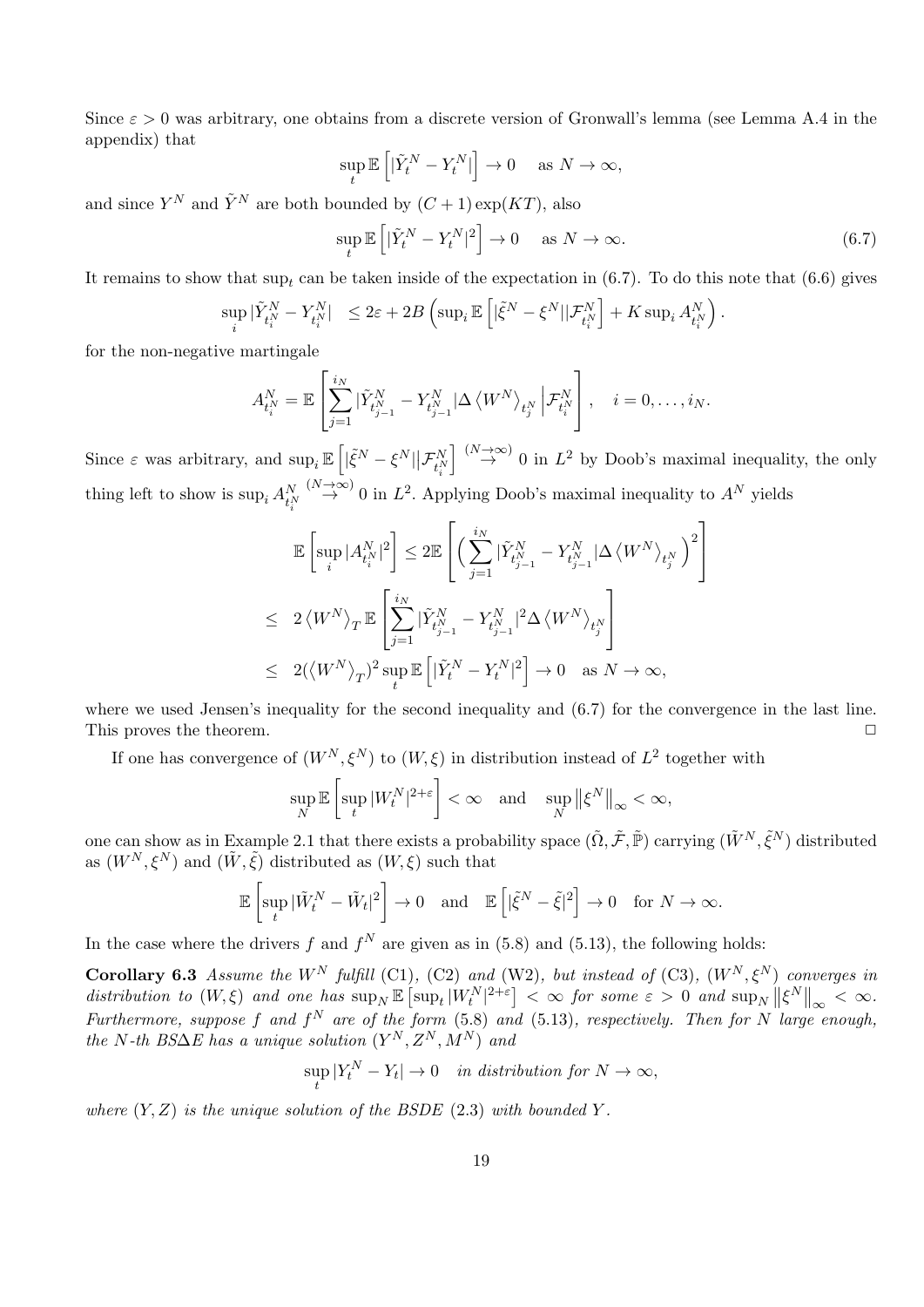Since $\varepsilon > 0$ was arbitrary, one obtains from a discrete version of Gronwall's lemma (see Lemma A.4 in the appendix) that

$$\sup_t \mathbb{E}\left[|\tilde{Y}_t^N - Y_t^N|\right] \to 0 \quad \text{as } N \to \infty,$$

and since $Y^N$ and $\tilde{Y}^N$ are both bounded by $(C+1)\exp(KT)$, also

$$\sup_t \mathbb{E}\left[|\tilde{Y}_t^N - Y_t^N|^2\right] \to 0 \quad \text{as } N \to \infty. \tag{6.7}$$

It remains to show that $\sup_t$ can be taken inside of the expectation in (6.7). To do this note that (6.6) gives

$$\sup_i |\tilde{Y}_{t_i^N}^N - Y_{t_i^N}^N| \leq 2\varepsilon + 2B\left(\sup_i \mathbb{E}\left[|\tilde{\xi}^N - \xi^N||\mathcal{F}_{t_i^N}^N\right] + K\sup_i A_{t_i^N}^N\right).$$

for the non-negative martingale

$$A_{t_i^N}^N = \mathbb{E}\left[\sum_{j=1}^{i_N} |\tilde{Y}_{t_{j-1}^N}^N - Y_{t_{j-1}^N}^N| \Delta \left\langle W^N \right\rangle_{t_j^N} \Big| \mathcal{F}_{t_i^N}^N\right], \quad i = 0, \ldots, i_N.$$

Since $\varepsilon$ was arbitrary, and $\sup_i \mathbb{E}\left[|\tilde{\xi}^N - \xi^N||\mathcal{F}_{t_i^N}^N\right] \overset{(N\to\infty)}{\to} 0$ in $L^2$ by Doob's maximal inequality, the only thing left to show is $\sup_i A_{t_i^N}^N \overset{(N\to\infty)}{\to} 0$ in $L^2$. Applying Doob's maximal inequality to $A^N$ yields

$$\begin{aligned}
\mathbb{E}\left[\sup_i |A_{t_i^N}^N|^2\right] &\leq 2\mathbb{E}\left[\Big(\sum_{j=1}^{i_N} |\tilde{Y}_{t_{j-1}^N}^N - Y_{t_{j-1}^N}^N| \Delta \left\langle W^N \right\rangle_{t_j^N}\Big)^2\right] \\
&\leq 2\left\langle W^N \right\rangle_T \mathbb{E}\left[\sum_{j=1}^{i_N} |\tilde{Y}_{t_{j-1}^N}^N - Y_{t_{j-1}^N}^N|^2 \Delta \left\langle W^N \right\rangle_{t_j^N}\right] \\
&\leq 2(\left\langle W^N \right\rangle_T)^2 \sup_t \mathbb{E}\left[|\tilde{Y}_t^N - Y_t^N|^2\right] \to 0 \quad \text{as } N \to \infty,
\end{aligned}$$

where we used Jensen's inequality for the second inequality and (6.7) for the convergence in the last line. This proves the theorem. $\square$

If one has convergence of $(W^N, \xi^N)$ to $(W, \xi)$ in distribution instead of $L^2$ together with

$$\sup_N \mathbb{E}\left[\sup_t |W_t^N|^{2+\varepsilon}\right] < \infty \quad \text{and} \quad \sup_N \left\|\xi^N\right\|_\infty < \infty,$$

one can show as in Example 2.1 that there exists a probability space $(\tilde{\Omega}, \tilde{\mathcal{F}}, \tilde{\mathbb{P}})$ carrying $(\tilde{W}^N, \tilde{\xi}^N)$ distributed as $(W^N, \xi^N)$ and $(\tilde{W}, \tilde{\xi})$ distributed as $(W, \xi)$ such that

$$\mathbb{E}\left[\sup_t |\tilde{W}_t^N - \tilde{W}_t|^2\right] \to 0 \quad \text{and} \quad \mathbb{E}\left[|\tilde{\xi}^N - \tilde{\xi}|^2\right] \to 0 \quad \text{for } N \to \infty.$$

In the case where the drivers $f$ and $f^N$ are given as in (5.8) and (5.13), the following holds:

**Corollary 6.3** *Assume the $W^N$ fulfill (C1), (C2) and (W2), but instead of (C3), $(W^N, \xi^N)$ converges in distribution to $(W, \xi)$ and one has $\sup_N \mathbb{E}\left[\sup_t |W_t^N|^{2+\varepsilon}\right] < \infty$ for some $\varepsilon > 0$ and $\sup_N \left\|\xi^N\right\|_\infty < \infty$. Furthermore, suppose $f$ and $f^N$ are of the form (5.8) and (5.13), respectively. Then for $N$ large enough, the $N$-th BS$\Delta$E has a unique solution $(Y^N, Z^N, M^N)$ and*

$$\sup_t |Y_t^N - Y_t| \to 0 \quad \textit{in distribution for } N \to \infty,$$

*where $(Y, Z)$ is the unique solution of the BSDE (2.3) with bounded $Y$.*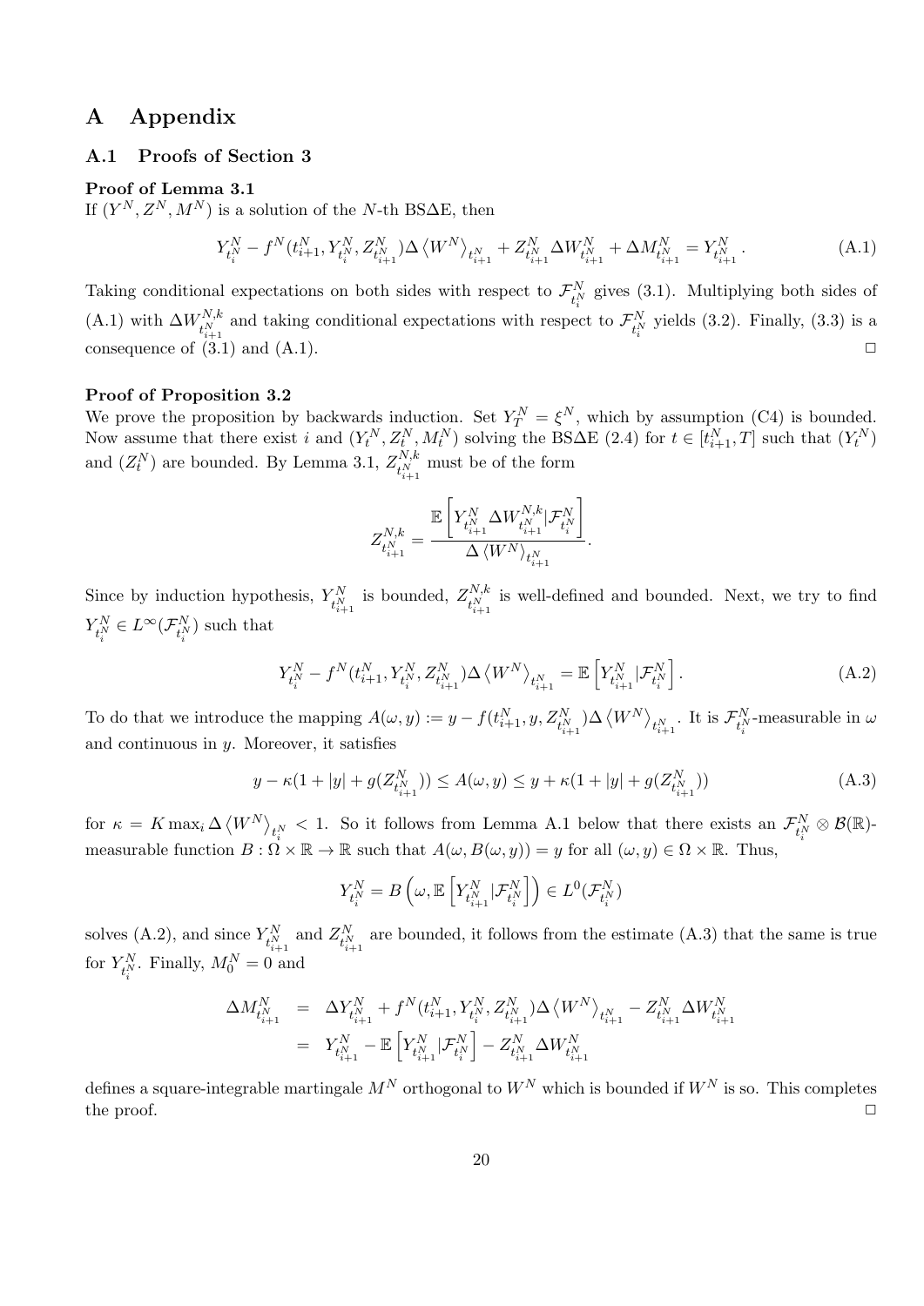# A Appendix

## A.1 Proofs of Section 3

**Proof of Lemma 3.1**
If $(Y^N, Z^N, M^N)$ is a solution of the $N$-th BSΔE, then

$$Y^N_{t_i^N} - f^N(t^N_{i+1}, Y^N_{t_i^N}, Z^N_{t^N_{i+1}})\Delta \langle W^N \rangle_{t^N_{i+1}} + Z^N_{t^N_{i+1}} \Delta W^N_{t^N_{i+1}} + \Delta M^N_{t^N_{i+1}} = Y^N_{t^N_{i+1}}. \tag{A.1}$$

Taking conditional expectations on both sides with respect to $\mathcal{F}^N_{t_i^N}$ gives (3.1). Multiplying both sides of (A.1) with $\Delta W^{N,k}_{t^N_{i+1}}$ and taking conditional expectations with respect to $\mathcal{F}^N_{t_i^N}$ yields (3.2). Finally, (3.3) is a consequence of (3.1) and (A.1). □

**Proof of Proposition 3.2**
We prove the proposition by backwards induction. Set $Y^N_T = \xi^N$, which by assumption (C4) is bounded. Now assume that there exist $i$ and $(Y^N_t, Z^N_t, M^N_t)$ solving the BSΔE (2.4) for $t \in [t^N_{i+1}, T]$ such that $(Y^N_t)$ and $(Z^N_t)$ are bounded. By Lemma 3.1, $Z^{N,k}_{t^N_{i+1}}$ must be of the form

$$Z^{N,k}_{t^N_{i+1}} = \frac{\mathbb{E}\left[Y^N_{t^N_{i+1}} \Delta W^{N,k}_{t^N_{i+1}} | \mathcal{F}^N_{t_i^N}\right]}{\Delta \langle W^N \rangle_{t^N_{i+1}}}.$$

Since by induction hypothesis, $Y^N_{t^N_{i+1}}$ is bounded, $Z^{N,k}_{t^N_{i+1}}$ is well-defined and bounded. Next, we try to find $Y^N_{t_i^N} \in L^\infty(\mathcal{F}^N_{t_i^N})$ such that

$$Y^N_{t_i^N} - f^N(t^N_{i+1}, Y^N_{t_i^N}, Z^N_{t^N_{i+1}})\Delta \langle W^N \rangle_{t^N_{i+1}} = \mathbb{E}\left[Y^N_{t^N_{i+1}} | \mathcal{F}^N_{t_i^N}\right]. \tag{A.2}$$

To do that we introduce the mapping $A(\omega, y) := y - f(t^N_{i+1}, y, Z^N_{t^N_{i+1}})\Delta \langle W^N \rangle_{t^N_{i+1}}$. It is $\mathcal{F}^N_{t_i^N}$-measurable in $\omega$ and continuous in $y$. Moreover, it satisfies

$$y - \kappa(1 + |y| + g(Z^N_{t^N_{i+1}})) \le A(\omega, y) \le y + \kappa(1 + |y| + g(Z^N_{t^N_{i+1}})) \tag{A.3}$$

for $\kappa = K \max_i \Delta \langle W^N \rangle_{t_i^N} < 1$. So it follows from Lemma A.1 below that there exists an $\mathcal{F}^N_{t_i^N} \otimes \mathcal{B}(\mathbb{R})$-measurable function $B : \Omega \times \mathbb{R} \to \mathbb{R}$ such that $A(\omega, B(\omega, y)) = y$ for all $(\omega, y) \in \Omega \times \mathbb{R}$. Thus,

$$Y^N_{t_i^N} = B\left(\omega, \mathbb{E}\left[Y^N_{t^N_{i+1}} | \mathcal{F}^N_{t_i^N}\right]\right) \in L^0(\mathcal{F}^N_{t_i^N})$$

solves (A.2), and since $Y^N_{t^N_{i+1}}$ and $Z^N_{t^N_{i+1}}$ are bounded, it follows from the estimate (A.3) that the same is true for $Y^N_{t_i^N}$. Finally, $M^N_0 = 0$ and

$$\begin{aligned}
\Delta M^N_{t^N_{i+1}} &= \Delta Y^N_{t^N_{i+1}} + f^N(t^N_{i+1}, Y^N_{t_i^N}, Z^N_{t^N_{i+1}})\Delta \langle W^N \rangle_{t^N_{i+1}} - Z^N_{t^N_{i+1}} \Delta W^N_{t^N_{i+1}} \\
&= Y^N_{t^N_{i+1}} - \mathbb{E}\left[Y^N_{t^N_{i+1}} | \mathcal{F}^N_{t_i^N}\right] - Z^N_{t^N_{i+1}} \Delta W^N_{t^N_{i+1}}
\end{aligned}$$

defines a square-integrable martingale $M^N$ orthogonal to $W^N$ which is bounded if $W^N$ is so. This completes the proof. □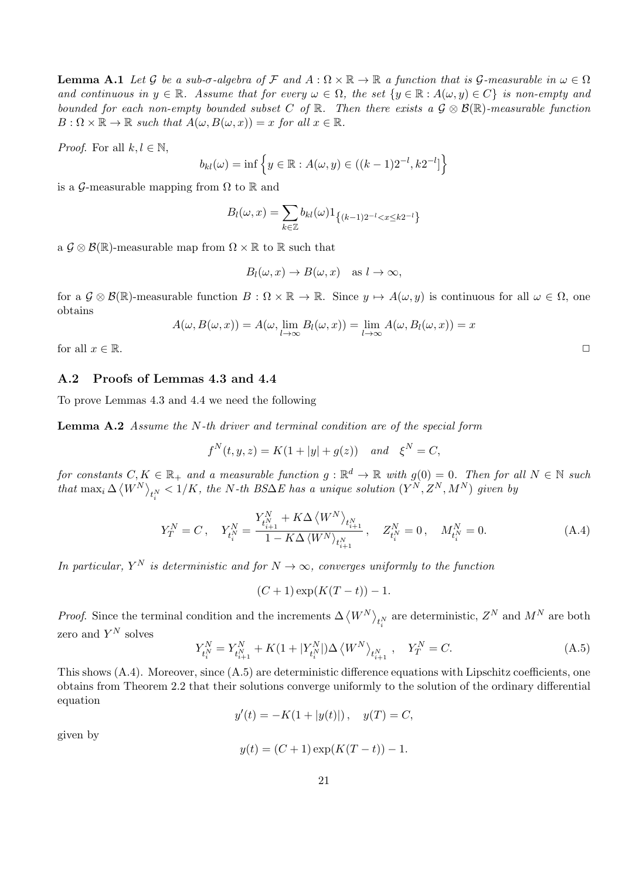**Lemma A.1** *Let $\mathcal{G}$ be a sub-$\sigma$-algebra of $\mathcal{F}$ and $A : \Omega \times \mathbb{R} \to \mathbb{R}$ a function that is $\mathcal{G}$-measurable in $\omega \in \Omega$ and continuous in $y \in \mathbb{R}$. Assume that for every $\omega \in \Omega$, the set $\{y \in \mathbb{R} : A(\omega, y) \in C\}$ is non-empty and bounded for each non-empty bounded subset $C$ of $\mathbb{R}$. Then there exists a $\mathcal{G} \otimes \mathcal{B}(\mathbb{R})$-measurable function $B : \Omega \times \mathbb{R} \to \mathbb{R}$ such that $A(\omega, B(\omega, x)) = x$ for all $x \in \mathbb{R}$.*

*Proof.* For all $k, l \in \mathbb{N}$,

$$b_{kl}(\omega) = \inf \left\{ y \in \mathbb{R} : A(\omega, y) \in ((k-1)2^{-l}, k2^{-l}] \right\}$$

is a $\mathcal{G}$-measurable mapping from $\Omega$ to $\mathbb{R}$ and

$$B_l(\omega, x) = \sum_{k \in \mathbb{Z}} b_{kl}(\omega) 1_{\left\{(k-1)2^{-l} < x \le k2^{-l}\right\}}$$

a $\mathcal{G} \otimes \mathcal{B}(\mathbb{R})$-measurable map from $\Omega \times \mathbb{R}$ to $\mathbb{R}$ such that

$$B_l(\omega, x) \to B(\omega, x) \quad \text{as } l \to \infty,$$

for a $\mathcal{G} \otimes \mathcal{B}(\mathbb{R})$-measurable function $B : \Omega \times \mathbb{R} \to \mathbb{R}$. Since $y \mapsto A(\omega, y)$ is continuous for all $\omega \in \Omega$, one obtains

$$A(\omega, B(\omega, x)) = A(\omega, \lim_{l \to \infty} B_l(\omega, x)) = \lim_{l \to \infty} A(\omega, B_l(\omega, x)) = x$$

for all $x \in \mathbb{R}$. □

## A.2 Proofs of Lemmas 4.3 and 4.4

To prove Lemmas 4.3 and 4.4 we need the following

**Lemma A.2** *Assume the $N$-th driver and terminal condition are of the special form*

$$f^N(t, y, z) = K(1 + |y| + g(z)) \quad \text{and} \quad \xi^N = C,$$

*for constants $C, K \in \mathbb{R}_+$ and a measurable function $g : \mathbb{R}^d \to \mathbb{R}$ with $g(0) = 0$. Then for all $N \in \mathbb{N}$ such that $\max_i \Delta \langle W^N \rangle_{t_i^N} < 1/K$, the $N$-th BS$\Delta$E has a unique solution $(Y^N, Z^N, M^N)$ given by*

$$Y_T^N = C, \quad Y_{t_i^N}^N = \frac{Y_{t_{i+1}^N}^N + K\Delta \langle W^N \rangle_{t_{i+1}^N}}{1 - K\Delta \langle W^N \rangle_{t_{i+1}^N}}, \quad Z_{t_i^N}^N = 0, \quad M_{t_i^N}^N = 0. \tag{A.4}$$

*In particular, $Y^N$ is deterministic and for $N \to \infty$, converges uniformly to the function*

$$(C + 1)\exp(K(T - t)) - 1.$$

*Proof.* Since the terminal condition and the increments $\Delta \langle W^N \rangle_{t_i^N}$ are deterministic, $Z^N$ and $M^N$ are both zero and $Y^N$ solves

$$Y_{t_i^N}^N = Y_{t_{i+1}^N}^N + K(1 + |Y_{t_i^N}^N|)\Delta \langle W^N \rangle_{t_{i+1}^N}, \quad Y_T^N = C. \tag{A.5}$$

This shows (A.4). Moreover, since (A.5) are deterministic difference equations with Lipschitz coefficients, one obtains from Theorem 2.2 that their solutions converge uniformly to the solution of the ordinary differential equation

$$y'(t) = -K(1 + |y(t)|), \quad y(T) = C,$$

given by

$$y(t) = (C + 1)\exp(K(T - t)) - 1.$$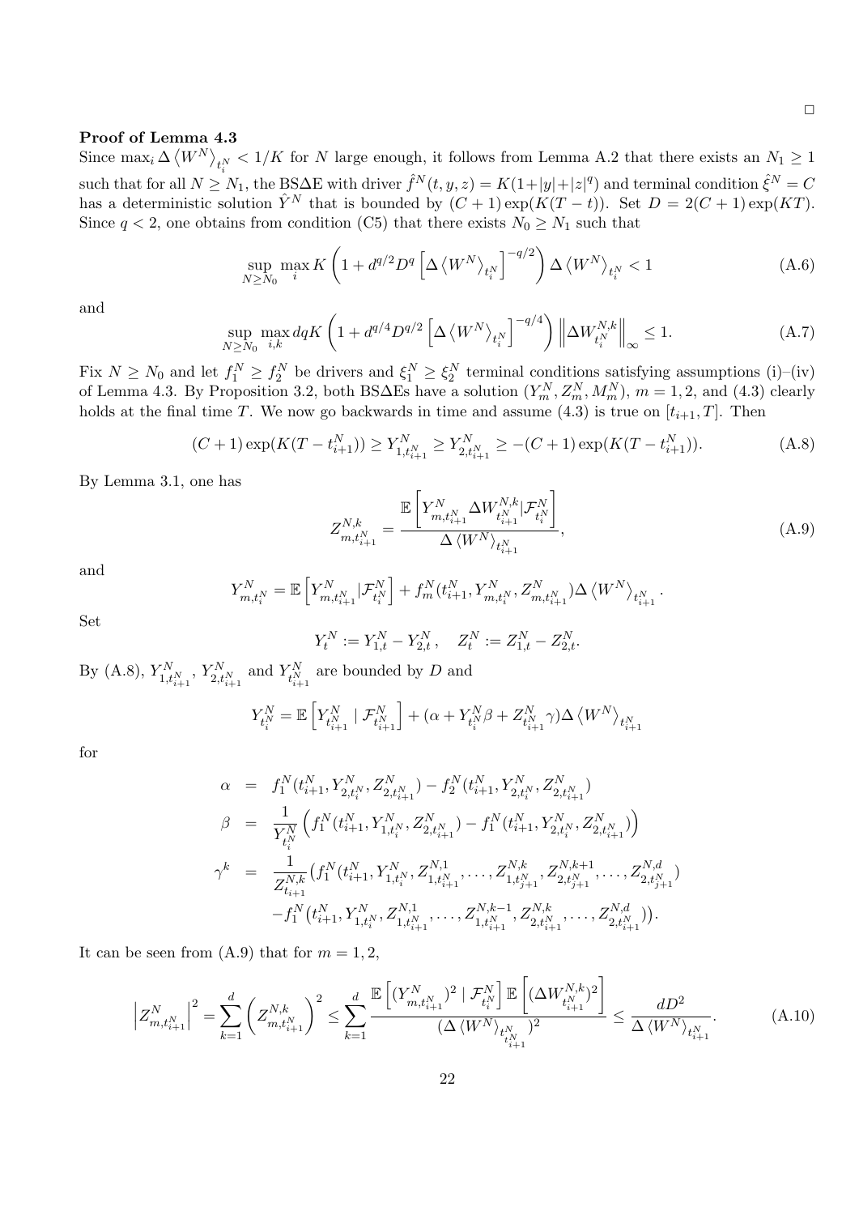□

**Proof of Lemma 4.3**

Since $\max_i \Delta \langle W^N \rangle_{t_i^N} < 1/K$ for $N$ large enough, it follows from Lemma A.2 that there exists an $N_1 \geq 1$ such that for all $N \geq N_1$, the BS$\Delta$E with driver $\hat{f}^N(t,y,z) = K(1+|y|+|z|^q)$ and terminal condition $\hat{\xi}^N = C$ has a deterministic solution $\hat{Y}^N$ that is bounded by $(C+1)\exp(K(T-t))$. Set $D = 2(C+1)\exp(KT)$. Since $q < 2$, one obtains from condition (C5) that there exists $N_0 \geq N_1$ such that

$$\sup_{N \geq N_0} \max_i K \left( 1 + d^{q/2} D^q \left[ \Delta \langle W^N \rangle_{t_i^N} \right]^{-q/2} \right) \Delta \langle W^N \rangle_{t_i^N} < 1 \tag{A.6}$$

and

$$\sup_{N \geq N_0} \max_{i,k} dqK \left( 1 + d^{q/4} D^{q/2} \left[ \Delta \langle W^N \rangle_{t_i^N} \right]^{-q/4} \right) \left\| \Delta W^{N,k}_{t_i^N} \right\|_\infty \leq 1. \tag{A.7}$$

Fix $N \geq N_0$ and let $f_1^N \geq f_2^N$ be drivers and $\xi_1^N \geq \xi_2^N$ terminal conditions satisfying assumptions (i)–(iv) of Lemma 4.3. By Proposition 3.2, both BS$\Delta$Es have a solution $(Y_m^N, Z_m^N, M_m^N)$, $m = 1,2$, and (4.3) clearly holds at the final time $T$. We now go backwards in time and assume (4.3) is true on $[t_{i+1}, T]$. Then

$$(C+1)\exp(K(T - t_{i+1}^N)) \geq Y^N_{1,t_{i+1}^N} \geq Y^N_{2,t_{i+1}^N} \geq -(C+1)\exp(K(T - t_{i+1}^N)). \tag{A.8}$$

By Lemma 3.1, one has

$$Z^{N,k}_{m,t_{i+1}^N} = \frac{\mathbb{E}\left[ Y^N_{m,t_{i+1}^N} \Delta W^{N,k}_{t_{i+1}^N} | \mathcal{F}^N_{t_i^N} \right]}{\Delta \langle W^N \rangle_{t_{i+1}^N}}, \tag{A.9}$$

and

$$Y^N_{m,t_i^N} = \mathbb{E}\left[ Y^N_{m,t_{i+1}^N} | \mathcal{F}^N_{t_i^N} \right] + f_m^N(t_{i+1}^N, Y^N_{m,t_i^N}, Z^N_{m,t_{i+1}^N}) \Delta \langle W^N \rangle_{t_{i+1}^N}.$$

Set

$$Y_t^N := Y_{1,t}^N - Y_{2,t}^N, \quad Z_t^N := Z_{1,t}^N - Z_{2,t}^N.$$

By (A.8), $Y^N_{1,t_{i+1}^N}$, $Y^N_{2,t_{i+1}^N}$ and $Y^N_{t_{i+1}^N}$ are bounded by $D$ and

$$Y^N_{t_i^N} = \mathbb{E}\left[ Y^N_{t_{i+1}^N} \mid \mathcal{F}^N_{t_{i+1}^N} \right] + (\alpha + Y^N_{t_i^N}\beta + Z^N_{t_{i+1}^N}\gamma) \Delta \langle W^N \rangle_{t_{i+1}^N}$$

for

$$\begin{aligned}
\alpha &= f_1^N(t_{i+1}^N, Y^N_{2,t_i^N}, Z^N_{2,t_{i+1}^N}) - f_2^N(t_{i+1}^N, Y^N_{2,t_i^N}, Z^N_{2,t_{i+1}^N}) \\
\beta &= \frac{1}{Y^N_{t_i^N}} \left( f_1^N(t_{i+1}^N, Y^N_{1,t_i^N}, Z^N_{2,t_{i+1}^N}) - f_1^N(t_{i+1}^N, Y^N_{2,t_i^N}, Z^N_{2,t_{i+1}^N}) \right) \\
\gamma^k &= \frac{1}{Z^{N,k}_{t_{i+1}}} \big( f_1^N(t_{i+1}^N, Y^N_{1,t_i^N}, Z^{N,1}_{1,t_{i+1}^N}, \dots, Z^{N,k}_{1,t_{j+1}^N}, Z^{N,k+1}_{2,t_{j+1}^N}, \dots, Z^{N,d}_{2,t_{j+1}^N}) \\
&\quad - f_1^N(t_{i+1}^N, Y^N_{1,t_i^N}, Z^{N,1}_{1,t_{i+1}^N}, \dots, Z^{N,k-1}_{1,t_{i+1}^N}, Z^{N,k}_{2,t_{i+1}^N}, \dots, Z^{N,d}_{2,t_{i+1}^N}) \big).
\end{aligned}$$

It can be seen from (A.9) that for $m = 1,2$,

$$\left| Z^N_{m,t_{i+1}^N} \right|^2 = \sum_{k=1}^d \left( Z^{N,k}_{m,t_{i+1}^N} \right)^2 \leq \sum_{k=1}^d \frac{\mathbb{E}\left[ (Y^N_{m,t_{i+1}^N})^2 \mid \mathcal{F}^N_{t_i^N} \right] \mathbb{E}\left[ (\Delta W^{N,k}_{t_{i+1}^N})^2 \right]}{(\Delta \langle W^N \rangle_{t_{t_{i+1}}^N})^2} \leq \frac{dD^2}{\Delta \langle W^N \rangle_{t_{i+1}^N}}. \tag{A.10}$$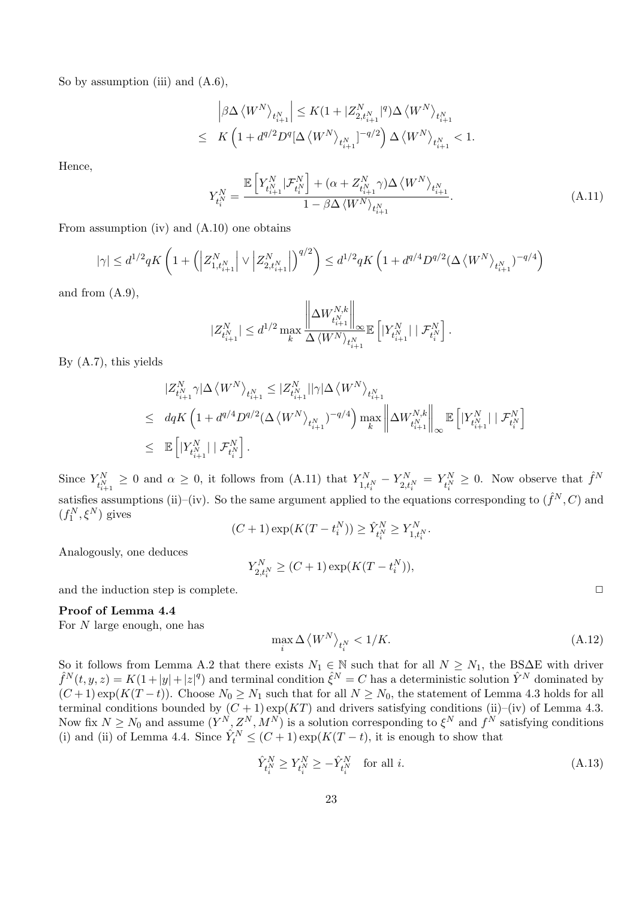So by assumption (iii) and (A.6),

$$
\begin{aligned}
& \left|\beta \Delta \left\langle W^N \right\rangle_{t_{i+1}^N}\right| \leq K(1+|Z_{2,t_{i+1}^N}^N|^q) \Delta \left\langle W^N \right\rangle_{t_{i+1}^N} \\
\leq \;\; & K\left(1+d^{q/2} D^q [\Delta \left\langle W^N \right\rangle_{t_{i+1}^N}]^{-q/2}\right) \Delta \left\langle W^N \right\rangle_{t_{i+1}^N} < 1.
\end{aligned}
$$

Hence,

$$
Y_{t_i^N}^N = \frac{\mathbb{E}\left[Y_{t_{i+1}^N}^N | \mathcal{F}_{t_i^N}^N\right] + (\alpha + Z_{t_{i+1}^N}^N \gamma) \Delta \left\langle W^N \right\rangle_{t_{i+1}^N}}{1 - \beta \Delta \left\langle W^N \right\rangle_{t_{i+1}^N}}. \tag{A.11}
$$

From assumption (iv) and (A.10) one obtains

$$
|\gamma| \leq d^{1/2} q K \left(1 + \left(\left|Z_{1,t_{i+1}^N}^N\right| \vee \left|Z_{2,t_{i+1}^N}^N\right|\right)^{q/2}\right) \leq d^{1/2} q K \left(1 + d^{q/4} D^{q/2} (\Delta \left\langle W^N \right\rangle_{t_{i+1}^N})^{-q/4}\right)
$$

and from (A.9),

$$
|Z_{t_{i+1}^N}^N| \leq d^{1/2} \max_k \frac{\left\|\Delta W_{t_{i+1}^N}^{N,k}\right\|_\infty}{\Delta \left\langle W^N \right\rangle_{t_{i+1}^N}} \mathbb{E}\left[|Y_{t_{i+1}^N}^N| \mid \mathcal{F}_{t_i^N}^N\right].
$$

By (A.7), this yields

$$
\begin{aligned}
& |Z_{t_{i+1}^N}^N \gamma| \Delta \left\langle W^N \right\rangle_{t_{i+1}^N} \leq |Z_{t_{i+1}^N}^N| |\gamma| \Delta \left\langle W^N \right\rangle_{t_{i+1}^N} \\
\leq \;\; & dqK \left(1 + d^{q/4} D^{q/2} (\Delta \left\langle W^N \right\rangle_{t_{i+1}^N})^{-q/4}\right) \max_k \left\|\Delta W_{t_{i+1}^N}^{N,k}\right\|_\infty \mathbb{E}\left[|Y_{t_{i+1}^N}^N| \mid \mathcal{F}_{t_i^N}^N\right] \\
\leq \;\; & \mathbb{E}\left[|Y_{t_{i+1}^N}^N| \mid \mathcal{F}_{t_i^N}^N\right].
\end{aligned}
$$

Since $Y_{t_{i+1}^N}^N \geq 0$ and $\alpha \geq 0$, it follows from (A.11) that $Y_{1,t_i^N}^N - Y_{2,t_i^N}^N = Y_{t_i^N}^N \geq 0$. Now observe that $\hat{f}^N$ satisfies assumptions (ii)–(iv). So the same argument applied to the equations corresponding to $(\hat{f}^N, C)$ and $(f_1^N, \xi^N)$ gives

$$
(C+1)\exp(K(T - t_i^N)) \geq \hat{Y}_{t_i^N}^N \geq Y_{1,t_i^N}^N.
$$

Analogously, one deduces

$$
Y_{2,t_i^N}^N \geq (C+1)\exp(K(T-t_i^N)),
$$

and the induction step is complete. □

**Proof of Lemma 4.4**

For $N$ large enough, one has

$$
\max_i \Delta \left\langle W^N \right\rangle_{t_i^N} < 1/K. \tag{A.12}
$$

So it follows from Lemma A.2 that there exists $N_1 \in \mathbb{N}$ such that for all $N \geq N_1$, the BS$\Delta$E with driver $\hat{f}^N(t,y,z) = K(1+|y|+|z|^q)$ and terminal condition $\hat{\xi}^N = C$ has a deterministic solution $\hat{Y}^N$ dominated by $(C+1)\exp(K(T-t))$. Choose $N_0 \geq N_1$ such that for all $N \geq N_0$, the statement of Lemma 4.3 holds for all terminal conditions bounded by $(C+1)\exp(KT)$ and drivers satisfying conditions (ii)–(iv) of Lemma 4.3. Now fix $N \geq N_0$ and assume $(Y^N, Z^N, M^N)$ is a solution corresponding to $\xi^N$ and $f^N$ satisfying conditions (i) and (ii) of Lemma 4.4. Since $\hat{Y}_t^N \leq (C+1)\exp(K(T-t))$, it is enough to show that

$$
\hat{Y}_{t_i^N}^N \geq Y_{t_i^N}^N \geq -\hat{Y}_{t_i^N}^N \quad \text{for all } i. \tag{A.13}
$$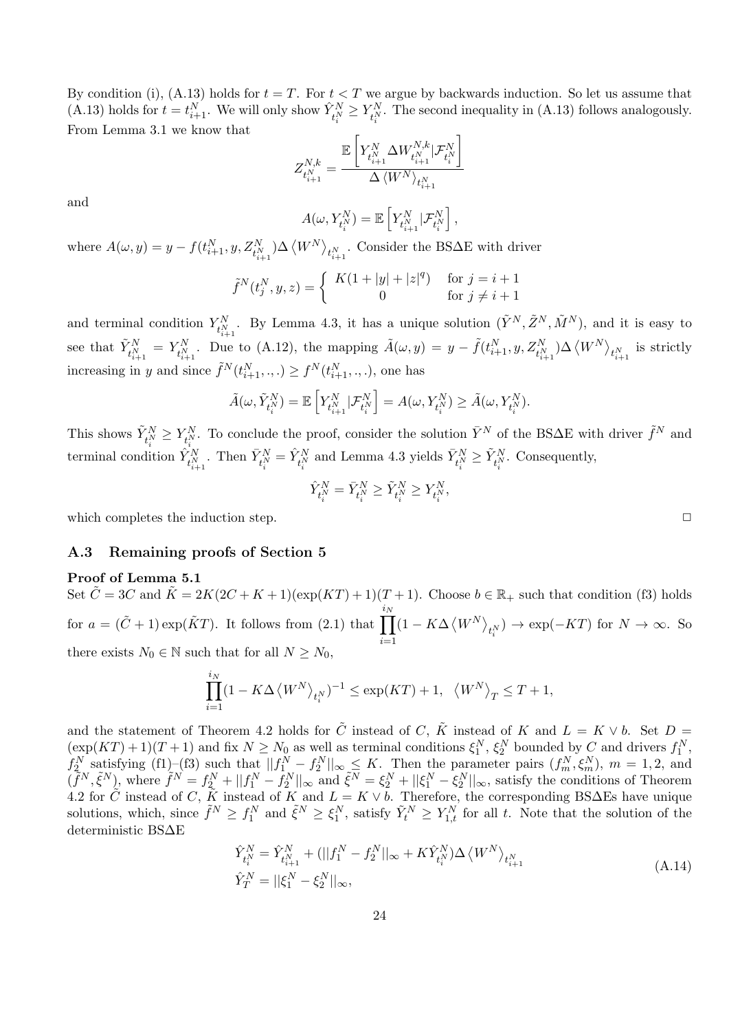By condition (i), (A.13) holds for $t = T$. For $t < T$ we argue by backwards induction. So let us assume that (A.13) holds for $t = t^N_{i+1}$. We will only show $\hat{Y}^N_{t^N_i} \geq Y^N_{t^N_i}$. The second inequality in (A.13) follows analogously. From Lemma 3.1 we know that

$$Z^{N,k}_{t^N_{i+1}} = \frac{\mathbb{E}\left[Y^N_{t^N_{i+1}} \Delta W^{N,k}_{t^N_{i+1}} | \mathcal{F}^N_{t^N_i}\right]}{\Delta \langle W^N \rangle_{t^N_{i+1}}}$$

and

$$A(\omega, Y^N_{t^N_i}) = \mathbb{E}\left[Y^N_{t^N_{i+1}} | \mathcal{F}^N_{t^N_i}\right],$$

where $A(\omega, y) = y - f(t^N_{i+1}, y, Z^N_{t^N_{i+1}}) \Delta \langle W^N \rangle_{t^N_{i+1}}$. Consider the BS$\Delta$E with driver

$$\tilde{f}^N(t^N_j, y, z) = \begin{cases} K(1 + |y| + |z|^q) & \text{for } j = i+1 \\ 0 & \text{for } j \neq i+1 \end{cases}$$

and terminal condition $Y^N_{t^N_{i+1}}$. By Lemma 4.3, it has a unique solution $(\tilde{Y}^N, \tilde{Z}^N, \tilde{M}^N)$, and it is easy to see that $\tilde{Y}^N_{t^N_{i+1}} = Y^N_{t^N_{i+1}}$. Due to (A.12), the mapping $\tilde{A}(\omega, y) = y - \tilde{f}(t^N_{i+1}, y, Z^N_{t^N_{i+1}}) \Delta \langle W^N \rangle_{t^N_{i+1}}$ is strictly increasing in $y$ and since $\tilde{f}^N(t^N_{i+1}, ., .) \geq f^N(t^N_{i+1}, ., .)$, one has

$$\tilde{A}(\omega, \tilde{Y}^N_{t^N_i}) = \mathbb{E}\left[Y^N_{t^N_{i+1}} | \mathcal{F}^N_{t^N_i}\right] = A(\omega, Y^N_{t^N_i}) \geq \tilde{A}(\omega, Y^N_{t^N_i}).$$

This shows $\tilde{Y}^N_{t^N_i} \geq Y^N_{t^N_i}$. To conclude the proof, consider the solution $\bar{Y}^N$ of the BS$\Delta$E with driver $\tilde{f}^N$ and terminal condition $\hat{Y}^N_{t^N_{i+1}}$. Then $\bar{Y}^N_{t^N_i} = \hat{Y}^N_{t^N_i}$ and Lemma 4.3 yields $\bar{Y}^N_{t^N_i} \geq \tilde{Y}^N_{t^N_i}$. Consequently,

$$\hat{Y}^N_{t^N_i} = \bar{Y}^N_{t^N_i} \geq \tilde{Y}^N_{t^N_i} \geq Y^N_{t^N_i},$$

which completes the induction step. □

### A.3 Remaining proofs of Section 5

**Proof of Lemma 5.1**

Set $\tilde{C} = 3C$ and $\tilde{K} = 2K(2C + K + 1)(\exp(KT) + 1)(T + 1)$. Choose $b \in \mathbb{R}_+$ such that condition (f3) holds for $a = (\tilde{C} + 1)\exp(\tilde{K}T)$. It follows from (2.1) that $\prod_{i=1}^{i_N}(1 - K\Delta \langle W^N \rangle_{t^N_i}) \to \exp(-KT)$ for $N \to \infty$. So there exists $N_0 \in \mathbb{N}$ such that for all $N \geq N_0$,

$$\prod_{i=1}^{i_N}(1 - K\Delta \langle W^N \rangle_{t^N_i})^{-1} \leq \exp(KT) + 1, \quad \langle W^N \rangle_T \leq T + 1,$$

and the statement of Theorem 4.2 holds for $\tilde{C}$ instead of $C$, $\tilde{K}$ instead of $K$ and $L = K \vee b$. Set $D = (\exp(KT) + 1)(T + 1)$ and fix $N \geq N_0$ as well as terminal conditions $\xi^N_1$, $\xi^N_2$ bounded by $C$ and drivers $f^N_1$, $f^N_2$ satisfying (f1)–(f3) such that $||f^N_1 - f^N_2||_\infty \leq K$. Then the parameter pairs $(f^N_m, \xi^N_m)$, $m = 1, 2$, and $(\tilde{f}^N, \tilde{\xi}^N)$, where $\tilde{f}^N = f^N_2 + ||f^N_1 - f^N_2||_\infty$ and $\tilde{\xi}^N = \xi^N_2 + ||\xi^N_1 - \xi^N_2||_\infty$, satisfy the conditions of Theorem 4.2 for $\tilde{C}$ instead of $C$, $\tilde{K}$ instead of $K$ and $L = K \vee b$. Therefore, the corresponding BS$\Delta$Es have unique solutions, which, since $\tilde{f}^N \geq f^N_1$ and $\tilde{\xi}^N \geq \xi^N_1$, satisfy $\tilde{Y}^N_t \geq Y^N_{1,t}$ for all $t$. Note that the solution of the deterministic BS$\Delta$E

$$\begin{aligned} \hat{Y}^N_{t^N_i} &= \hat{Y}^N_{t^N_{i+1}} + (||f^N_1 - f^N_2||_\infty + K\hat{Y}^N_{t^N_i})\Delta \langle W^N \rangle_{t^N_{i+1}} \\ \hat{Y}^N_T &= ||\xi^N_1 - \xi^N_2||_\infty, \end{aligned} \tag{A.14}$$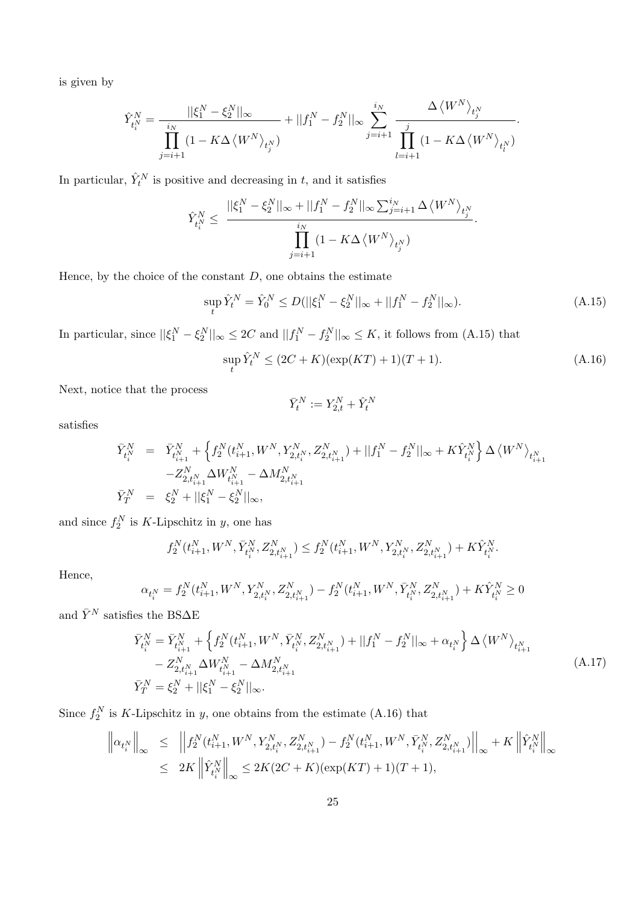is given by

$$\hat{Y}^N_{t^N_i} = \frac{||\xi^N_1 - \xi^N_2||_\infty}{\prod_{j=i+1}^{i_N} (1 - K\Delta \left\langle W^N \right\rangle_{t^N_j})} + ||f^N_1 - f^N_2||_\infty \sum_{j=i+1}^{i_N} \frac{\Delta \left\langle W^N \right\rangle_{t^N_j}}{\prod_{l=i+1}^{j} (1 - K\Delta \left\langle W^N \right\rangle_{t^N_l})}.$$

In particular, $\hat{Y}^N_t$ is positive and decreasing in $t$, and it satisfies

$$\hat{Y}^N_{t^N_i} \leq \frac{||\xi^N_1 - \xi^N_2||_\infty + ||f^N_1 - f^N_2||_\infty \sum_{j=i+1}^{i_N} \Delta \left\langle W^N \right\rangle_{t^N_j}}{\prod_{j=i+1}^{i_N} (1 - K\Delta \left\langle W^N \right\rangle_{t^N_j})}.$$

Hence, by the choice of the constant $D$, one obtains the estimate

$$\sup_t \hat{Y}^N_t = \hat{Y}^N_0 \leq D(||\xi^N_1 - \xi^N_2||_\infty + ||f^N_1 - f^N_2||_\infty). \tag{A.15}$$

In particular, since $||\xi^N_1 - \xi^N_2||_\infty \leq 2C$ and $||f^N_1 - f^N_2||_\infty \leq K$, it follows from (A.15) that

$$\sup_t \hat{Y}^N_t \leq (2C + K)(\exp(KT) + 1)(T + 1). \tag{A.16}$$

Next, notice that the process

$$\bar{Y}^N_t := Y^N_{2,t} + \hat{Y}^N_t$$

satisfies

$$\begin{aligned}
\bar{Y}^N_{t^N_i} &= \bar{Y}^N_{t^N_{i+1}} + \left\{ f^N_2(t^N_{i+1}, W^N, Y^N_{2,t^N_i}, Z^N_{2,t^N_{i+1}}) + ||f^N_1 - f^N_2||_\infty + K\hat{Y}^N_{t^N_i} \right\} \Delta \left\langle W^N \right\rangle_{t^N_{i+1}} \\
&\quad - Z^N_{2,t^N_{i+1}} \Delta W^N_{t^N_{i+1}} - \Delta M^N_{2,t^N_{i+1}} \\
\bar{Y}^N_T &= \xi^N_2 + ||\xi^N_1 - \xi^N_2||_\infty,
\end{aligned}$$

and since $f^N_2$ is $K$-Lipschitz in $y$, one has

$$f^N_2(t^N_{i+1}, W^N, \bar{Y}^N_{t^N_i}, Z^N_{2,t^N_{i+1}}) \leq f^N_2(t^N_{i+1}, W^N, Y^N_{2,t^N_i}, Z^N_{2,t^N_{i+1}}) + K\hat{Y}^N_{t^N_i}.$$

Hence,

$$\alpha_{t^N_i} = f^N_2(t^N_{i+1}, W^N, Y^N_{2,t^N_i}, Z^N_{2,t^N_{i+1}}) - f^N_2(t^N_{i+1}, W^N, \bar{Y}^N_{t^N_i}, Z^N_{2,t^N_{i+1}}) + K\hat{Y}^N_{t^N_i} \geq 0$$

and $\bar{Y}^N$ satisfies the BS$\Delta$E

$$\begin{aligned}
\bar{Y}^N_{t^N_i} &= \bar{Y}^N_{t^N_{i+1}} + \left\{ f^N_2(t^N_{i+1}, W^N, \bar{Y}^N_{t^N_i}, Z^N_{2,t^N_{i+1}}) + ||f^N_1 - f^N_2||_\infty + \alpha_{t^N_i} \right\} \Delta \left\langle W^N \right\rangle_{t^N_{i+1}} \\
&\quad - Z^N_{2,t^N_{i+1}} \Delta W^N_{t^N_{i+1}} - \Delta M^N_{2,t^N_{i+1}} \\
\bar{Y}^N_T &= \xi^N_2 + ||\xi^N_1 - \xi^N_2||_\infty.
\end{aligned} \tag{A.17}$$

Since $f^N_2$ is $K$-Lipschitz in $y$, one obtains from the estimate (A.16) that

$$\begin{aligned}
\left\| \alpha_{t^N_i} \right\|_\infty &\leq \left\| f^N_2(t^N_{i+1}, W^N, Y^N_{2,t^N_i}, Z^N_{2,t^N_{i+1}}) - f^N_2(t^N_{i+1}, W^N, \bar{Y}^N_{t^N_i}, Z^N_{2,t^N_{i+1}}) \right\|_\infty + K \left\| \hat{Y}^N_{t^N_i} \right\|_\infty \\
&\leq 2K \left\| \hat{Y}^N_{t^N_i} \right\|_\infty \leq 2K(2C + K)(\exp(KT) + 1)(T + 1),
\end{aligned}$$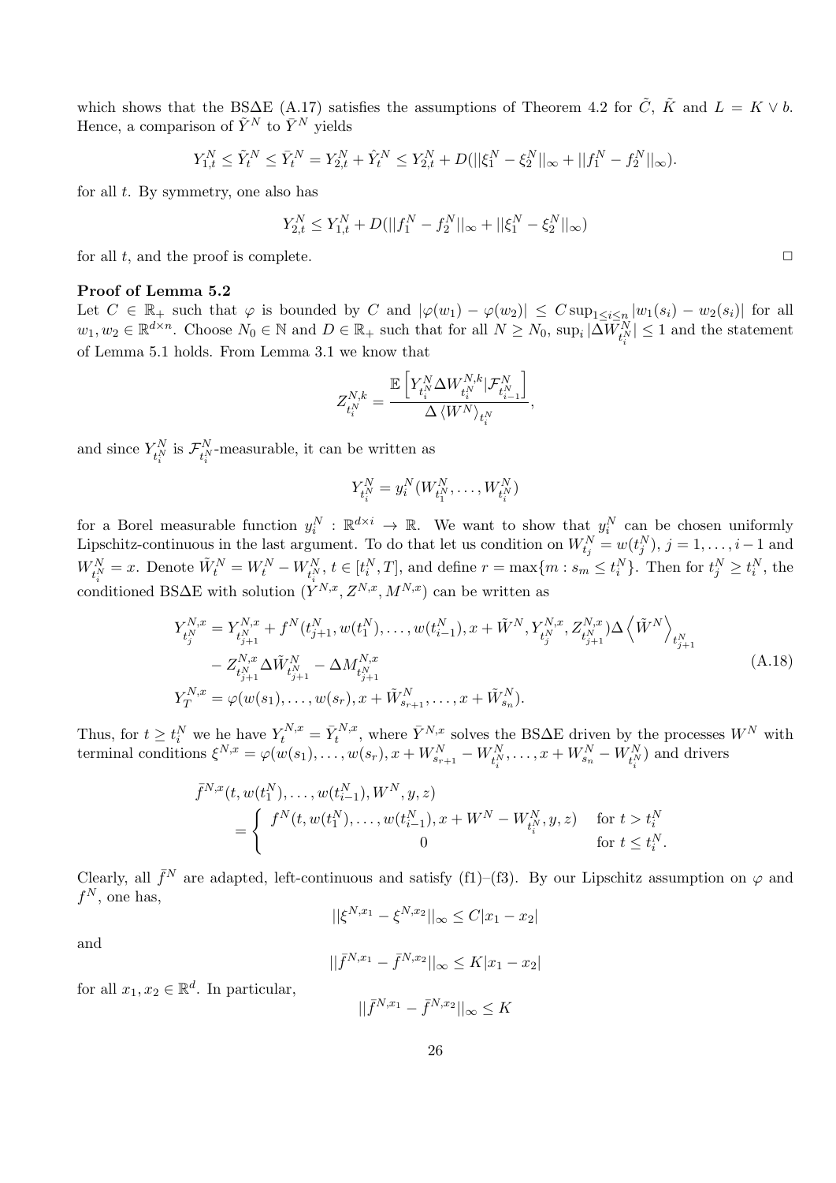which shows that the BS$\Delta$E (A.17) satisfies the assumptions of Theorem 4.2 for $\tilde{C}$, $\tilde{K}$ and $L = K \vee b$. Hence, a comparison of $\tilde{Y}^N$ to $\bar{Y}^N$ yields

$$Y^N_{1,t} \le \tilde{Y}^N_t \le \bar{Y}^N_t = Y^N_{2,t} + \hat{Y}^N_t \le Y^N_{2,t} + D(||\xi^N_1 - \xi^N_2||_\infty + ||f^N_1 - f^N_2||_\infty).$$

for all $t$. By symmetry, one also has

$$Y^N_{2,t} \le Y^N_{1,t} + D(||f^N_1 - f^N_2||_\infty + ||\xi^N_1 - \xi^N_2||_\infty)$$

for all $t$, and the proof is complete. $\square$

**Proof of Lemma 5.2**

Let $C \in \mathbb{R}_+$ such that $\varphi$ is bounded by $C$ and $|\varphi(w_1) - \varphi(w_2)| \le C \sup_{1 \le i \le n} |w_1(s_i) - w_2(s_i)|$ for all $w_1, w_2 \in \mathbb{R}^{d \times n}$. Choose $N_0 \in \mathbb{N}$ and $D \in \mathbb{R}_+$ such that for all $N \ge N_0$, $\sup_i |\Delta W^N_{t^N_i}| \le 1$ and the statement of Lemma 5.1 holds. From Lemma 3.1 we know that

$$Z^{N,k}_{t^N_i} = \frac{\mathbb{E}\left[Y^N_{t^N_i} \Delta W^{N,k}_{t^N_i} | \mathcal{F}^N_{t^N_{i-1}}\right]}{\Delta \left\langle W^N \right\rangle_{t^N_i}},$$

and since $Y^N_{t^N_i}$ is $\mathcal{F}^N_{t^N_i}$-measurable, it can be written as

$$Y^N_{t^N_i} = y^N_i(W^N_{t^N_1}, \dots, W^N_{t^N_i})$$

for a Borel measurable function $y^N_i : \mathbb{R}^{d \times i} \to \mathbb{R}$. We want to show that $y^N_i$ can be chosen uniformly Lipschitz-continuous in the last argument. To do that let us condition on $W^N_{t^N_j} = w(t^N_j)$, $j = 1, \dots, i-1$ and $W^N_{t^N_i} = x$. Denote $\tilde{W}^N_t = W^N_t - W^N_{t^N_i}$, $t \in [t^N_i, T]$, and define $r = \max\{m : s_m \le t^N_i\}$. Then for $t^N_j \ge t^N_i$, the conditioned BS$\Delta$E with solution $(Y^{N,x}, Z^{N,x}, M^{N,x})$ can be written as

$$\begin{aligned}
Y^{N,x}_{t^N_j} &= Y^{N,x}_{t^N_{j+1}} + f^N(t^N_{j+1}, w(t^N_1), \dots, w(t^N_{i-1}), x + \tilde{W}^N, Y^{N,x}_{t^N_j}, Z^{N,x}_{t^N_{j+1}}) \Delta \left\langle \tilde{W}^N \right\rangle_{t^N_{j+1}} \\
&\quad - Z^{N,x}_{t^N_{j+1}} \Delta \tilde{W}^N_{t^N_{j+1}} - \Delta M^{N,x}_{t^N_{j+1}} \\
Y^{N,x}_T &= \varphi(w(s_1), \dots, w(s_r), x + \tilde{W}^N_{s_{r+1}}, \dots, x + \tilde{W}^N_{s_n}).
\end{aligned} \tag{A.18}$$

Thus, for $t \ge t^N_i$ we he have $Y^{N,x}_t = \bar{Y}^{N,x}_t$, where $\bar{Y}^{N,x}$ solves the BS$\Delta$E driven by the processes $W^N$ with terminal conditions $\xi^{N,x} = \varphi(w(s_1), \dots, w(s_r), x + W^N_{s_{r+1}} - W^N_{t^N_i}, \dots, x + W^N_{s_n} - W^N_{t^N_i})$ and drivers

$$\begin{aligned}
&\bar{f}^{N,x}(t, w(t^N_1), \dots, w(t^N_{i-1}), W^N, y, z) \\
&\quad = \begin{cases} f^N(t, w(t^N_1), \dots, w(t^N_{i-1}), x + W^N - W^N_{t^N_i}, y, z) & \text{for } t > t^N_i \\ 0 & \text{for } t \le t^N_i. \end{cases}
\end{aligned}$$

Clearly, all $\bar{f}^N$ are adapted, left-continuous and satisfy (f1)–(f3). By our Lipschitz assumption on $\varphi$ and $f^N$, one has,

$$||\xi^{N,x_1} - \xi^{N,x_2}||_\infty \le C|x_1 - x_2|$$

and

$$||\bar{f}^{N,x_1} - \bar{f}^{N,x_2}||_\infty \le K|x_1 - x_2|$$

for all $x_1, x_2 \in \mathbb{R}^d$. In particular,

$$||\bar{f}^{N,x_1} - \bar{f}^{N,x_2}||_\infty \le K$$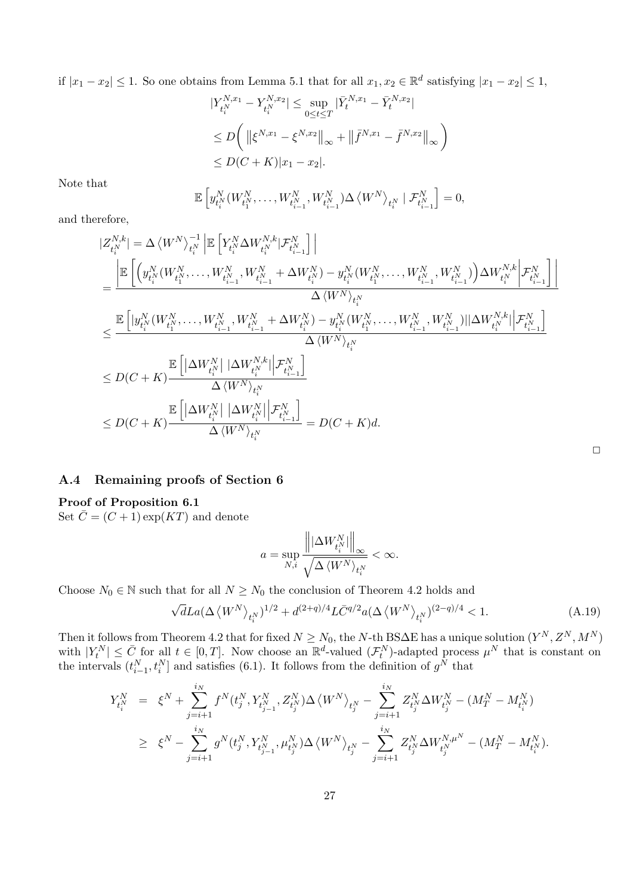if $|x_1 - x_2| \le 1$. So one obtains from Lemma 5.1 that for all $x_1, x_2 \in \mathbb{R}^d$ satisfying $|x_1 - x_2| \le 1$,

$$
\begin{aligned}
|Y^{N,x_1}_{t^N_i} - Y^{N,x_2}_{t^N_i}| &\le \sup_{0 \le t \le T} |\bar{Y}^{N,x_1}_t - \bar{Y}^{N,x_2}_t| \\
&\le D\bigg( \left\| \xi^{N,x_1} - \xi^{N,x_2} \right\|_\infty + \left\| \bar{f}^{N,x_1} - \bar{f}^{N,x_2} \right\|_\infty \bigg) \\
&\le D(C+K)|x_1 - x_2|.
\end{aligned}
$$

Note that

$$
\mathbb{E}\left[ y^N_{t^N_i}(W^N_{t^N_1}, \dots, W^N_{t^N_{i-1}}, W^N_{t^N_{i-1}}) \Delta \left\langle W^N \right\rangle_{t^N_i} \mid \mathcal{F}^N_{t^N_{i-1}} \right] = 0,
$$

and therefore,

$$
\begin{aligned}
|Z^{N,k}_{t^N_i}| &= \Delta \left\langle W^N \right\rangle^{-1}_{t^N_i} \left| \mathbb{E}\left[ Y^N_{t^N_i} \Delta W^{N,k}_{t^N_i} | \mathcal{F}^N_{t^N_{i-1}} \right] \right| \\
&= \frac{\left| \mathbb{E}\left[ \left( y^N_{t^N_i}(W^N_{t^N_1}, \dots, W^N_{t^N_{i-1}}, W^N_{t^N_{i-1}} + \Delta W^N_{t^N_i}) - y^N_{t^N_i}(W^N_{t^N_1}, \dots, W^N_{t^N_{i-1}}, W^N_{t^N_{i-1}}) \right) \Delta W^{N,k}_{t^N_i} \middle| \mathcal{F}^N_{t^N_{i-1}} \right] \right|}{\Delta \left\langle W^N \right\rangle_{t^N_i}} \\
&\le \frac{\mathbb{E}\left[ |y^N_{t^N_i}(W^N_{t^N_1}, \dots, W^N_{t^N_{i-1}}, W^N_{t^N_{i-1}} + \Delta W^N_{t^N_i}) - y^N_{t^N_i}(W^N_{t^N_1}, \dots, W^N_{t^N_{i-1}}, W^N_{t^N_{i-1}})| |\Delta W^{N,k}_{t^N_i}| \middle| \mathcal{F}^N_{t^N_{i-1}} \right]}{\Delta \left\langle W^N \right\rangle_{t^N_i}} \\
&\le D(C+K) \frac{\mathbb{E}\left[ \left|\Delta W^N_{t^N_i}\right| \, \left|\Delta W^{N,k}_{t^N_i}\right| \middle| \mathcal{F}^N_{t^N_{i-1}} \right]}{\Delta \left\langle W^N \right\rangle_{t^N_i}} \\
&\le D(C+K) \frac{\mathbb{E}\left[ \left|\Delta W^N_{t^N_i}\right| \, \left|\Delta W^N_{t^N_i}\right| \middle| \mathcal{F}^N_{t^N_{i-1}} \right]}{\Delta \left\langle W^N \right\rangle_{t^N_i}} = D(C+K)d.
\end{aligned}
$$

□

### A.4 Remaining proofs of Section 6

**Proof of Proposition 6.1**

Set $\bar{C} = (C+1)\exp(KT)$ and denote

$$
a = \sup_{N,i} \frac{\left\| |\Delta W^N_{t^N_i}| \right\|_\infty}{\sqrt{\Delta \left\langle W^N \right\rangle_{t^N_i}}} < \infty.
$$

Choose $N_0 \in \mathbb{N}$ such that for all $N \ge N_0$ the conclusion of Theorem 4.2 holds and

$$
\sqrt{d} L a (\Delta \left\langle W^N \right\rangle_{t^N_i})^{1/2} + d^{(2+q)/4} L \bar{C}^{q/2} a (\Delta \left\langle W^N \right\rangle_{t^N_i})^{(2-q)/4} < 1. \tag{A.19}
$$

Then it follows from Theorem 4.2 that for fixed $N \ge N_0$, the $N$-th BS$\Delta$E has a unique solution $(Y^N, Z^N, M^N)$ with $|Y^N_t| \le \bar{C}$ for all $t \in [0,T]$. Now choose an $\mathbb{R}^d$-valued $(\mathcal{F}^N_t)$-adapted process $\mu^N$ that is constant on the intervals $(t^N_{i-1}, t^N_i]$ and satisfies (6.1). It follows from the definition of $g^N$ that

$$
\begin{aligned}
Y^N_{t^N_i} &= \xi^N + \sum_{j=i+1}^{i_N} f^N(t^N_j, Y^N_{t^N_{j-1}}, Z^N_{t^N_j}) \Delta \left\langle W^N \right\rangle_{t^N_j} - \sum_{j=i+1}^{i_N} Z^N_{t^N_j} \Delta W^N_{t^N_j} - (M^N_T - M^N_{t^N_i}) \\
&\ge \xi^N - \sum_{j=i+1}^{i_N} g^N(t^N_j, Y^N_{t^N_{j-1}}, \mu^N_{t^N_j}) \Delta \left\langle W^N \right\rangle_{t^N_j} - \sum_{j=i+1}^{i_N} Z^N_{t^N_j} \Delta W^{N,\mu^N}_{t^N_j} - (M^N_T - M^N_{t^N_i}).
\end{aligned}
$$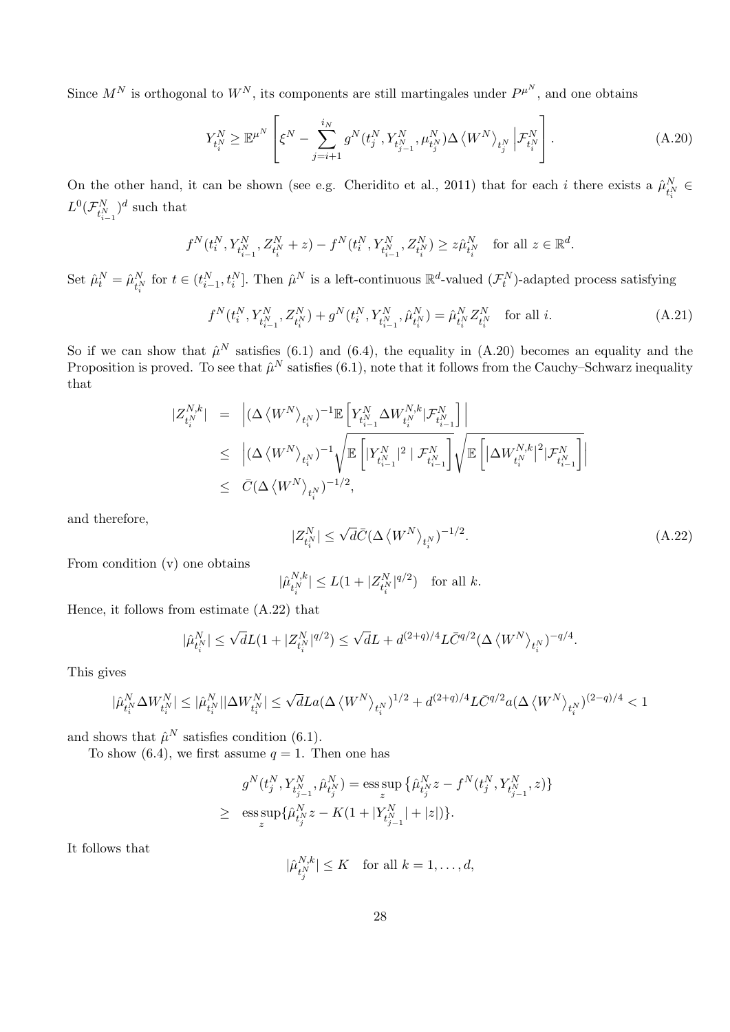Since $M^N$ is orthogonal to $W^N$, its components are still martingales under $P^{\mu^N}$, and one obtains

$$
Y^N_{t^N_i} \geq \mathbb{E}^{\mu^N}\left[\xi^N - \sum_{j=i+1}^{i_N} g^N(t^N_j, Y^N_{t^N_{j-1}}, \mu^N_{t^N_j}) \Delta \left\langle W^N \right\rangle_{t^N_j} \middle| \mathcal{F}^N_{t^N_i}\right]. \tag{A.20}
$$

On the other hand, it can be shown (see e.g. Cheridito et al., 2011) that for each $i$ there exists a $\hat{\mu}^N_{t^N_i} \in L^0(\mathcal{F}^N_{t^N_{i-1}})^d$ such that

$$
f^N(t^N_i, Y^N_{t^N_{i-1}}, Z^N_{t^N_i} + z) - f^N(t^N_i, Y^N_{t^N_{i-1}}, Z^N_{t^N_i}) \geq z \hat{\mu}^N_{t^N_i} \quad \text{for all } z \in \mathbb{R}^d.
$$

Set $\hat{\mu}^N_t = \hat{\mu}^N_{t^N_i}$ for $t \in (t^N_{i-1}, t^N_i]$. Then $\hat{\mu}^N$ is a left-continuous $\mathbb{R}^d$-valued $(\mathcal{F}^N_t)$-adapted process satisfying

$$
f^N(t^N_i, Y^N_{t^N_{i-1}}, Z^N_{t^N_i}) + g^N(t^N_i, Y^N_{t^N_{i-1}}, \hat{\mu}^N_{t^N_i}) = \hat{\mu}^N_{t^N_i} Z^N_{t^N_i} \quad \text{for all } i. \tag{A.21}
$$

So if we can show that $\hat{\mu}^N$ satisfies (6.1) and (6.4), the equality in (A.20) becomes an equality and the Proposition is proved. To see that $\hat{\mu}^N$ satisfies (6.1), note that it follows from the Cauchy–Schwarz inequality that

$$
\begin{aligned}
|Z^{N,k}_{t^N_i}| &= \left| (\Delta \left\langle W^N \right\rangle_{t^N_i})^{-1} \mathbb{E}\left[ Y^N_{t^N_{i-1}} \Delta W^{N,k}_{t^N_i} | \mathcal{F}^N_{t^N_{i-1}} \right] \right| \\
&\leq \left| (\Delta \left\langle W^N \right\rangle_{t^N_i})^{-1} \sqrt{\mathbb{E}\left[ |Y^N_{t^N_{i-1}}|^2 \mid \mathcal{F}^N_{t^N_{i-1}} \right]} \sqrt{\mathbb{E}\left[ \left|\Delta W^{N,k}_{t^N_i}\right|^2 | \mathcal{F}^N_{t^N_{i-1}} \right]} \right| \\
&\leq \bar{C} (\Delta \left\langle W^N \right\rangle_{t^N_i})^{-1/2},
\end{aligned}
$$

and therefore,

$$
|Z^N_{t^N_i}| \leq \sqrt{d} \bar{C} (\Delta \left\langle W^N \right\rangle_{t^N_i})^{-1/2}. \tag{A.22}
$$

From condition (v) one obtains

$$
|\hat{\mu}^{N,k}_{t^N_i}| \leq L(1 + |Z^N_{t^N_i}|^{q/2}) \quad \text{for all } k.
$$

Hence, it follows from estimate (A.22) that

$$
|\hat{\mu}^N_{t^N_i}| \leq \sqrt{d} L(1 + |Z^N_{t^N_i}|^{q/2}) \leq \sqrt{d} L + d^{(2+q)/4} L \bar{C}^{q/2} (\Delta \left\langle W^N \right\rangle_{t^N_i})^{-q/4}.
$$

This gives

$$
|\hat{\mu}^N_{t^N_i} \Delta W^N_{t^N_i}| \leq |\hat{\mu}^N_{t^N_i}| |\Delta W^N_{t^N_i}| \leq \sqrt{d} L a (\Delta \left\langle W^N \right\rangle_{t^N_i})^{1/2} + d^{(2+q)/4} L \bar{C}^{q/2} a (\Delta \left\langle W^N \right\rangle_{t^N_i})^{(2-q)/4} < 1
$$

and shows that $\hat{\mu}^N$ satisfies condition (6.1).

To show (6.4), we first assume $q = 1$. Then one has

$$
\begin{aligned}
& g^N(t^N_j, Y^N_{t^N_{j-1}}, \hat{\mu}^N_{t^N_j}) = \operatorname*{ess\,sup}_z \{ \hat{\mu}^N_{t^N_j} z - f^N(t^N_j, Y^N_{t^N_{j-1}}, z) \} \\
\geq & \operatorname*{ess\,sup}_z \{ \hat{\mu}^N_{t^N_j} z - K(1 + |Y^N_{t^N_{j-1}}| + |z|) \}.
\end{aligned}
$$

It follows that

$$
|\hat{\mu}^{N,k}_{t^N_j}| \leq K \quad \text{for all } k = 1, \ldots, d,
$$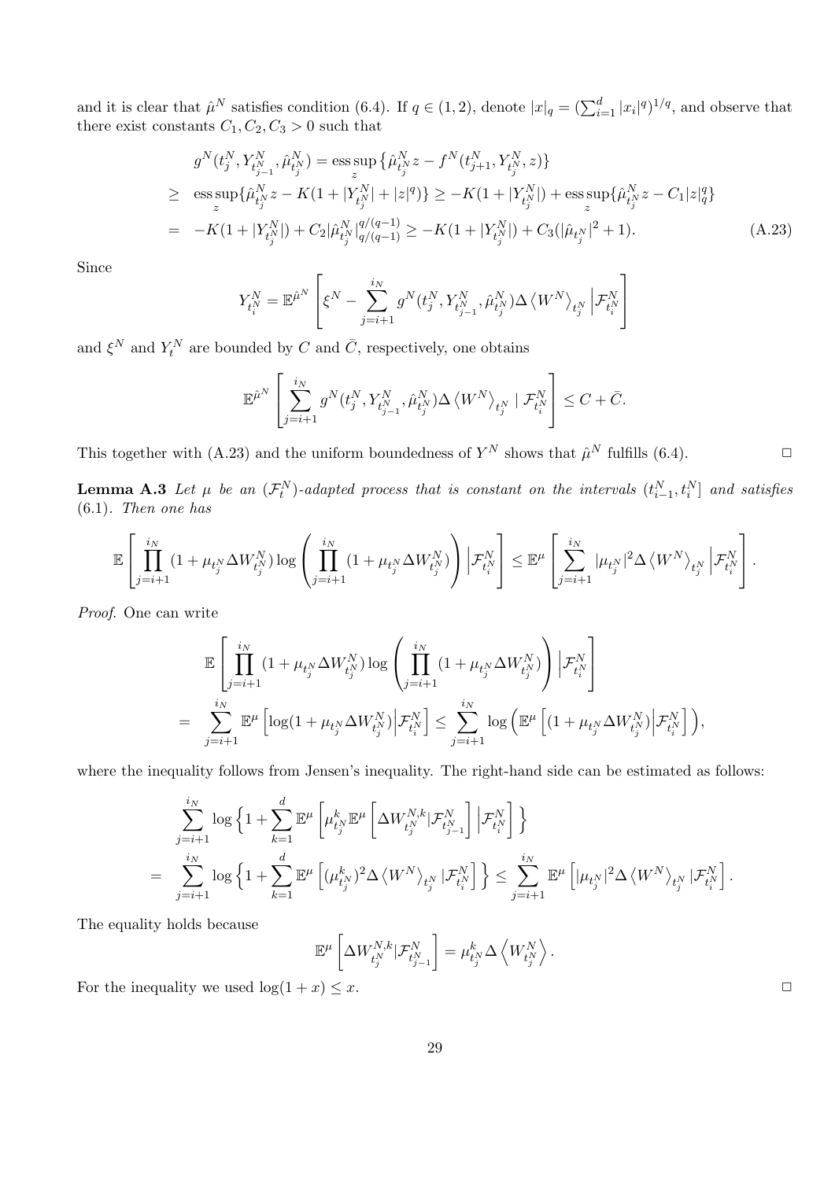and it is clear that $\hat{\mu}^N$ satisfies condition (6.4). If $q \in (1,2)$, denote $|x|_q = (\sum_{i=1}^d |x_i|^q)^{1/q}$, and observe that there exist constants $C_1, C_2, C_3 > 0$ such that

$$
\begin{aligned}
& g^N(t_j^N, Y^N_{t^N_{j-1}}, \hat{\mu}^N_{t_j^N}) = \operatorname*{ess\,sup}_z \left\{ \hat{\mu}^N_{t_j^N} z - f^N(t^N_{j+1}, Y^N_{t_j^N}, z) \right\} \\
\geq \; & \operatorname*{ess\,sup}_z \{ \hat{\mu}^N_{t_j^N} z - K(1 + |Y^N_{t_j^N}| + |z|^q) \} \geq -K(1 + |Y^N_{t_j^N}|) + \operatorname*{ess\,sup}_z \{ \hat{\mu}^N_{t_j^N} z - C_1 |z|_q^q \} \\
= \; & -K(1 + |Y^N_{t_j^N}|) + C_2 |\hat{\mu}^N_{t_j^N}|^{q/(q-1)}_{q/(q-1)} \geq -K(1 + |Y^N_{t_j^N}|) + C_3 (|\hat{\mu}_{t_j^N}|^2 + 1).
\end{aligned}
\tag{A.23}
$$

Since

$$
Y^N_{t_i^N} = \mathbb{E}^{\hat{\mu}^N} \left[ \xi^N - \sum_{j=i+1}^{i_N} g^N(t_j^N, Y^N_{t^N_{j-1}}, \hat{\mu}^N_{t_j^N}) \Delta \left\langle W^N \right\rangle_{t_j^N} \Big| \mathcal{F}^N_{t_i^N} \right]
$$

and $\xi^N$ and $Y^N_t$ are bounded by $C$ and $\bar{C}$, respectively, one obtains

$$
\mathbb{E}^{\hat{\mu}^N} \left[ \sum_{j=i+1}^{i_N} g^N(t_j^N, Y^N_{t^N_{j-1}}, \hat{\mu}^N_{t_j^N}) \Delta \left\langle W^N \right\rangle_{t_j^N} \mid \mathcal{F}^N_{t_i^N} \right] \leq C + \bar{C}.
$$

This together with (A.23) and the uniform boundedness of $Y^N$ shows that $\hat{\mu}^N$ fulfills (6.4). $\square$

**Lemma A.3** *Let $\mu$ be an $(\mathcal{F}_t^N)$-adapted process that is constant on the intervals $(t^N_{i-1}, t^N_i]$ and satisfies (6.1). Then one has*

$$
\mathbb{E}\left[ \prod_{j=i+1}^{i_N} (1 + \mu_{t_j^N} \Delta W^N_{t_j^N}) \log \left( \prod_{j=i+1}^{i_N} (1 + \mu_{t_j^N} \Delta W^N_{t_j^N}) \right) \Big| \mathcal{F}^N_{t_i^N} \right] \leq \mathbb{E}^{\mu} \left[ \sum_{j=i+1}^{i_N} |\mu_{t_j^N}|^2 \Delta \left\langle W^N \right\rangle_{t_j^N} \Big| \mathcal{F}^N_{t_i^N} \right].
$$

*Proof.* One can write

$$
\begin{aligned}
& \mathbb{E}\left[ \prod_{j=i+1}^{i_N} (1 + \mu_{t_j^N} \Delta W^N_{t_j^N}) \log \left( \prod_{j=i+1}^{i_N} (1 + \mu_{t_j^N} \Delta W^N_{t_j^N}) \right) \Big| \mathcal{F}^N_{t_i^N} \right] \\
= \; & \sum_{j=i+1}^{i_N} \mathbb{E}^{\mu} \left[ \log(1 + \mu_{t_j^N} \Delta W^N_{t_j^N}) \Big| \mathcal{F}^N_{t_i^N} \right] \leq \sum_{j=i+1}^{i_N} \log \left( \mathbb{E}^{\mu} \left[ (1 + \mu_{t_j^N} \Delta W^N_{t_j^N}) \Big| \mathcal{F}^N_{t_i^N} \right] \right),
\end{aligned}
$$

where the inequality follows from Jensen's inequality. The right-hand side can be estimated as follows:

$$
\begin{aligned}
& \sum_{j=i+1}^{i_N} \log \left\{ 1 + \sum_{k=1}^d \mathbb{E}^{\mu} \left[ \mu^k_{t_j^N} \mathbb{E}^{\mu} \left[ \Delta W^{N,k}_{t_j^N} | \mathcal{F}^N_{t^N_{j-1}} \right] \Big| \mathcal{F}^N_{t_i^N} \right] \right\} \\
= \; & \sum_{j=i+1}^{i_N} \log \left\{ 1 + \sum_{k=1}^d \mathbb{E}^{\mu} \left[ (\mu^k_{t_j^N})^2 \Delta \left\langle W^N \right\rangle_{t_j^N} | \mathcal{F}^N_{t_i^N} \right] \right\} \leq \sum_{j=i+1}^{i_N} \mathbb{E}^{\mu} \left[ |\mu_{t_j^N}|^2 \Delta \left\langle W^N \right\rangle_{t_j^N} | \mathcal{F}^N_{t_i^N} \right].
\end{aligned}
$$

The equality holds because

$$
\mathbb{E}^{\mu} \left[ \Delta W^{N,k}_{t_j^N} | \mathcal{F}^N_{t^N_{j-1}} \right] = \mu^k_{t_j^N} \Delta \left\langle W^N_{t_j^N} \right\rangle.
$$

For the inequality we used $\log(1 + x) \leq x$. $\square$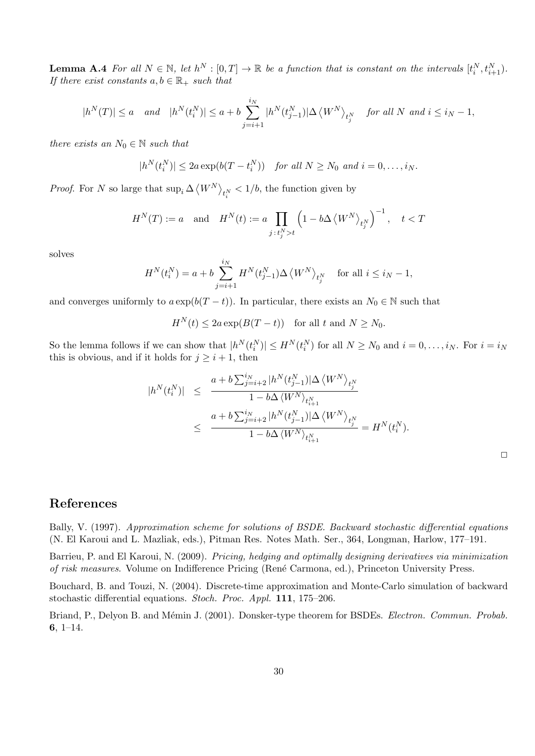**Lemma A.4** *For all $N \in \mathbb{N}$, let $h^N : [0,T] \to \mathbb{R}$ be a function that is constant on the intervals $[t_i^N, t_{i+1}^N)$. If there exist constants $a, b \in \mathbb{R}_+$ such that*

$$|h^N(T)| \le a \quad \textit{and} \quad |h^N(t_i^N)| \le a + b \sum_{j=i+1}^{i_N} |h^N(t_{j-1}^N)| \Delta \langle W^N \rangle_{t_j^N} \quad \textit{for all } N \textit{ and } i \le i_N - 1,$$

*there exists an $N_0 \in \mathbb{N}$ such that*

$$|h^N(t_i^N)| \le 2a \exp(b(T - t_i^N)) \quad \textit{for all } N \ge N_0 \textit{ and } i = 0, \dots, i_N.$$

*Proof.* For $N$ so large that $\sup_i \Delta \langle W^N \rangle_{t_i^N} < 1/b$, the function given by

$$H^N(T) := a \quad \text{and} \quad H^N(t) := a \prod_{j \,:\, t_j^N > t} \left(1 - b\Delta \langle W^N \rangle_{t_j^N}\right)^{-1}, \quad t < T$$

solves

$$H^N(t_i^N) = a + b \sum_{j=i+1}^{i_N} H^N(t_{j-1}^N) \Delta \langle W^N \rangle_{t_j^N} \quad \text{for all } i \le i_N - 1,$$

and converges uniformly to $a \exp(b(T-t))$. In particular, there exists an $N_0 \in \mathbb{N}$ such that

$$H^N(t) \le 2a \exp(B(T-t)) \quad \text{for all } t \text{ and } N \ge N_0.$$

So the lemma follows if we can show that $|h^N(t_i^N)| \le H^N(t_i^N)$ for all $N \ge N_0$ and $i = 0, \dots, i_N$. For $i = i_N$ this is obvious, and if it holds for $j \ge i+1$, then

$$\begin{aligned}
|h^N(t_i^N)| &\le \frac{a + b \sum_{j=i+2}^{i_N} |h^N(t_{j-1}^N)| \Delta \langle W^N \rangle_{t_j^N}}{1 - b\Delta \langle W^N \rangle_{t_{i+1}^N}} \\
&\le \frac{a + b \sum_{j=i+2}^{i_N} |h^N(t_{j-1}^N)| \Delta \langle W^N \rangle_{t_j^N}}{1 - b\Delta \langle W^N \rangle_{t_{i+1}^N}} = H^N(t_i^N).
\end{aligned}$$

□

## References

Bally, V. (1997). *Approximation scheme for solutions of BSDE. Backward stochastic differential equations* (N. El Karoui and L. Mazliak, eds.), Pitman Res. Notes Math. Ser., 364, Longman, Harlow, 177–191.

Barrieu, P. and El Karoui, N. (2009). *Pricing, hedging and optimally designing derivatives via minimization of risk measures.* Volume on Indifference Pricing (René Carmona, ed.), Princeton University Press.

Bouchard, B. and Touzi, N. (2004). Discrete-time approximation and Monte-Carlo simulation of backward stochastic differential equations. *Stoch. Proc. Appl.* **111**, 175–206.

Briand, P., Delyon B. and Mémin J. (2001). Donsker-type theorem for BSDEs. *Electron. Commun. Probab.* **6**, 1–14.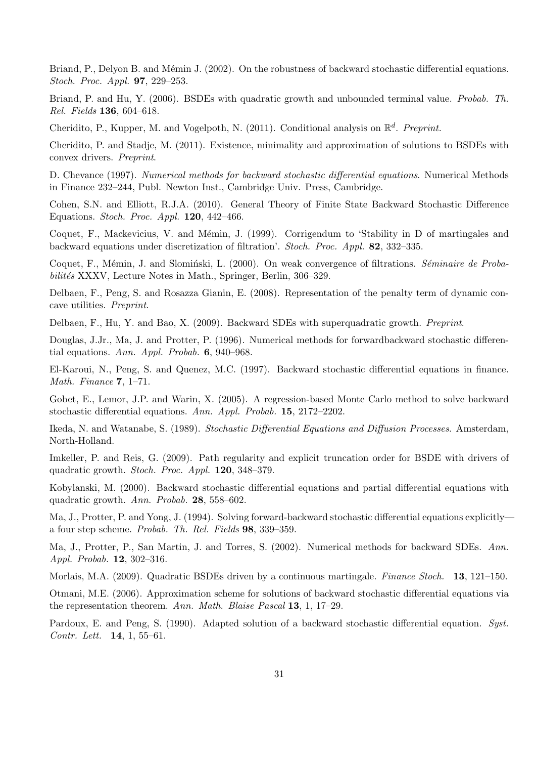Briand, P., Delyon B. and Mémin J. (2002). On the robustness of backward stochastic differential equations. *Stoch. Proc. Appl.* **97**, 229–253.

Briand, P. and Hu, Y. (2006). BSDEs with quadratic growth and unbounded terminal value. *Probab. Th. Rel. Fields* **136**, 604–618.

Cheridito, P., Kupper, M. and Vogelpoth, N. (2011). Conditional analysis on $\mathbb{R}^d$. *Preprint.*

Cheridito, P. and Stadje, M. (2011). Existence, minimality and approximation of solutions to BSDEs with convex drivers. *Preprint*.

D. Chevance (1997). *Numerical methods for backward stochastic differential equations*. Numerical Methods in Finance 232–244, Publ. Newton Inst., Cambridge Univ. Press, Cambridge.

Cohen, S.N. and Elliott, R.J.A. (2010). General Theory of Finite State Backward Stochastic Difference Equations. *Stoch. Proc. Appl.* **120**, 442–466.

Coquet, F., Mackevicius, V. and Mémin, J. (1999). Corrigendum to 'Stability in D of martingales and backward equations under discretization of filtration'. *Stoch. Proc. Appl.* **82**, 332–335.

Coquet, F., Mémin, J. and Slomiński, L. (2000). On weak convergence of filtrations. *Séminaire de Probabilités* XXXV, Lecture Notes in Math., Springer, Berlin, 306–329.

Delbaen, F., Peng, S. and Rosazza Gianin, E. (2008). Representation of the penalty term of dynamic concave utilities. *Preprint*.

Delbaen, F., Hu, Y. and Bao, X. (2009). Backward SDEs with superquadratic growth. *Preprint*.

Douglas, J.Jr., Ma, J. and Protter, P. (1996). Numerical methods for forwardbackward stochastic differential equations. *Ann. Appl. Probab.* **6**, 940–968.

El-Karoui, N., Peng, S. and Quenez, M.C. (1997). Backward stochastic differential equations in finance. *Math. Finance* **7**, 1–71.

Gobet, E., Lemor, J.P. and Warin, X. (2005). A regression-based Monte Carlo method to solve backward stochastic differential equations. *Ann. Appl. Probab.* **15**, 2172–2202.

Ikeda, N. and Watanabe, S. (1989). *Stochastic Differential Equations and Diffusion Processes*. Amsterdam, North-Holland.

Imkeller, P. and Reis, G. (2009). Path regularity and explicit truncation order for BSDE with drivers of quadratic growth. *Stoch. Proc. Appl.* **120**, 348–379.

Kobylanski, M. (2000). Backward stochastic differential equations and partial differential equations with quadratic growth. *Ann. Probab.* **28**, 558–602.

Ma, J., Protter, P. and Yong, J. (1994). Solving forward-backward stochastic differential equations explicitly—a four step scheme. *Probab. Th. Rel. Fields* **98**, 339–359.

Ma, J., Protter, P., San Martin, J. and Torres, S. (2002). Numerical methods for backward SDEs. *Ann. Appl. Probab.* **12**, 302–316.

Morlais, M.A. (2009). Quadratic BSDEs driven by a continuous martingale. *Finance Stoch.* **13**, 121–150.

Otmani, M.E. (2006). Approximation scheme for solutions of backward stochastic differential equations via the representation theorem. *Ann. Math. Blaise Pascal* **13**, 1, 17–29.

Pardoux, E. and Peng, S. (1990). Adapted solution of a backward stochastic differential equation. *Syst. Contr. Lett.* **14**, 1, 55–61.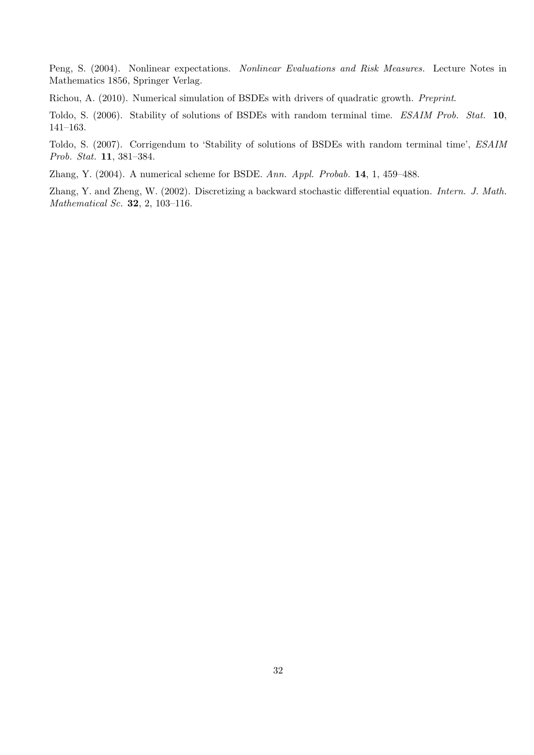Peng, S. (2004). Nonlinear expectations. *Nonlinear Evaluations and Risk Measures.* Lecture Notes in Mathematics 1856, Springer Verlag.

Richou, A. (2010). Numerical simulation of BSDEs with drivers of quadratic growth. *Preprint*.

Toldo, S. (2006). Stability of solutions of BSDEs with random terminal time. *ESAIM Prob. Stat.* **10**, 141–163.

Toldo, S. (2007). Corrigendum to 'Stability of solutions of BSDEs with random terminal time', *ESAIM Prob. Stat.* **11**, 381–384.

Zhang, Y. (2004). A numerical scheme for BSDE. *Ann. Appl. Probab.* **14**, 1, 459–488.

Zhang, Y. and Zheng, W. (2002). Discretizing a backward stochastic differential equation. *Intern. J. Math. Mathematical Sc.* **32**, 2, 103–116.